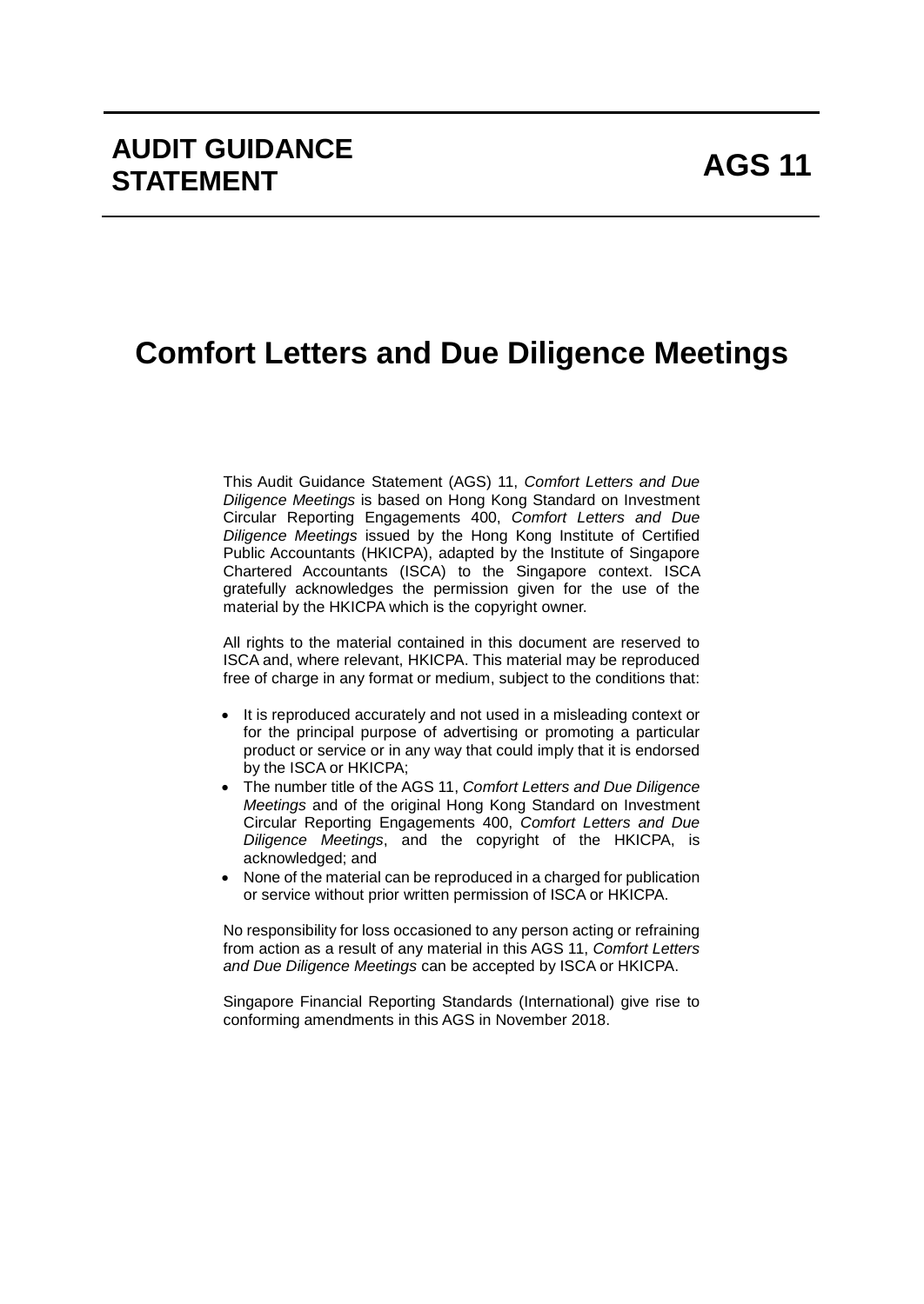# AUDIT GUIDANCE STATEMENT

# AGS 11

# Comfort Letters and Due Diligence Meetings

This Audit Guidance Statement (AGS) 11, *Comfort Letters and Due Diligence Meetings* is based on Hong Kong Standard on Investment Circular Reporting Engagements 400, *Comfort Letters and Due Diligence Meetings* issued by the Hong Kong Institute of Certified Public Accountants (HKICPA), adapted by the Institute of Singapore Chartered Accountants (ISCA) to the Singapore context. ISCA gratefully acknowledges the permission given for the use of the material by the HKICPA which is the copyright owner.

All rights to the material contained in this document are reserved to ISCA and, where relevant, HKICPA. This material may be reproduced free of charge in any format or medium, subject to the conditions that:

- It is reproduced accurately and not used in a misleading context or for the principal purpose of advertising or promoting a particular product or service or in any way that could imply that it is endorsed by the ISCA or HKICPA;
- The number title of the AGS 11, *Comfort Letters and Due Diligence Meetings* and of the original Hong Kong Standard on Investment Circular Reporting Engagements 400, *Comfort Letters and Due Diligence Meetings*, and the copyright of the HKICPA, is acknowledged; and
- None of the material can be reproduced in a charged for publication or service without prior written permission of ISCA or HKICPA.

No responsibility for loss occasioned to any person acting or refraining from action as a result of any material in this AGS 11, *Comfort Letters and Due Diligence Meetings* can be accepted by ISCA or HKICPA.

Singapore Financial Reporting Standards (International) give rise to conforming amendments in this AGS in November 2018.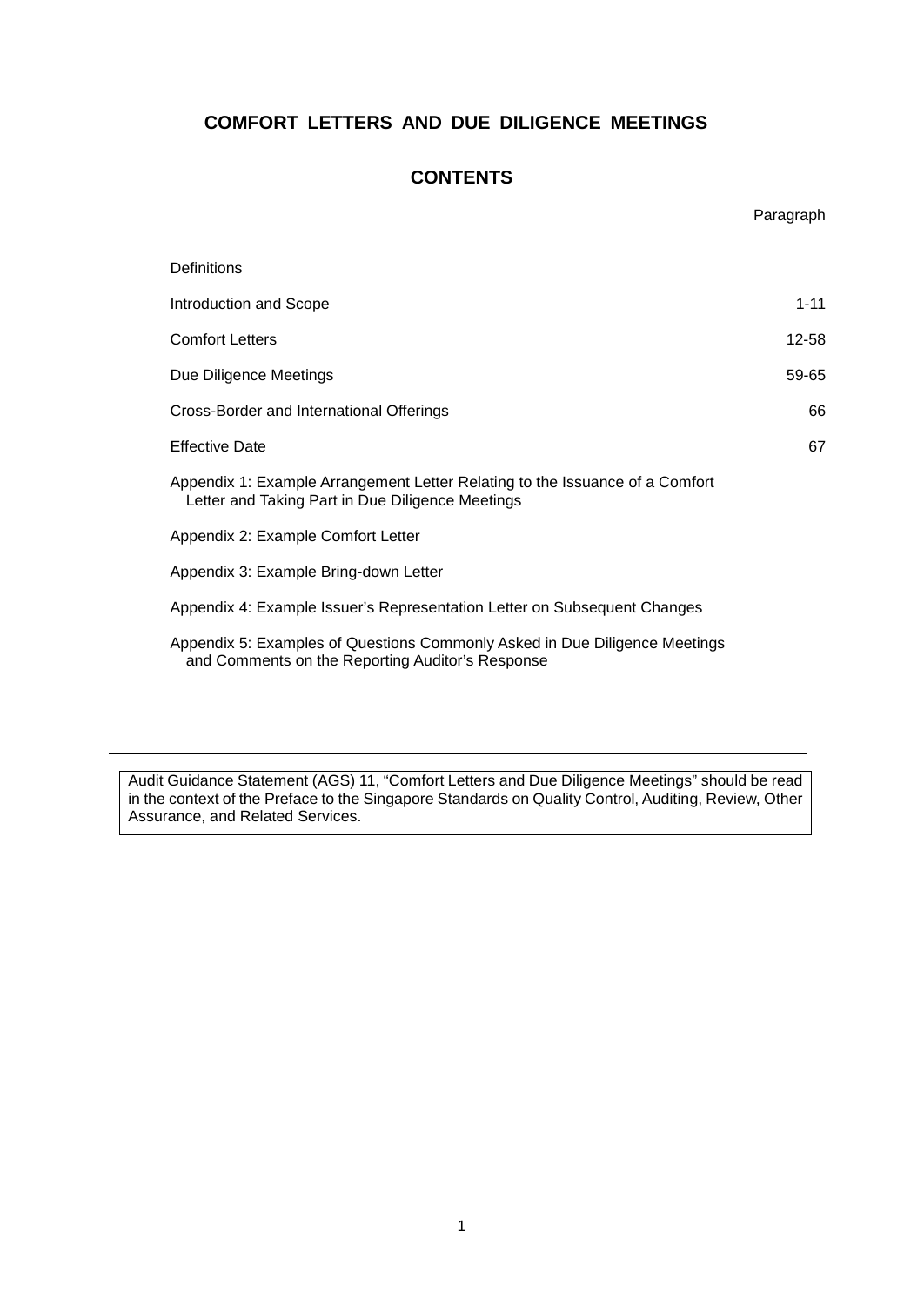# COMFORT LETTERS AND DUE DILIGENCE MEETINGS

## CONTENTS

| | Paragraph |
|---|---|
| Definitions | |
| Introduction and Scope | 1-11 |
| Comfort Letters | 12-58 |
| Due Diligence Meetings | 59-65 |
| Cross-Border and International Offerings | 66 |
| Effective Date | 67 |
| Appendix 1: Example Arrangement Letter Relating to the Issuance of a Comfort Letter and Taking Part in Due Diligence Meetings | |
| Appendix 2: Example Comfort Letter | |
| Appendix 3: Example Bring-down Letter | |
| Appendix 4: Example Issuer's Representation Letter on Subsequent Changes | |
| Appendix 5: Examples of Questions Commonly Asked in Due Diligence Meetings and Comments on the Reporting Auditor's Response | |

---

Audit Guidance Statement (AGS) 11, "Comfort Letters and Due Diligence Meetings" should be read in the context of the Preface to the Singapore Standards on Quality Control, Auditing, Review, Other Assurance, and Related Services.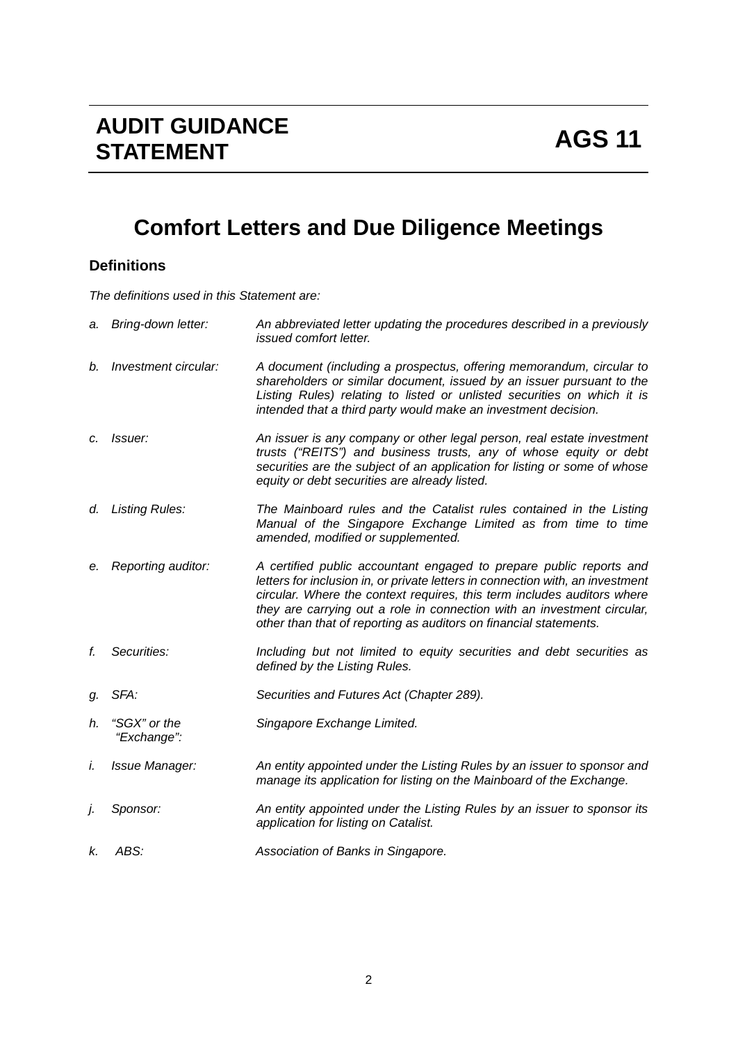# AUDIT GUIDANCE STATEMENT — AGS 11

## Comfort Letters and Due Diligence Meetings

### Definitions

*The definitions used in this Statement are:*

| | | |
|---|---|---|
| *a.* | *Bring-down letter:* | *An abbreviated letter updating the procedures described in a previously issued comfort letter.* |
| *b.* | *Investment circular:* | *A document (including a prospectus, offering memorandum, circular to shareholders or similar document, issued by an issuer pursuant to the Listing Rules) relating to listed or unlisted securities on which it is intended that a third party would make an investment decision.* |
| *c.* | *Issuer:* | *An issuer is any company or other legal person, real estate investment trusts ("REITS") and business trusts, any of whose equity or debt securities are the subject of an application for listing or some of whose equity or debt securities are already listed.* |
| *d.* | *Listing Rules:* | *The Mainboard rules and the Catalist rules contained in the Listing Manual of the Singapore Exchange Limited as from time to time amended, modified or supplemented.* |
| *e.* | *Reporting auditor:* | *A certified public accountant engaged to prepare public reports and letters for inclusion in, or private letters in connection with, an investment circular. Where the context requires, this term includes auditors where they are carrying out a role in connection with an investment circular, other than that of reporting as auditors on financial statements.* |
| *f.* | *Securities:* | *Including but not limited to equity securities and debt securities as defined by the Listing Rules.* |
| *g.* | *SFA:* | *Securities and Futures Act (Chapter 289).* |
| *h.* | *"SGX" or the "Exchange":* | *Singapore Exchange Limited.* |
| *i.* | *Issue Manager:* | *An entity appointed under the Listing Rules by an issuer to sponsor and manage its application for listing on the Mainboard of the Exchange.* |
| *j.* | *Sponsor:* | *An entity appointed under the Listing Rules by an issuer to sponsor its application for listing on Catalist.* |
| *k.* | *ABS:* | *Association of Banks in Singapore.* |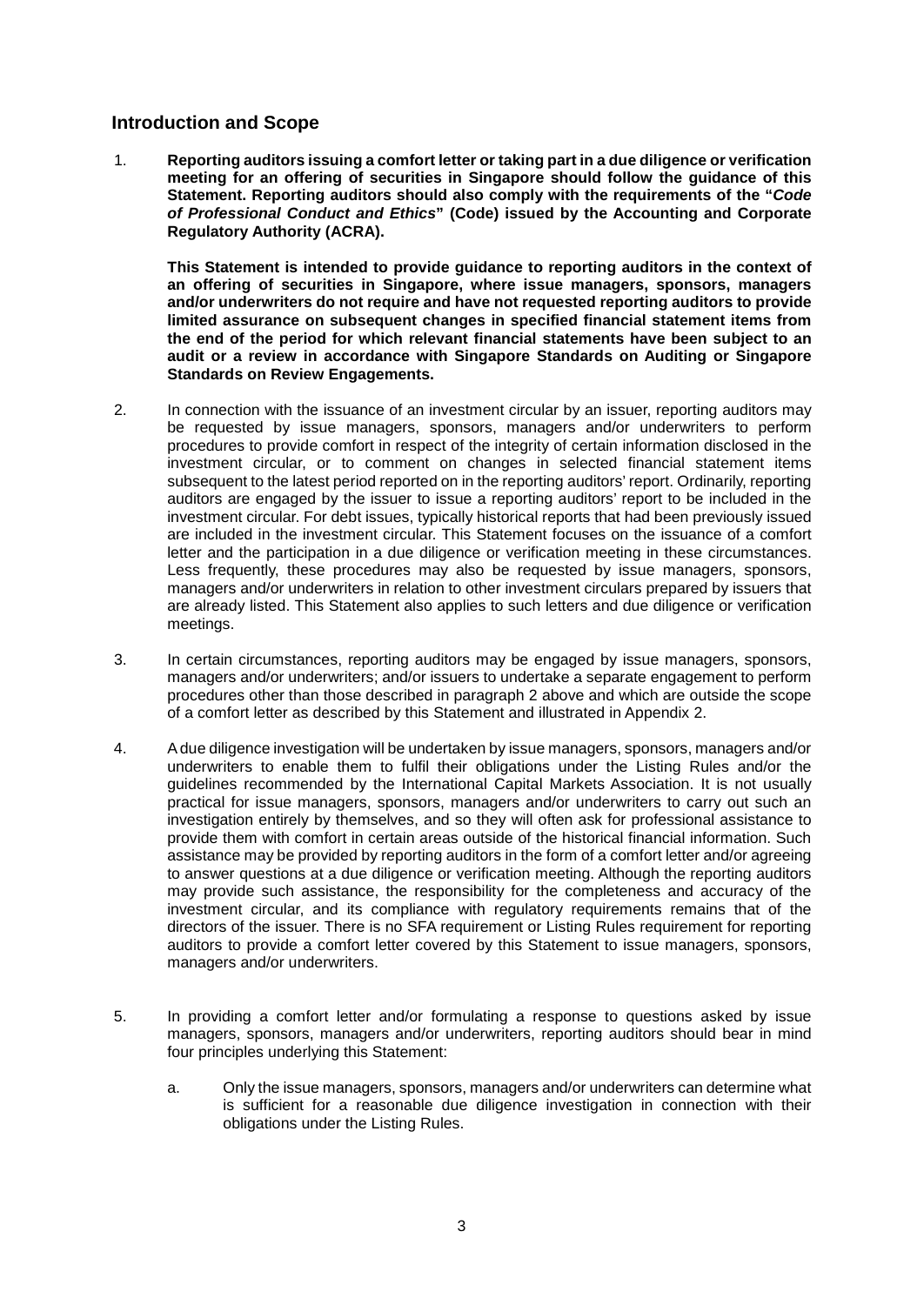## Introduction and Scope

1. **Reporting auditors issuing a comfort letter or taking part in a due diligence or verification meeting for an offering of securities in Singapore should follow the guidance of this Statement. Reporting auditors should also comply with the requirements of the "*Code of Professional Conduct and Ethics*" (Code) issued by the Accounting and Corporate Regulatory Authority (ACRA).**

   **This Statement is intended to provide guidance to reporting auditors in the context of an offering of securities in Singapore, where issue managers, sponsors, managers and/or underwriters do not require and have not requested reporting auditors to provide limited assurance on subsequent changes in specified financial statement items from the end of the period for which relevant financial statements have been subject to an audit or a review in accordance with Singapore Standards on Auditing or Singapore Standards on Review Engagements.**

2. In connection with the issuance of an investment circular by an issuer, reporting auditors may be requested by issue managers, sponsors, managers and/or underwriters to perform procedures to provide comfort in respect of the integrity of certain information disclosed in the investment circular, or to comment on changes in selected financial statement items subsequent to the latest period reported on in the reporting auditors' report. Ordinarily, reporting auditors are engaged by the issuer to issue a reporting auditors' report to be included in the investment circular. For debt issues, typically historical reports that had been previously issued are included in the investment circular. This Statement focuses on the issuance of a comfort letter and the participation in a due diligence or verification meeting in these circumstances. Less frequently, these procedures may also be requested by issue managers, sponsors, managers and/or underwriters in relation to other investment circulars prepared by issuers that are already listed. This Statement also applies to such letters and due diligence or verification meetings.

3. In certain circumstances, reporting auditors may be engaged by issue managers, sponsors, managers and/or underwriters; and/or issuers to undertake a separate engagement to perform procedures other than those described in paragraph 2 above and which are outside the scope of a comfort letter as described by this Statement and illustrated in Appendix 2.

4. A due diligence investigation will be undertaken by issue managers, sponsors, managers and/or underwriters to enable them to fulfil their obligations under the Listing Rules and/or the guidelines recommended by the International Capital Markets Association. It is not usually practical for issue managers, sponsors, managers and/or underwriters to carry out such an investigation entirely by themselves, and so they will often ask for professional assistance to provide them with comfort in certain areas outside of the historical financial information. Such assistance may be provided by reporting auditors in the form of a comfort letter and/or agreeing to answer questions at a due diligence or verification meeting. Although the reporting auditors may provide such assistance, the responsibility for the completeness and accuracy of the investment circular, and its compliance with regulatory requirements remains that of the directors of the issuer. There is no SFA requirement or Listing Rules requirement for reporting auditors to provide a comfort letter covered by this Statement to issue managers, sponsors, managers and/or underwriters.

5. In providing a comfort letter and/or formulating a response to questions asked by issue managers, sponsors, managers and/or underwriters, reporting auditors should bear in mind four principles underlying this Statement:

   a. Only the issue managers, sponsors, managers and/or underwriters can determine what is sufficient for a reasonable due diligence investigation in connection with their obligations under the Listing Rules.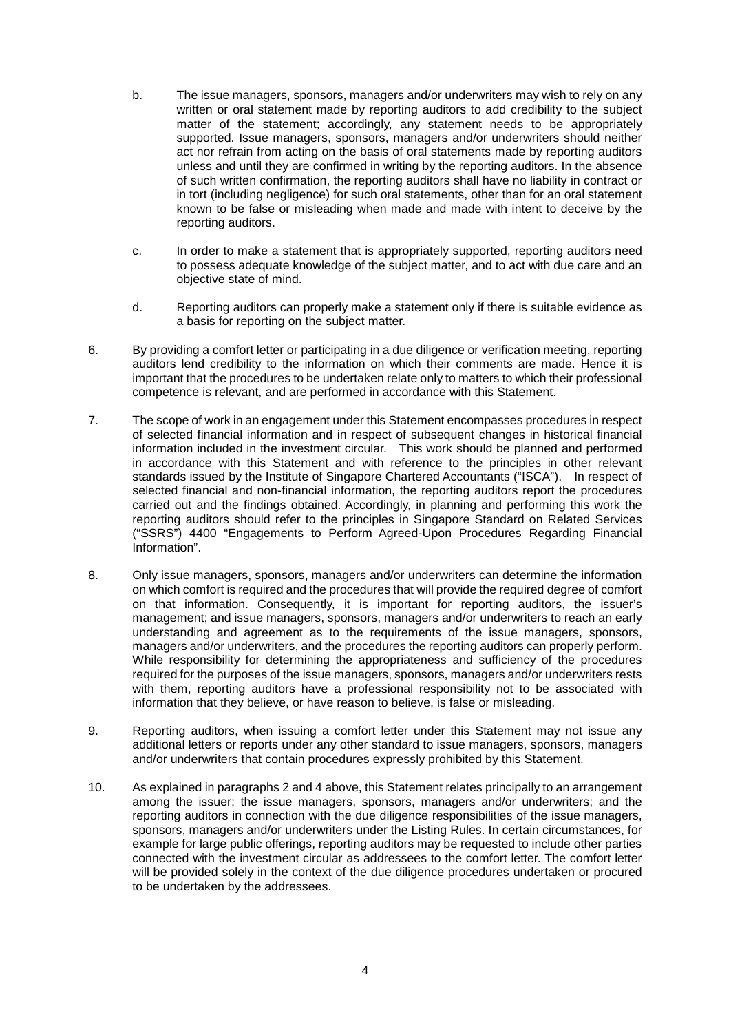b. The issue managers, sponsors, managers and/or underwriters may wish to rely on any written or oral statement made by reporting auditors to add credibility to the subject matter of the statement; accordingly, any statement needs to be appropriately supported. Issue managers, sponsors, managers and/or underwriters should neither act nor refrain from acting on the basis of oral statements made by reporting auditors unless and until they are confirmed in writing by the reporting auditors. In the absence of such written confirmation, the reporting auditors shall have no liability in contract or in tort (including negligence) for such oral statements, other than for an oral statement known to be false or misleading when made and made with intent to deceive by the reporting auditors.

c. In order to make a statement that is appropriately supported, reporting auditors need to possess adequate knowledge of the subject matter, and to act with due care and an objective state of mind.

d. Reporting auditors can properly make a statement only if there is suitable evidence as a basis for reporting on the subject matter.

6. By providing a comfort letter or participating in a due diligence or verification meeting, reporting auditors lend credibility to the information on which their comments are made. Hence it is important that the procedures to be undertaken relate only to matters to which their professional competence is relevant, and are performed in accordance with this Statement.

7. The scope of work in an engagement under this Statement encompasses procedures in respect of selected financial information and in respect of subsequent changes in historical financial information included in the investment circular. This work should be planned and performed in accordance with this Statement and with reference to the principles in other relevant standards issued by the Institute of Singapore Chartered Accountants ("ISCA"). In respect of selected financial and non-financial information, the reporting auditors report the procedures carried out and the findings obtained. Accordingly, in planning and performing this work the reporting auditors should refer to the principles in Singapore Standard on Related Services ("SSRS") 4400 "Engagements to Perform Agreed-Upon Procedures Regarding Financial Information".

8. Only issue managers, sponsors, managers and/or underwriters can determine the information on which comfort is required and the procedures that will provide the required degree of comfort on that information. Consequently, it is important for reporting auditors, the issuer's management; and issue managers, sponsors, managers and/or underwriters to reach an early understanding and agreement as to the requirements of the issue managers, sponsors, managers and/or underwriters, and the procedures the reporting auditors can properly perform. While responsibility for determining the appropriateness and sufficiency of the procedures required for the purposes of the issue managers, sponsors, managers and/or underwriters rests with them, reporting auditors have a professional responsibility not to be associated with information that they believe, or have reason to believe, is false or misleading.

9. Reporting auditors, when issuing a comfort letter under this Statement may not issue any additional letters or reports under any other standard to issue managers, sponsors, managers and/or underwriters that contain procedures expressly prohibited by this Statement.

10. As explained in paragraphs 2 and 4 above, this Statement relates principally to an arrangement among the issuer; the issue managers, sponsors, managers and/or underwriters; and the reporting auditors in connection with the due diligence responsibilities of the issue managers, sponsors, managers and/or underwriters under the Listing Rules. In certain circumstances, for example for large public offerings, reporting auditors may be requested to include other parties connected with the investment circular as addressees to the comfort letter. The comfort letter will be provided solely in the context of the due diligence procedures undertaken or procured to be undertaken by the addressees.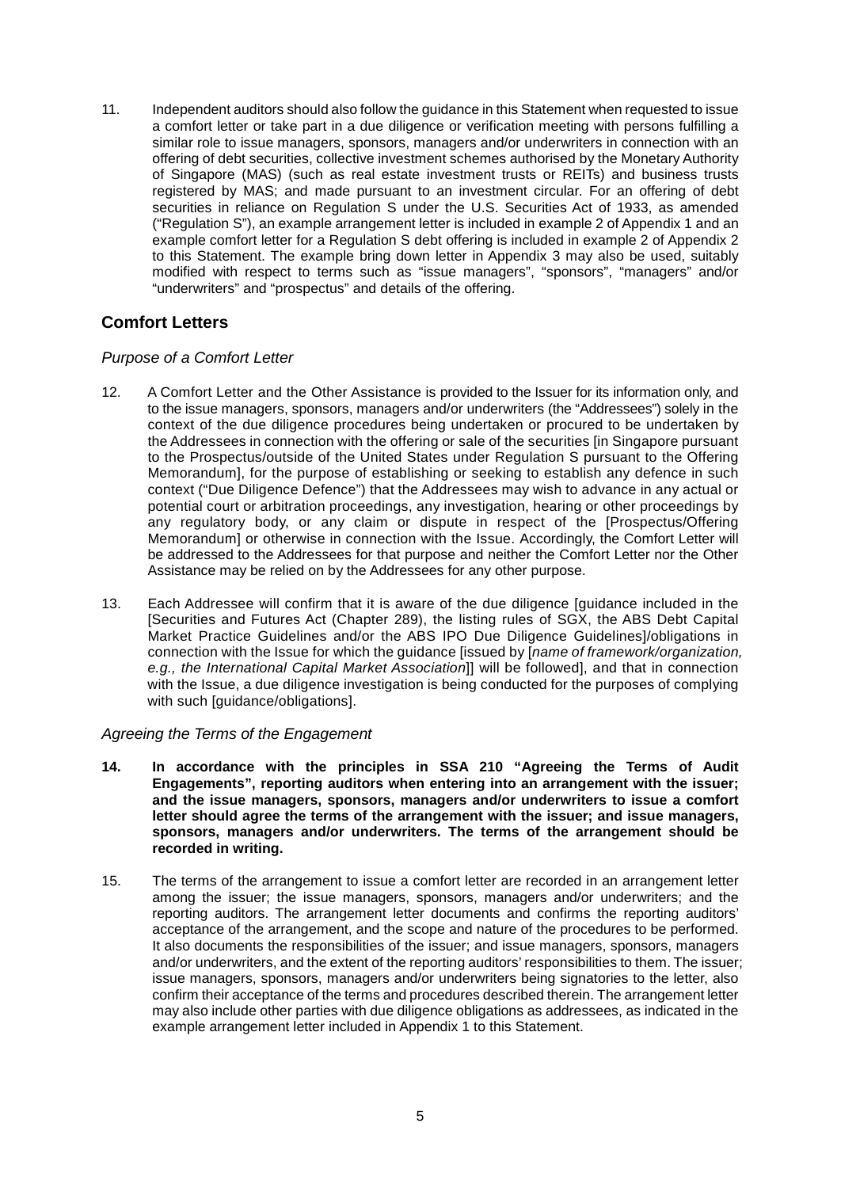11. Independent auditors should also follow the guidance in this Statement when requested to issue a comfort letter or take part in a due diligence or verification meeting with persons fulfilling a similar role to issue managers, sponsors, managers and/or underwriters in connection with an offering of debt securities, collective investment schemes authorised by the Monetary Authority of Singapore (MAS) (such as real estate investment trusts or REITs) and business trusts registered by MAS; and made pursuant to an investment circular. For an offering of debt securities in reliance on Regulation S under the U.S. Securities Act of 1933, as amended ("Regulation S"), an example arrangement letter is included in example 2 of Appendix 1 and an example comfort letter for a Regulation S debt offering is included in example 2 of Appendix 2 to this Statement. The example bring down letter in Appendix 3 may also be used, suitably modified with respect to terms such as "issue managers", "sponsors", "managers" and/or "underwriters" and "prospectus" and details of the offering.

## Comfort Letters

### *Purpose of a Comfort Letter*

12. A Comfort Letter and the Other Assistance is provided to the Issuer for its information only, and to the issue managers, sponsors, managers and/or underwriters (the "Addressees") solely in the context of the due diligence procedures being undertaken or procured to be undertaken by the Addressees in connection with the offering or sale of the securities [in Singapore pursuant to the Prospectus/outside of the United States under Regulation S pursuant to the Offering Memorandum], for the purpose of establishing or seeking to establish any defence in such context ("Due Diligence Defence") that the Addressees may wish to advance in any actual or potential court or arbitration proceedings, any investigation, hearing or other proceedings by any regulatory body, or any claim or dispute in respect of the [Prospectus/Offering Memorandum] or otherwise in connection with the Issue. Accordingly, the Comfort Letter will be addressed to the Addressees for that purpose and neither the Comfort Letter nor the Other Assistance may be relied on by the Addressees for any other purpose.

13. Each Addressee will confirm that it is aware of the due diligence [guidance included in the [Securities and Futures Act (Chapter 289), the listing rules of SGX, the ABS Debt Capital Market Practice Guidelines and/or the ABS IPO Due Diligence Guidelines]/obligations in connection with the Issue for which the guidance [issued by [*name of framework/organization, e.g., the International Capital Market Association*]] will be followed], and that in connection with the Issue, a due diligence investigation is being conducted for the purposes of complying with such [guidance/obligations].

### *Agreeing the Terms of the Engagement*

**14. In accordance with the principles in SSA 210 "Agreeing the Terms of Audit Engagements", reporting auditors when entering into an arrangement with the issuer; and the issue managers, sponsors, managers and/or underwriters to issue a comfort letter should agree the terms of the arrangement with the issuer; and issue managers, sponsors, managers and/or underwriters. The terms of the arrangement should be recorded in writing.**

15. The terms of the arrangement to issue a comfort letter are recorded in an arrangement letter among the issuer; the issue managers, sponsors, managers and/or underwriters; and the reporting auditors. The arrangement letter documents and confirms the reporting auditors' acceptance of the arrangement, and the scope and nature of the procedures to be performed. It also documents the responsibilities of the issuer; and issue managers, sponsors, managers and/or underwriters, and the extent of the reporting auditors' responsibilities to them. The issuer; issue managers, sponsors, managers and/or underwriters being signatories to the letter, also confirm their acceptance of the terms and procedures described therein. The arrangement letter may also include other parties with due diligence obligations as addressees, as indicated in the example arrangement letter included in Appendix 1 to this Statement.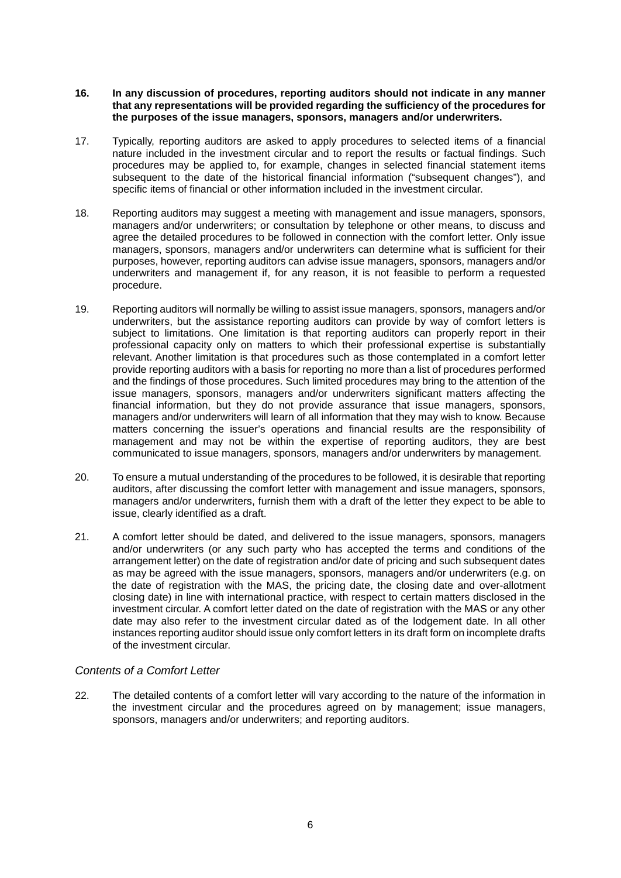**16. In any discussion of procedures, reporting auditors should not indicate in any manner that any representations will be provided regarding the sufficiency of the procedures for the purposes of the issue managers, sponsors, managers and/or underwriters.**

17. Typically, reporting auditors are asked to apply procedures to selected items of a financial nature included in the investment circular and to report the results or factual findings. Such procedures may be applied to, for example, changes in selected financial statement items subsequent to the date of the historical financial information ("subsequent changes"), and specific items of financial or other information included in the investment circular.

18. Reporting auditors may suggest a meeting with management and issue managers, sponsors, managers and/or underwriters; or consultation by telephone or other means, to discuss and agree the detailed procedures to be followed in connection with the comfort letter. Only issue managers, sponsors, managers and/or underwriters can determine what is sufficient for their purposes, however, reporting auditors can advise issue managers, sponsors, managers and/or underwriters and management if, for any reason, it is not feasible to perform a requested procedure.

19. Reporting auditors will normally be willing to assist issue managers, sponsors, managers and/or underwriters, but the assistance reporting auditors can provide by way of comfort letters is subject to limitations. One limitation is that reporting auditors can properly report in their professional capacity only on matters to which their professional expertise is substantially relevant. Another limitation is that procedures such as those contemplated in a comfort letter provide reporting auditors with a basis for reporting no more than a list of procedures performed and the findings of those procedures. Such limited procedures may bring to the attention of the issue managers, sponsors, managers and/or underwriters significant matters affecting the financial information, but they do not provide assurance that issue managers, sponsors, managers and/or underwriters will learn of all information that they may wish to know. Because matters concerning the issuer's operations and financial results are the responsibility of management and may not be within the expertise of reporting auditors, they are best communicated to issue managers, sponsors, managers and/or underwriters by management.

20. To ensure a mutual understanding of the procedures to be followed, it is desirable that reporting auditors, after discussing the comfort letter with management and issue managers, sponsors, managers and/or underwriters, furnish them with a draft of the letter they expect to be able to issue, clearly identified as a draft.

21. A comfort letter should be dated, and delivered to the issue managers, sponsors, managers and/or underwriters (or any such party who has accepted the terms and conditions of the arrangement letter) on the date of registration and/or date of pricing and such subsequent dates as may be agreed with the issue managers, sponsors, managers and/or underwriters (e.g. on the date of registration with the MAS, the pricing date, the closing date and over-allotment closing date) in line with international practice, with respect to certain matters disclosed in the investment circular. A comfort letter dated on the date of registration with the MAS or any other date may also refer to the investment circular dated as of the lodgement date. In all other instances reporting auditor should issue only comfort letters in its draft form on incomplete drafts of the investment circular.

### *Contents of a Comfort Letter*

22. The detailed contents of a comfort letter will vary according to the nature of the information in the investment circular and the procedures agreed on by management; issue managers, sponsors, managers and/or underwriters; and reporting auditors.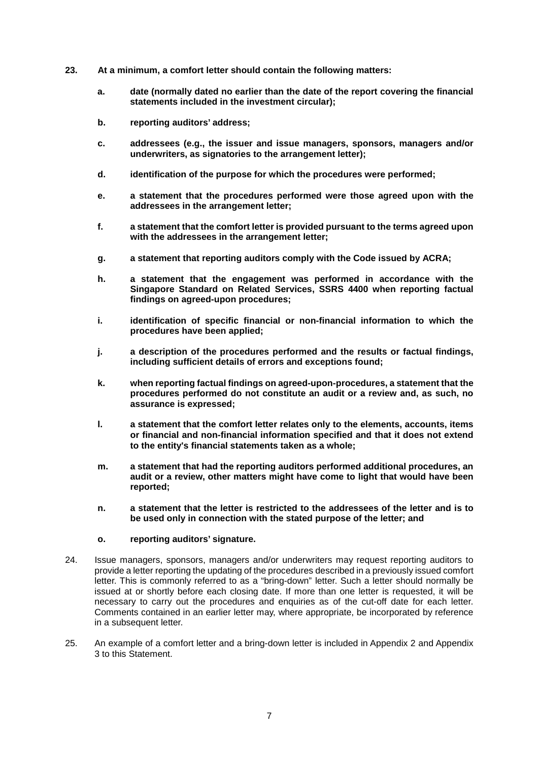23. **At a minimum, a comfort letter should contain the following matters:**

    a. **date (normally dated no earlier than the date of the report covering the financial statements included in the investment circular);**

    b. **reporting auditors' address;**

    c. **addressees (e.g., the issuer and issue managers, sponsors, managers and/or underwriters, as signatories to the arrangement letter);**

    d. **identification of the purpose for which the procedures were performed;**

    e. **a statement that the procedures performed were those agreed upon with the addressees in the arrangement letter;**

    f. **a statement that the comfort letter is provided pursuant to the terms agreed upon with the addressees in the arrangement letter;**

    g. **a statement that reporting auditors comply with the Code issued by ACRA;**

    h. **a statement that the engagement was performed in accordance with the Singapore Standard on Related Services, SSRS 4400 when reporting factual findings on agreed-upon procedures;**

    i. **identification of specific financial or non-financial information to which the procedures have been applied;**

    j. **a description of the procedures performed and the results or factual findings, including sufficient details of errors and exceptions found;**

    k. **when reporting factual findings on agreed-upon-procedures, a statement that the procedures performed do not constitute an audit or a review and, as such, no assurance is expressed;**

    l. **a statement that the comfort letter relates only to the elements, accounts, items or financial and non-financial information specified and that it does not extend to the entity's financial statements taken as a whole;**

    m. **a statement that had the reporting auditors performed additional procedures, an audit or a review, other matters might have come to light that would have been reported;**

    n. **a statement that the letter is restricted to the addressees of the letter and is to be used only in connection with the stated purpose of the letter; and**

    o. **reporting auditors' signature.**

24. Issue managers, sponsors, managers and/or underwriters may request reporting auditors to provide a letter reporting the updating of the procedures described in a previously issued comfort letter. This is commonly referred to as a "bring-down" letter. Such a letter should normally be issued at or shortly before each closing date. If more than one letter is requested, it will be necessary to carry out the procedures and enquiries as of the cut-off date for each letter. Comments contained in an earlier letter may, where appropriate, be incorporated by reference in a subsequent letter.

25. An example of a comfort letter and a bring-down letter is included in Appendix 2 and Appendix 3 to this Statement.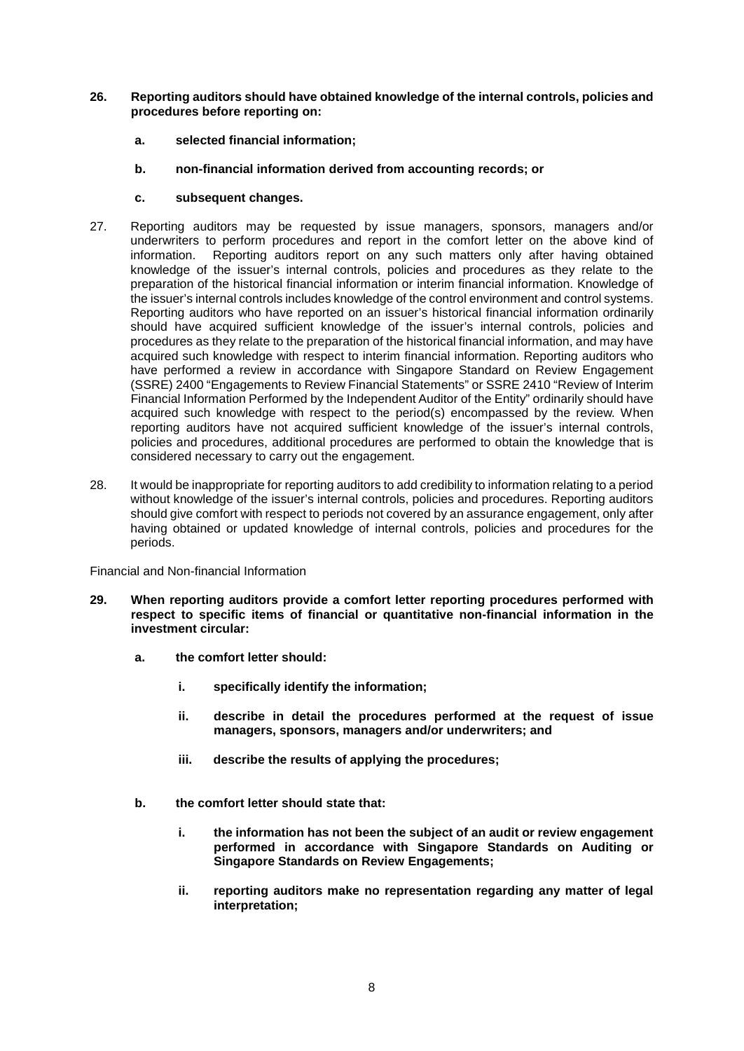**26. Reporting auditors should have obtained knowledge of the internal controls, policies and procedures before reporting on:**

**a. selected financial information;**

**b. non-financial information derived from accounting records; or**

**c. subsequent changes.**

27. Reporting auditors may be requested by issue managers, sponsors, managers and/or underwriters to perform procedures and report in the comfort letter on the above kind of information. Reporting auditors report on any such matters only after having obtained knowledge of the issuer's internal controls, policies and procedures as they relate to the preparation of the historical financial information or interim financial information. Knowledge of the issuer's internal controls includes knowledge of the control environment and control systems. Reporting auditors who have reported on an issuer's historical financial information ordinarily should have acquired sufficient knowledge of the issuer's internal controls, policies and procedures as they relate to the preparation of the historical financial information, and may have acquired such knowledge with respect to interim financial information. Reporting auditors who have performed a review in accordance with Singapore Standard on Review Engagement (SSRE) 2400 "Engagements to Review Financial Statements" or SSRE 2410 "Review of Interim Financial Information Performed by the Independent Auditor of the Entity" ordinarily should have acquired such knowledge with respect to the period(s) encompassed by the review. When reporting auditors have not acquired sufficient knowledge of the issuer's internal controls, policies and procedures, additional procedures are performed to obtain the knowledge that is considered necessary to carry out the engagement.

28. It would be inappropriate for reporting auditors to add credibility to information relating to a period without knowledge of the issuer's internal controls, policies and procedures. Reporting auditors should give comfort with respect to periods not covered by an assurance engagement, only after having obtained or updated knowledge of internal controls, policies and procedures for the periods.

Financial and Non-financial Information

**29. When reporting auditors provide a comfort letter reporting procedures performed with respect to specific items of financial or quantitative non-financial information in the investment circular:**

**a. the comfort letter should:**

**i. specifically identify the information;**

**ii. describe in detail the procedures performed at the request of issue managers, sponsors, managers and/or underwriters; and**

**iii. describe the results of applying the procedures;**

**b. the comfort letter should state that:**

**i. the information has not been the subject of an audit or review engagement performed in accordance with Singapore Standards on Auditing or Singapore Standards on Review Engagements;**

**ii. reporting auditors make no representation regarding any matter of legal interpretation;**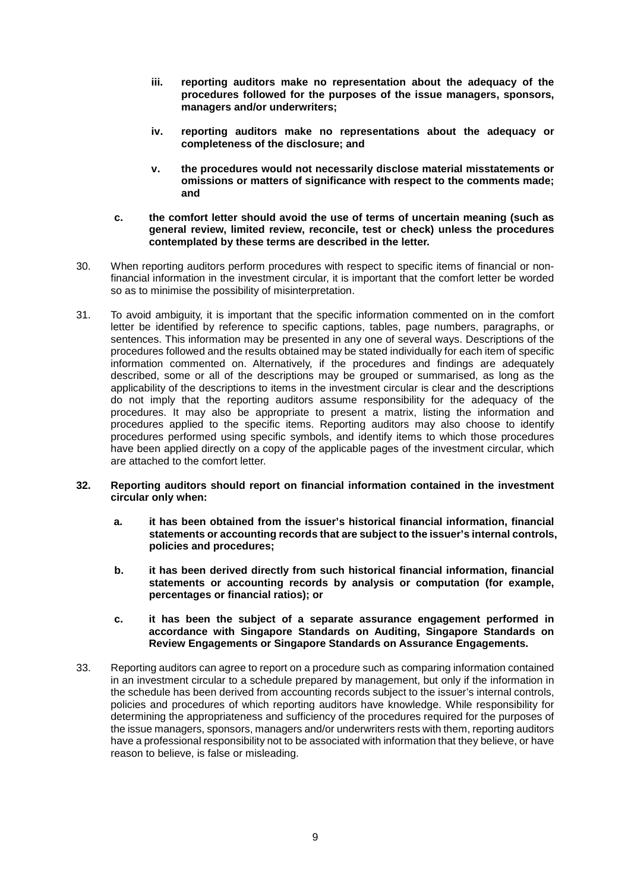**iii. reporting auditors make no representation about the adequacy of the procedures followed for the purposes of the issue managers, sponsors, managers and/or underwriters;**

**iv. reporting auditors make no representations about the adequacy or completeness of the disclosure; and**

**v. the procedures would not necessarily disclose material misstatements or omissions or matters of significance with respect to the comments made; and**

**c. the comfort letter should avoid the use of terms of uncertain meaning (such as general review, limited review, reconcile, test or check) unless the procedures contemplated by these terms are described in the letter.**

30. When reporting auditors perform procedures with respect to specific items of financial or non-financial information in the investment circular, it is important that the comfort letter be worded so as to minimise the possibility of misinterpretation.

31. To avoid ambiguity, it is important that the specific information commented on in the comfort letter be identified by reference to specific captions, tables, page numbers, paragraphs, or sentences. This information may be presented in any one of several ways. Descriptions of the procedures followed and the results obtained may be stated individually for each item of specific information commented on. Alternatively, if the procedures and findings are adequately described, some or all of the descriptions may be grouped or summarised, as long as the applicability of the descriptions to items in the investment circular is clear and the descriptions do not imply that the reporting auditors assume responsibility for the adequacy of the procedures. It may also be appropriate to present a matrix, listing the information and procedures applied to the specific items. Reporting auditors may also choose to identify procedures performed using specific symbols, and identify items to which those procedures have been applied directly on a copy of the applicable pages of the investment circular, which are attached to the comfort letter.

**32. Reporting auditors should report on financial information contained in the investment circular only when:**

**a. it has been obtained from the issuer's historical financial information, financial statements or accounting records that are subject to the issuer's internal controls, policies and procedures;**

**b. it has been derived directly from such historical financial information, financial statements or accounting records by analysis or computation (for example, percentages or financial ratios); or**

**c. it has been the subject of a separate assurance engagement performed in accordance with Singapore Standards on Auditing, Singapore Standards on Review Engagements or Singapore Standards on Assurance Engagements.**

33. Reporting auditors can agree to report on a procedure such as comparing information contained in an investment circular to a schedule prepared by management, but only if the information in the schedule has been derived from accounting records subject to the issuer's internal controls, policies and procedures of which reporting auditors have knowledge. While responsibility for determining the appropriateness and sufficiency of the procedures required for the purposes of the issue managers, sponsors, managers and/or underwriters rests with them, reporting auditors have a professional responsibility not to be associated with information that they believe, or have reason to believe, is false or misleading.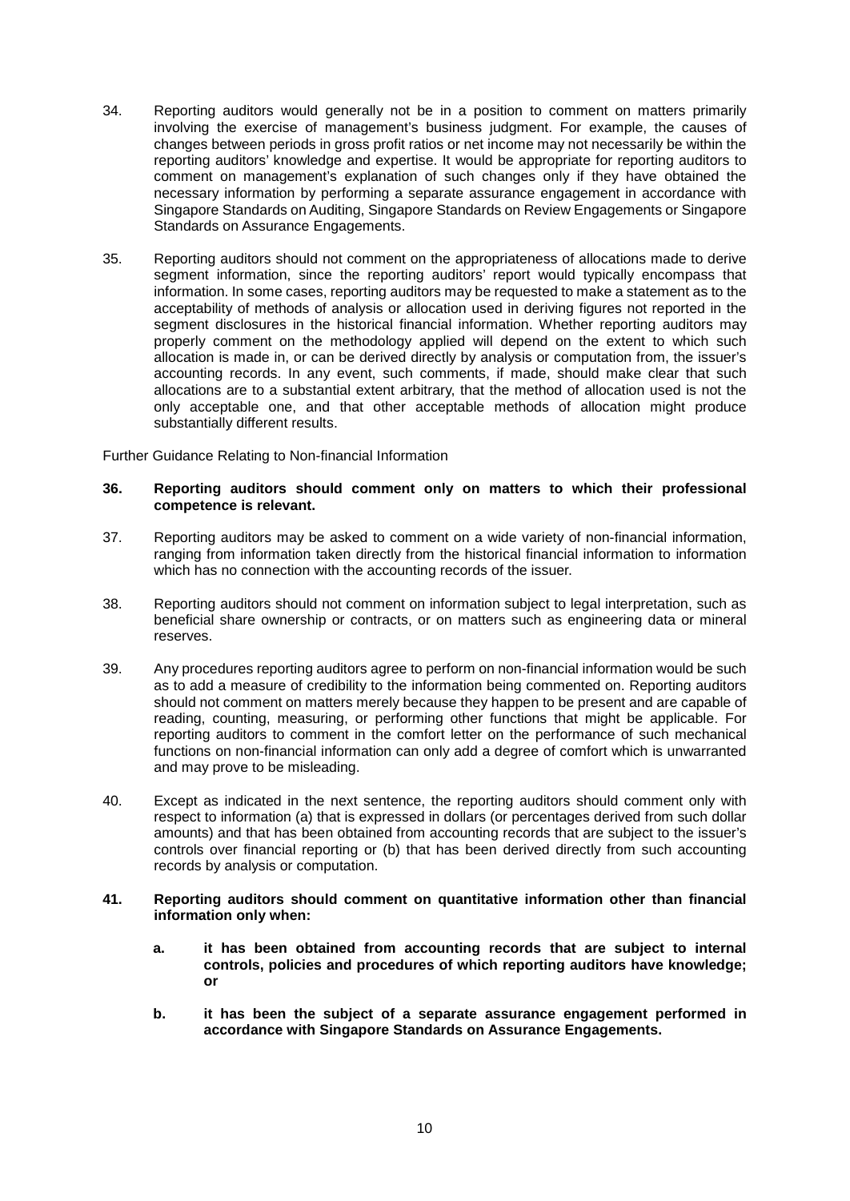34. Reporting auditors would generally not be in a position to comment on matters primarily involving the exercise of management's business judgment. For example, the causes of changes between periods in gross profit ratios or net income may not necessarily be within the reporting auditors' knowledge and expertise. It would be appropriate for reporting auditors to comment on management's explanation of such changes only if they have obtained the necessary information by performing a separate assurance engagement in accordance with Singapore Standards on Auditing, Singapore Standards on Review Engagements or Singapore Standards on Assurance Engagements.

35. Reporting auditors should not comment on the appropriateness of allocations made to derive segment information, since the reporting auditors' report would typically encompass that information. In some cases, reporting auditors may be requested to make a statement as to the acceptability of methods of analysis or allocation used in deriving figures not reported in the segment disclosures in the historical financial information. Whether reporting auditors may properly comment on the methodology applied will depend on the extent to which such allocation is made in, or can be derived directly by analysis or computation from, the issuer's accounting records. In any event, such comments, if made, should make clear that such allocations are to a substantial extent arbitrary, that the method of allocation used is not the only acceptable one, and that other acceptable methods of allocation might produce substantially different results.

Further Guidance Relating to Non-financial Information

**36. Reporting auditors should comment only on matters to which their professional competence is relevant.**

37. Reporting auditors may be asked to comment on a wide variety of non-financial information, ranging from information taken directly from the historical financial information to information which has no connection with the accounting records of the issuer.

38. Reporting auditors should not comment on information subject to legal interpretation, such as beneficial share ownership or contracts, or on matters such as engineering data or mineral reserves.

39. Any procedures reporting auditors agree to perform on non-financial information would be such as to add a measure of credibility to the information being commented on. Reporting auditors should not comment on matters merely because they happen to be present and are capable of reading, counting, measuring, or performing other functions that might be applicable. For reporting auditors to comment in the comfort letter on the performance of such mechanical functions on non-financial information can only add a degree of comfort which is unwarranted and may prove to be misleading.

40. Except as indicated in the next sentence, the reporting auditors should comment only with respect to information (a) that is expressed in dollars (or percentages derived from such dollar amounts) and that has been obtained from accounting records that are subject to the issuer's controls over financial reporting or (b) that has been derived directly from such accounting records by analysis or computation.

**41. Reporting auditors should comment on quantitative information other than financial information only when:**

**a. it has been obtained from accounting records that are subject to internal controls, policies and procedures of which reporting auditors have knowledge; or**

**b. it has been the subject of a separate assurance engagement performed in accordance with Singapore Standards on Assurance Engagements.**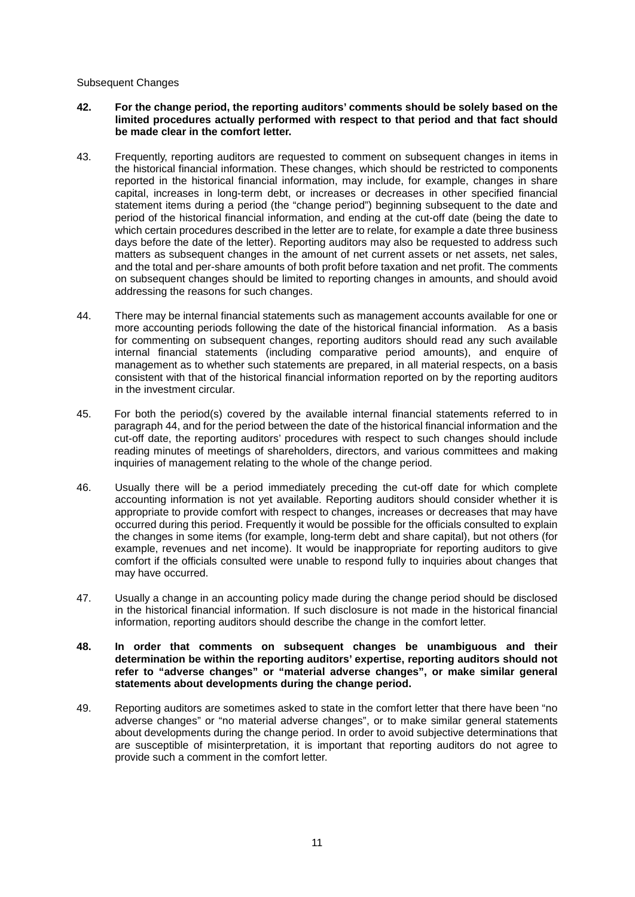Subsequent Changes

**42. For the change period, the reporting auditors' comments should be solely based on the limited procedures actually performed with respect to that period and that fact should be made clear in the comfort letter.**

43. Frequently, reporting auditors are requested to comment on subsequent changes in items in the historical financial information. These changes, which should be restricted to components reported in the historical financial information, may include, for example, changes in share capital, increases in long-term debt, or increases or decreases in other specified financial statement items during a period (the "change period") beginning subsequent to the date and period of the historical financial information, and ending at the cut-off date (being the date to which certain procedures described in the letter are to relate, for example a date three business days before the date of the letter). Reporting auditors may also be requested to address such matters as subsequent changes in the amount of net current assets or net assets, net sales, and the total and per-share amounts of both profit before taxation and net profit. The comments on subsequent changes should be limited to reporting changes in amounts, and should avoid addressing the reasons for such changes.

44. There may be internal financial statements such as management accounts available for one or more accounting periods following the date of the historical financial information. As a basis for commenting on subsequent changes, reporting auditors should read any such available internal financial statements (including comparative period amounts), and enquire of management as to whether such statements are prepared, in all material respects, on a basis consistent with that of the historical financial information reported on by the reporting auditors in the investment circular.

45. For both the period(s) covered by the available internal financial statements referred to in paragraph 44, and for the period between the date of the historical financial information and the cut-off date, the reporting auditors' procedures with respect to such changes should include reading minutes of meetings of shareholders, directors, and various committees and making inquiries of management relating to the whole of the change period.

46. Usually there will be a period immediately preceding the cut-off date for which complete accounting information is not yet available. Reporting auditors should consider whether it is appropriate to provide comfort with respect to changes, increases or decreases that may have occurred during this period. Frequently it would be possible for the officials consulted to explain the changes in some items (for example, long-term debt and share capital), but not others (for example, revenues and net income). It would be inappropriate for reporting auditors to give comfort if the officials consulted were unable to respond fully to inquiries about changes that may have occurred.

47. Usually a change in an accounting policy made during the change period should be disclosed in the historical financial information. If such disclosure is not made in the historical financial information, reporting auditors should describe the change in the comfort letter.

**48. In order that comments on subsequent changes be unambiguous and their determination be within the reporting auditors' expertise, reporting auditors should not refer to "adverse changes" or "material adverse changes", or make similar general statements about developments during the change period.**

49. Reporting auditors are sometimes asked to state in the comfort letter that there have been "no adverse changes" or "no material adverse changes", or to make similar general statements about developments during the change period. In order to avoid subjective determinations that are susceptible of misinterpretation, it is important that reporting auditors do not agree to provide such a comment in the comfort letter.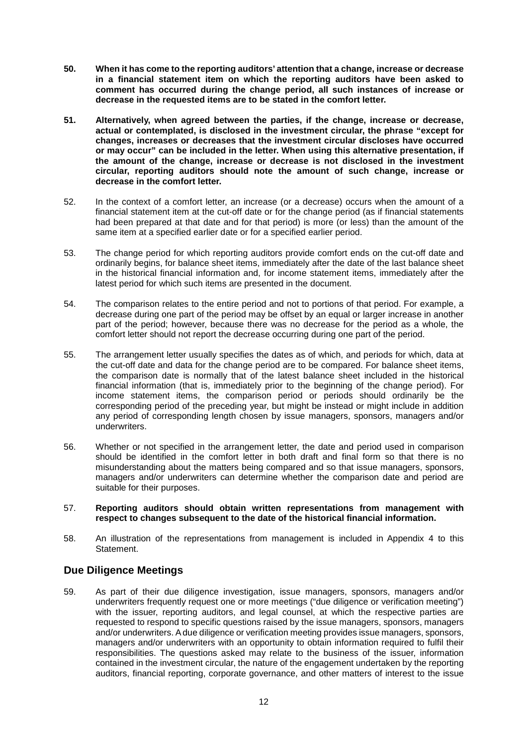**50. When it has come to the reporting auditors' attention that a change, increase or decrease in a financial statement item on which the reporting auditors have been asked to comment has occurred during the change period, all such instances of increase or decrease in the requested items are to be stated in the comfort letter.**

**51. Alternatively, when agreed between the parties, if the change, increase or decrease, actual or contemplated, is disclosed in the investment circular, the phrase "except for changes, increases or decreases that the investment circular discloses have occurred or may occur" can be included in the letter. When using this alternative presentation, if the amount of the change, increase or decrease is not disclosed in the investment circular, reporting auditors should note the amount of such change, increase or decrease in the comfort letter.**

52. In the context of a comfort letter, an increase (or a decrease) occurs when the amount of a financial statement item at the cut-off date or for the change period (as if financial statements had been prepared at that date and for that period) is more (or less) than the amount of the same item at a specified earlier date or for a specified earlier period.

53. The change period for which reporting auditors provide comfort ends on the cut-off date and ordinarily begins, for balance sheet items, immediately after the date of the last balance sheet in the historical financial information and, for income statement items, immediately after the latest period for which such items are presented in the document.

54. The comparison relates to the entire period and not to portions of that period. For example, a decrease during one part of the period may be offset by an equal or larger increase in another part of the period; however, because there was no decrease for the period as a whole, the comfort letter should not report the decrease occurring during one part of the period.

55. The arrangement letter usually specifies the dates as of which, and periods for which, data at the cut-off date and data for the change period are to be compared. For balance sheet items, the comparison date is normally that of the latest balance sheet included in the historical financial information (that is, immediately prior to the beginning of the change period). For income statement items, the comparison period or periods should ordinarily be the corresponding period of the preceding year, but might be instead or might include in addition any period of corresponding length chosen by issue managers, sponsors, managers and/or underwriters.

56. Whether or not specified in the arrangement letter, the date and period used in comparison should be identified in the comfort letter in both draft and final form so that there is no misunderstanding about the matters being compared and so that issue managers, sponsors, managers and/or underwriters can determine whether the comparison date and period are suitable for their purposes.

57. **Reporting auditors should obtain written representations from management with respect to changes subsequent to the date of the historical financial information.**

58. An illustration of the representations from management is included in Appendix 4 to this Statement.

## Due Diligence Meetings

59. As part of their due diligence investigation, issue managers, sponsors, managers and/or underwriters frequently request one or more meetings ("due diligence or verification meeting") with the issuer, reporting auditors, and legal counsel, at which the respective parties are requested to respond to specific questions raised by the issue managers, sponsors, managers and/or underwriters. A due diligence or verification meeting provides issue managers, sponsors, managers and/or underwriters with an opportunity to obtain information required to fulfil their responsibilities. The questions asked may relate to the business of the issuer, information contained in the investment circular, the nature of the engagement undertaken by the reporting auditors, financial reporting, corporate governance, and other matters of interest to the issue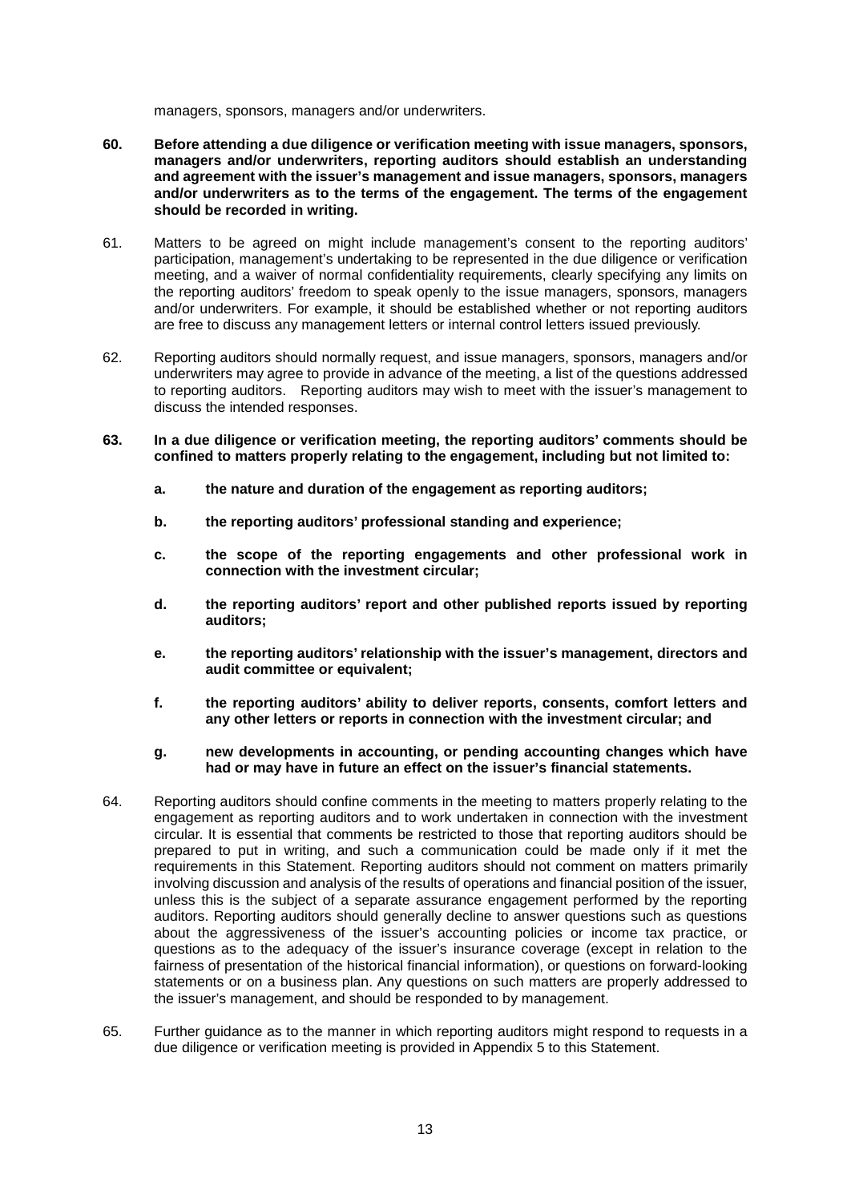managers, sponsors, managers and/or underwriters.

**60. Before attending a due diligence or verification meeting with issue managers, sponsors, managers and/or underwriters, reporting auditors should establish an understanding and agreement with the issuer's management and issue managers, sponsors, managers and/or underwriters as to the terms of the engagement. The terms of the engagement should be recorded in writing.**

61. Matters to be agreed on might include management's consent to the reporting auditors' participation, management's undertaking to be represented in the due diligence or verification meeting, and a waiver of normal confidentiality requirements, clearly specifying any limits on the reporting auditors' freedom to speak openly to the issue managers, sponsors, managers and/or underwriters. For example, it should be established whether or not reporting auditors are free to discuss any management letters or internal control letters issued previously.

62. Reporting auditors should normally request, and issue managers, sponsors, managers and/or underwriters may agree to provide in advance of the meeting, a list of the questions addressed to reporting auditors. Reporting auditors may wish to meet with the issuer's management to discuss the intended responses.

**63. In a due diligence or verification meeting, the reporting auditors' comments should be confined to matters properly relating to the engagement, including but not limited to:**

**a. the nature and duration of the engagement as reporting auditors;**

**b. the reporting auditors' professional standing and experience;**

**c. the scope of the reporting engagements and other professional work in connection with the investment circular;**

**d. the reporting auditors' report and other published reports issued by reporting auditors;**

**e. the reporting auditors' relationship with the issuer's management, directors and audit committee or equivalent;**

**f. the reporting auditors' ability to deliver reports, consents, comfort letters and any other letters or reports in connection with the investment circular; and**

**g. new developments in accounting, or pending accounting changes which have had or may have in future an effect on the issuer's financial statements.**

64. Reporting auditors should confine comments in the meeting to matters properly relating to the engagement as reporting auditors and to work undertaken in connection with the investment circular. It is essential that comments be restricted to those that reporting auditors should be prepared to put in writing, and such a communication could be made only if it met the requirements in this Statement. Reporting auditors should not comment on matters primarily involving discussion and analysis of the results of operations and financial position of the issuer, unless this is the subject of a separate assurance engagement performed by the reporting auditors. Reporting auditors should generally decline to answer questions such as questions about the aggressiveness of the issuer's accounting policies or income tax practice, or questions as to the adequacy of the issuer's insurance coverage (except in relation to the fairness of presentation of the historical financial information), or questions on forward-looking statements or on a business plan. Any questions on such matters are properly addressed to the issuer's management, and should be responded to by management.

65. Further guidance as to the manner in which reporting auditors might respond to requests in a due diligence or verification meeting is provided in Appendix 5 to this Statement.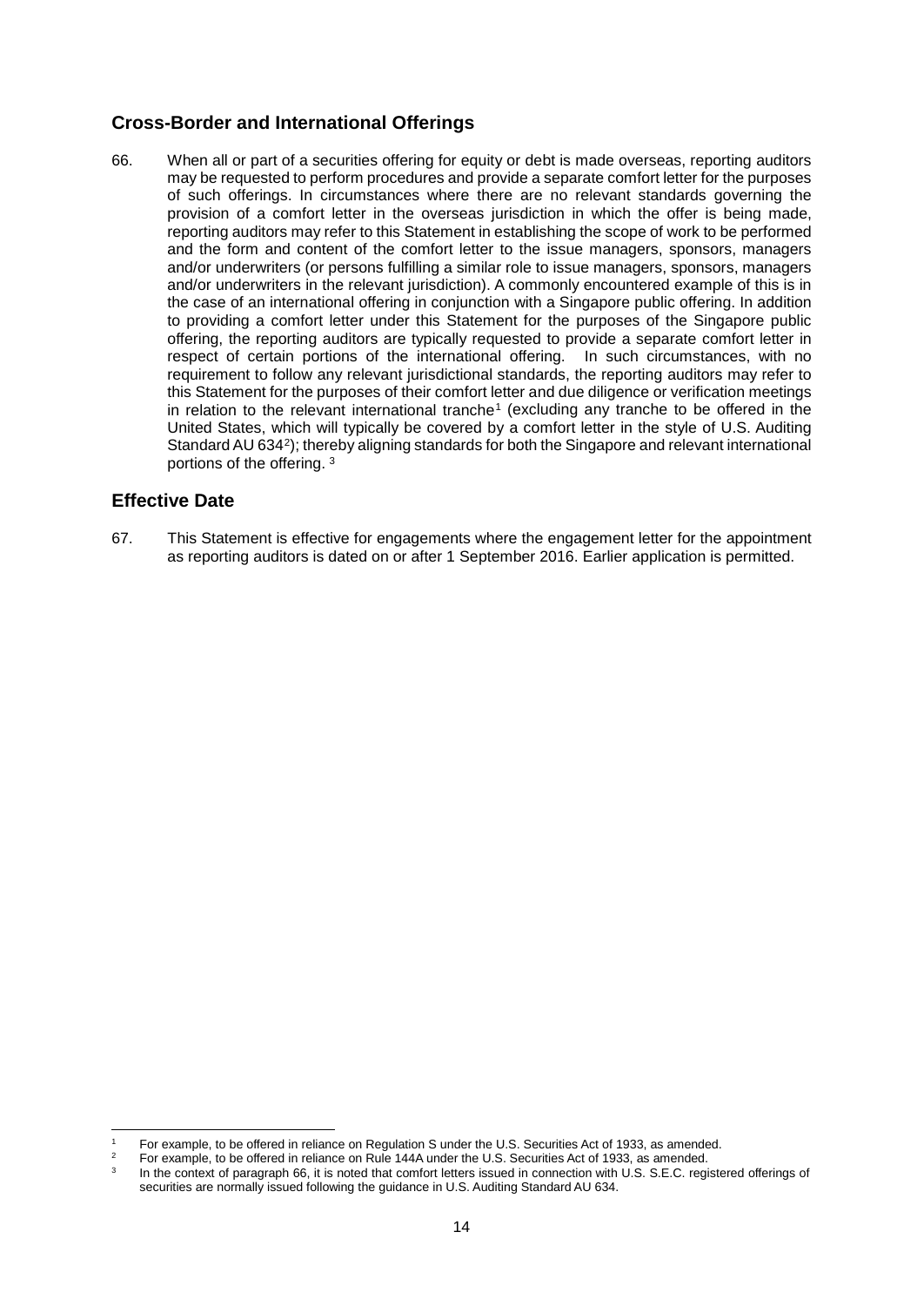## Cross-Border and International Offerings

66. When all or part of a securities offering for equity or debt is made overseas, reporting auditors may be requested to perform procedures and provide a separate comfort letter for the purposes of such offerings. In circumstances where there are no relevant standards governing the provision of a comfort letter in the overseas jurisdiction in which the offer is being made, reporting auditors may refer to this Statement in establishing the scope of work to be performed and the form and content of the comfort letter to the issue managers, sponsors, managers and/or underwriters (or persons fulfilling a similar role to issue managers, sponsors, managers and/or underwriters in the relevant jurisdiction). A commonly encountered example of this is in the case of an international offering in conjunction with a Singapore public offering. In addition to providing a comfort letter under this Statement for the purposes of the Singapore public offering, the reporting auditors are typically requested to provide a separate comfort letter in respect of certain portions of the international offering. In such circumstances, with no requirement to follow any relevant jurisdictional standards, the reporting auditors may refer to this Statement for the purposes of their comfort letter and due diligence or verification meetings in relation to the relevant international tranche[1] (excluding any tranche to be offered in the United States, which will typically be covered by a comfort letter in the style of U.S. Auditing Standard AU 634[2]); thereby aligning standards for both the Singapore and relevant international portions of the offering. [3]

## Effective Date

67. This Statement is effective for engagements where the engagement letter for the appointment as reporting auditors is dated on or after 1 September 2016. Earlier application is permitted.

---

[1] For example, to be offered in reliance on Regulation S under the U.S. Securities Act of 1933, as amended.

[2] For example, to be offered in reliance on Rule 144A under the U.S. Securities Act of 1933, as amended.

[3] In the context of paragraph 66, it is noted that comfort letters issued in connection with U.S. S.E.C. registered offerings of securities are normally issued following the guidance in U.S. Auditing Standard AU 634.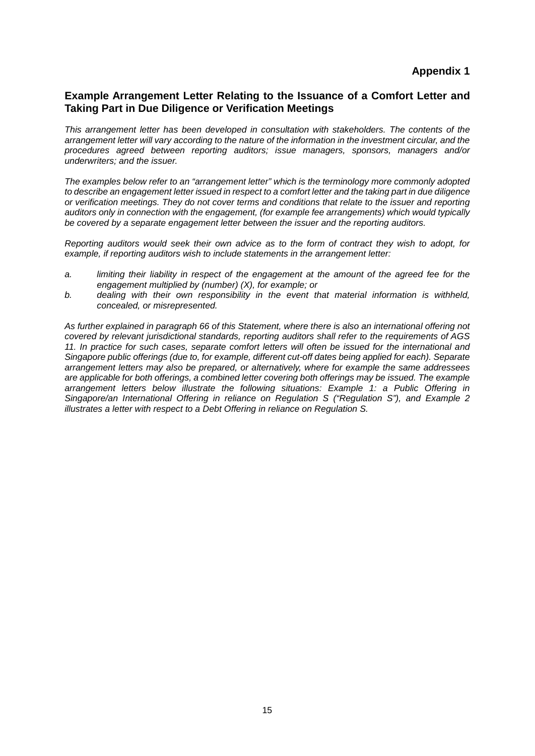**Appendix 1**

## Example Arrangement Letter Relating to the Issuance of a Comfort Letter and Taking Part in Due Diligence or Verification Meetings

*This arrangement letter has been developed in consultation with stakeholders. The contents of the arrangement letter will vary according to the nature of the information in the investment circular, and the procedures agreed between reporting auditors; issue managers, sponsors, managers and/or underwriters; and the issuer.*

*The examples below refer to an "arrangement letter" which is the terminology more commonly adopted to describe an engagement letter issued in respect to a comfort letter and the taking part in due diligence or verification meetings. They do not cover terms and conditions that relate to the issuer and reporting auditors only in connection with the engagement, (for example fee arrangements) which would typically be covered by a separate engagement letter between the issuer and the reporting auditors.*

*Reporting auditors would seek their own advice as to the form of contract they wish to adopt, for example, if reporting auditors wish to include statements in the arrangement letter:*

*a. limiting their liability in respect of the engagement at the amount of the agreed fee for the engagement multiplied by (number) (X), for example; or*

*b. dealing with their own responsibility in the event that material information is withheld, concealed, or misrepresented.*

*As further explained in paragraph 66 of this Statement, where there is also an international offering not covered by relevant jurisdictional standards, reporting auditors shall refer to the requirements of AGS 11. In practice for such cases, separate comfort letters will often be issued for the international and Singapore public offerings (due to, for example, different cut-off dates being applied for each). Separate arrangement letters may also be prepared, or alternatively, where for example the same addressees are applicable for both offerings, a combined letter covering both offerings may be issued. The example arrangement letters below illustrate the following situations: Example 1: a Public Offering in Singapore/an International Offering in reliance on Regulation S ("Regulation S"), and Example 2 illustrates a letter with respect to a Debt Offering in reliance on Regulation S.*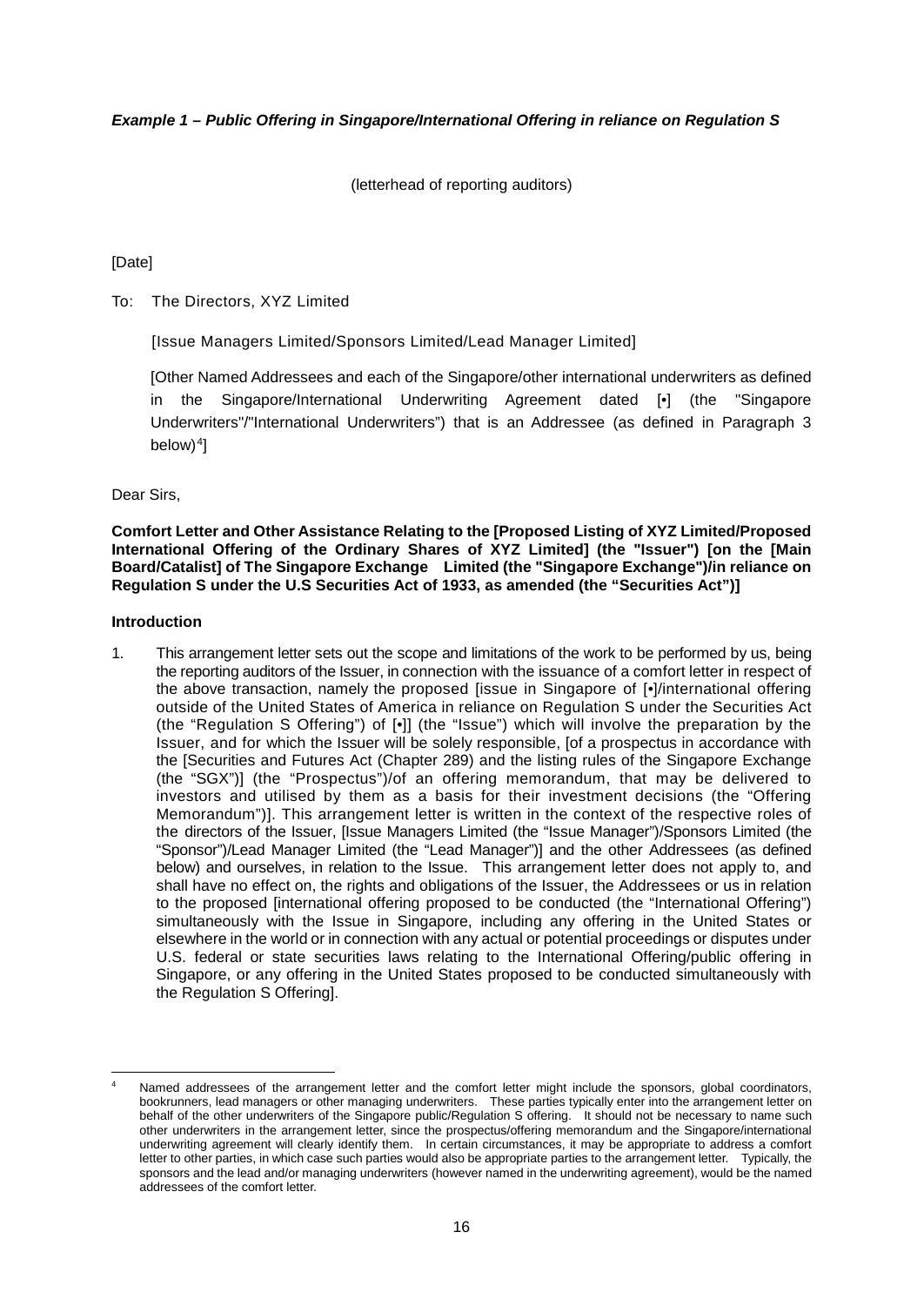***Example 1 – Public Offering in Singapore/International Offering in reliance on Regulation S***

(letterhead of reporting auditors)

[Date]

To: The Directors, XYZ Limited

[Issue Managers Limited/Sponsors Limited/Lead Manager Limited]

[Other Named Addressees and each of the Singapore/other international underwriters as defined in the Singapore/International Underwriting Agreement dated [•] (the "Singapore Underwriters"/"International Underwriters") that is an Addressee (as defined in Paragraph 3 below)[4]]

Dear Sirs,

**Comfort Letter and Other Assistance Relating to the [Proposed Listing of XYZ Limited/Proposed International Offering of the Ordinary Shares of XYZ Limited] (the "Issuer") [on the [Main Board/Catalist] of The Singapore Exchange Limited (the "Singapore Exchange")/in reliance on Regulation S under the U.S Securities Act of 1933, as amended (the "Securities Act")]**

**Introduction**

1. This arrangement letter sets out the scope and limitations of the work to be performed by us, being the reporting auditors of the Issuer, in connection with the issuance of a comfort letter in respect of the above transaction, namely the proposed [issue in Singapore of [•]/international offering outside of the United States of America in reliance on Regulation S under the Securities Act (the "Regulation S Offering") of [•]] (the "Issue") which will involve the preparation by the Issuer, and for which the Issuer will be solely responsible, [of a prospectus in accordance with the [Securities and Futures Act (Chapter 289) and the listing rules of the Singapore Exchange (the "SGX")] (the "Prospectus")/of an offering memorandum, that may be delivered to investors and utilised by them as a basis for their investment decisions (the "Offering Memorandum")]. This arrangement letter is written in the context of the respective roles of the directors of the Issuer, [Issue Managers Limited (the "Issue Manager")/Sponsors Limited (the "Sponsor")/Lead Manager Limited (the "Lead Manager")] and the other Addressees (as defined below) and ourselves, in relation to the Issue. This arrangement letter does not apply to, and shall have no effect on, the rights and obligations of the Issuer, the Addressees or us in relation to the proposed [international offering proposed to be conducted (the "International Offering") simultaneously with the Issue in Singapore, including any offering in the United States or elsewhere in the world or in connection with any actual or potential proceedings or disputes under U.S. federal or state securities laws relating to the International Offering/public offering in Singapore, or any offering in the United States proposed to be conducted simultaneously with the Regulation S Offering].

---

[4] Named addressees of the arrangement letter and the comfort letter might include the sponsors, global coordinators, bookrunners, lead managers or other managing underwriters. These parties typically enter into the arrangement letter on behalf of the other underwriters of the Singapore public/Regulation S offering. It should not be necessary to name such other underwriters in the arrangement letter, since the prospectus/offering memorandum and the Singapore/international underwriting agreement will clearly identify them. In certain circumstances, it may be appropriate to address a comfort letter to other parties, in which case such parties would also be appropriate parties to the arrangement letter. Typically, the sponsors and the lead and/or managing underwriters (however named in the underwriting agreement), would be the named addressees of the comfort letter.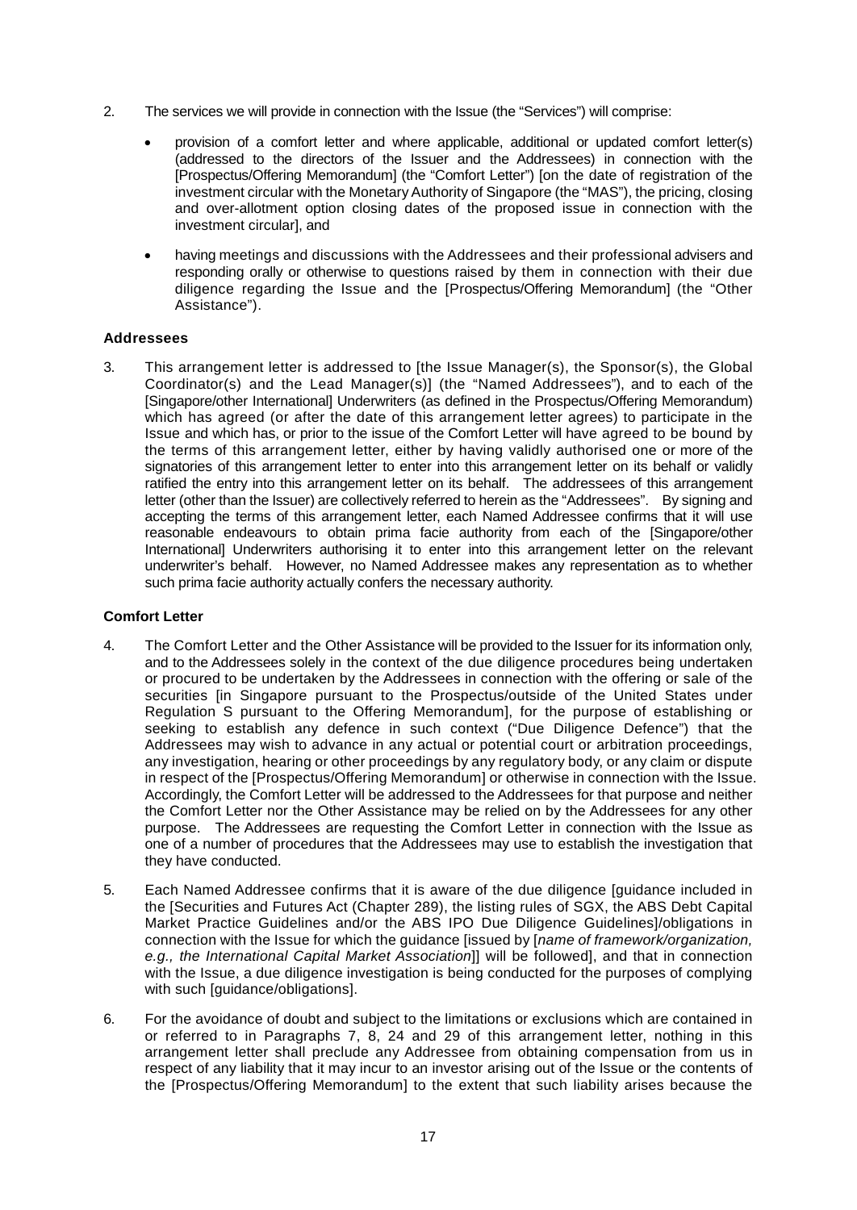2. The services we will provide in connection with the Issue (the "Services") will comprise:

   - provision of a comfort letter and where applicable, additional or updated comfort letter(s) (addressed to the directors of the Issuer and the Addressees) in connection with the [Prospectus/Offering Memorandum] (the "Comfort Letter") [on the date of registration of the investment circular with the Monetary Authority of Singapore (the "MAS"), the pricing, closing and over-allotment option closing dates of the proposed issue in connection with the investment circular], and

   - having meetings and discussions with the Addressees and their professional advisers and responding orally or otherwise to questions raised by them in connection with their due diligence regarding the Issue and the [Prospectus/Offering Memorandum] (the "Other Assistance").

**Addressees**

3. This arrangement letter is addressed to [the Issue Manager(s), the Sponsor(s), the Global Coordinator(s) and the Lead Manager(s)] (the "Named Addressees"), and to each of the [Singapore/other International] Underwriters (as defined in the Prospectus/Offering Memorandum) which has agreed (or after the date of this arrangement letter agrees) to participate in the Issue and which has, or prior to the issue of the Comfort Letter will have agreed to be bound by the terms of this arrangement letter, either by having validly authorised one or more of the signatories of this arrangement letter to enter into this arrangement letter on its behalf or validly ratified the entry into this arrangement letter on its behalf. The addressees of this arrangement letter (other than the Issuer) are collectively referred to herein as the "Addressees". By signing and accepting the terms of this arrangement letter, each Named Addressee confirms that it will use reasonable endeavours to obtain prima facie authority from each of the [Singapore/other International] Underwriters authorising it to enter into this arrangement letter on the relevant underwriter's behalf. However, no Named Addressee makes any representation as to whether such prima facie authority actually confers the necessary authority.

**Comfort Letter**

4. The Comfort Letter and the Other Assistance will be provided to the Issuer for its information only, and to the Addressees solely in the context of the due diligence procedures being undertaken or procured to be undertaken by the Addressees in connection with the offering or sale of the securities [in Singapore pursuant to the Prospectus/outside of the United States under Regulation S pursuant to the Offering Memorandum], for the purpose of establishing or seeking to establish any defence in such context ("Due Diligence Defence") that the Addressees may wish to advance in any actual or potential court or arbitration proceedings, any investigation, hearing or other proceedings by any regulatory body, or any claim or dispute in respect of the [Prospectus/Offering Memorandum] or otherwise in connection with the Issue. Accordingly, the Comfort Letter will be addressed to the Addressees for that purpose and neither the Comfort Letter nor the Other Assistance may be relied on by the Addressees for any other purpose. The Addressees are requesting the Comfort Letter in connection with the Issue as one of a number of procedures that the Addressees may use to establish the investigation that they have conducted.

5. Each Named Addressee confirms that it is aware of the due diligence [guidance included in the [Securities and Futures Act (Chapter 289), the listing rules of SGX, the ABS Debt Capital Market Practice Guidelines and/or the ABS IPO Due Diligence Guidelines]/obligations in connection with the Issue for which the guidance [issued by [*name of framework/organization, e.g., the International Capital Market Association*]] will be followed], and that in connection with the Issue, a due diligence investigation is being conducted for the purposes of complying with such [guidance/obligations].

6. For the avoidance of doubt and subject to the limitations or exclusions which are contained in or referred to in Paragraphs 7, 8, 24 and 29 of this arrangement letter, nothing in this arrangement letter shall preclude any Addressee from obtaining compensation from us in respect of any liability that it may incur to an investor arising out of the Issue or the contents of the [Prospectus/Offering Memorandum] to the extent that such liability arises because the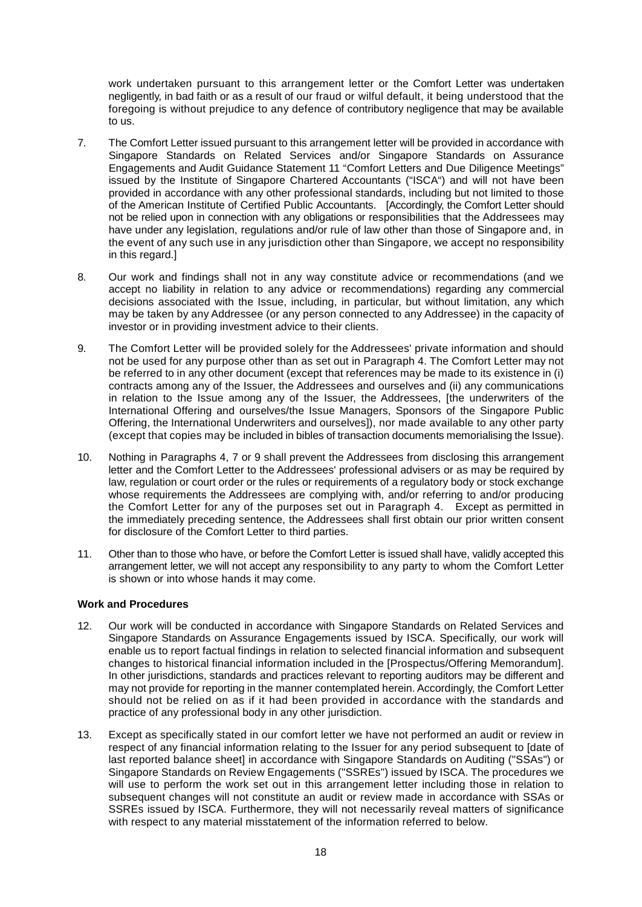work undertaken pursuant to this arrangement letter or the Comfort Letter was undertaken negligently, in bad faith or as a result of our fraud or wilful default, it being understood that the foregoing is without prejudice to any defence of contributory negligence that may be available to us.

7. The Comfort Letter issued pursuant to this arrangement letter will be provided in accordance with Singapore Standards on Related Services and/or Singapore Standards on Assurance Engagements and Audit Guidance Statement 11 "Comfort Letters and Due Diligence Meetings" issued by the Institute of Singapore Chartered Accountants ("ISCA") and will not have been provided in accordance with any other professional standards, including but not limited to those of the American Institute of Certified Public Accountants. [Accordingly, the Comfort Letter should not be relied upon in connection with any obligations or responsibilities that the Addressees may have under any legislation, regulations and/or rule of law other than those of Singapore and, in the event of any such use in any jurisdiction other than Singapore, we accept no responsibility in this regard.]

8. Our work and findings shall not in any way constitute advice or recommendations (and we accept no liability in relation to any advice or recommendations) regarding any commercial decisions associated with the Issue, including, in particular, but without limitation, any which may be taken by any Addressee (or any person connected to any Addressee) in the capacity of investor or in providing investment advice to their clients.

9. The Comfort Letter will be provided solely for the Addressees' private information and should not be used for any purpose other than as set out in Paragraph 4. The Comfort Letter may not be referred to in any other document (except that references may be made to its existence in (i) contracts among any of the Issuer, the Addressees and ourselves and (ii) any communications in relation to the Issue among any of the Issuer, the Addressees, [the underwriters of the International Offering and ourselves/the Issue Managers, Sponsors of the Singapore Public Offering, the International Underwriters and ourselves]), nor made available to any other party (except that copies may be included in bibles of transaction documents memorialising the Issue).

10. Nothing in Paragraphs 4, 7 or 9 shall prevent the Addressees from disclosing this arrangement letter and the Comfort Letter to the Addressees' professional advisers or as may be required by law, regulation or court order or the rules or requirements of a regulatory body or stock exchange whose requirements the Addressees are complying with, and/or referring to and/or producing the Comfort Letter for any of the purposes set out in Paragraph 4. Except as permitted in the immediately preceding sentence, the Addressees shall first obtain our prior written consent for disclosure of the Comfort Letter to third parties.

11. Other than to those who have, or before the Comfort Letter is issued shall have, validly accepted this arrangement letter, we will not accept any responsibility to any party to whom the Comfort Letter is shown or into whose hands it may come.

**Work and Procedures**

12. Our work will be conducted in accordance with Singapore Standards on Related Services and Singapore Standards on Assurance Engagements issued by ISCA. Specifically, our work will enable us to report factual findings in relation to selected financial information and subsequent changes to historical financial information included in the [Prospectus/Offering Memorandum]. In other jurisdictions, standards and practices relevant to reporting auditors may be different and may not provide for reporting in the manner contemplated herein. Accordingly, the Comfort Letter should not be relied on as if it had been provided in accordance with the standards and practice of any professional body in any other jurisdiction.

13. Except as specifically stated in our comfort letter we have not performed an audit or review in respect of any financial information relating to the Issuer for any period subsequent to [date of last reported balance sheet] in accordance with Singapore Standards on Auditing ("SSAs") or Singapore Standards on Review Engagements ("SSREs") issued by ISCA. The procedures we will use to perform the work set out in this arrangement letter including those in relation to subsequent changes will not constitute an audit or review made in accordance with SSAs or SSREs issued by ISCA. Furthermore, they will not necessarily reveal matters of significance with respect to any material misstatement of the information referred to below.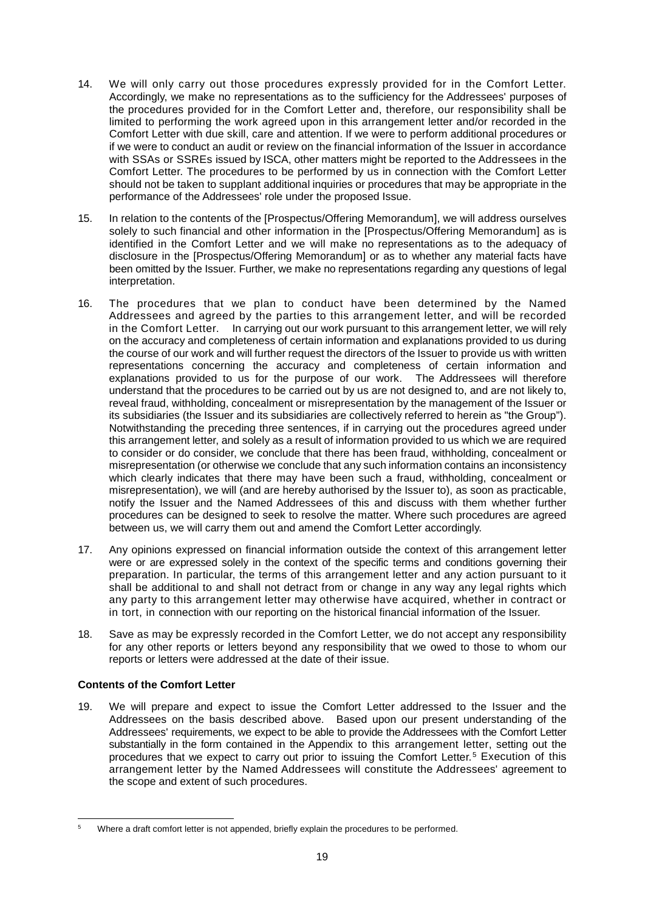14. We will only carry out those procedures expressly provided for in the Comfort Letter. Accordingly, we make no representations as to the sufficiency for the Addressees' purposes of the procedures provided for in the Comfort Letter and, therefore, our responsibility shall be limited to performing the work agreed upon in this arrangement letter and/or recorded in the Comfort Letter with due skill, care and attention. If we were to perform additional procedures or if we were to conduct an audit or review on the financial information of the Issuer in accordance with SSAs or SSREs issued by ISCA, other matters might be reported to the Addressees in the Comfort Letter. The procedures to be performed by us in connection with the Comfort Letter should not be taken to supplant additional inquiries or procedures that may be appropriate in the performance of the Addressees' role under the proposed Issue.

15. In relation to the contents of the [Prospectus/Offering Memorandum], we will address ourselves solely to such financial and other information in the [Prospectus/Offering Memorandum] as is identified in the Comfort Letter and we will make no representations as to the adequacy of disclosure in the [Prospectus/Offering Memorandum] or as to whether any material facts have been omitted by the Issuer. Further, we make no representations regarding any questions of legal interpretation.

16. The procedures that we plan to conduct have been determined by the Named Addressees and agreed by the parties to this arrangement letter, and will be recorded in the Comfort Letter. In carrying out our work pursuant to this arrangement letter, we will rely on the accuracy and completeness of certain information and explanations provided to us during the course of our work and will further request the directors of the Issuer to provide us with written representations concerning the accuracy and completeness of certain information and explanations provided to us for the purpose of our work. The Addressees will therefore understand that the procedures to be carried out by us are not designed to, and are not likely to, reveal fraud, withholding, concealment or misrepresentation by the management of the Issuer or its subsidiaries (the Issuer and its subsidiaries are collectively referred to herein as "the Group"). Notwithstanding the preceding three sentences, if in carrying out the procedures agreed under this arrangement letter, and solely as a result of information provided to us which we are required to consider or do consider, we conclude that there has been fraud, withholding, concealment or misrepresentation (or otherwise we conclude that any such information contains an inconsistency which clearly indicates that there may have been such a fraud, withholding, concealment or misrepresentation), we will (and are hereby authorised by the Issuer to), as soon as practicable, notify the Issuer and the Named Addressees of this and discuss with them whether further procedures can be designed to seek to resolve the matter. Where such procedures are agreed between us, we will carry them out and amend the Comfort Letter accordingly.

17. Any opinions expressed on financial information outside the context of this arrangement letter were or are expressed solely in the context of the specific terms and conditions governing their preparation. In particular, the terms of this arrangement letter and any action pursuant to it shall be additional to and shall not detract from or change in any way any legal rights which any party to this arrangement letter may otherwise have acquired, whether in contract or in tort, in connection with our reporting on the historical financial information of the Issuer.

18. Save as may be expressly recorded in the Comfort Letter, we do not accept any responsibility for any other reports or letters beyond any responsibility that we owed to those to whom our reports or letters were addressed at the date of their issue.

**Contents of the Comfort Letter**

19. We will prepare and expect to issue the Comfort Letter addressed to the Issuer and the Addressees on the basis described above. Based upon our present understanding of the Addressees' requirements, we expect to be able to provide the Addressees with the Comfort Letter substantially in the form contained in the Appendix to this arrangement letter, setting out the procedures that we expect to carry out prior to issuing the Comfort Letter.[5] Execution of this arrangement letter by the Named Addressees will constitute the Addressees' agreement to the scope and extent of such procedures.

---

[5] Where a draft comfort letter is not appended, briefly explain the procedures to be performed.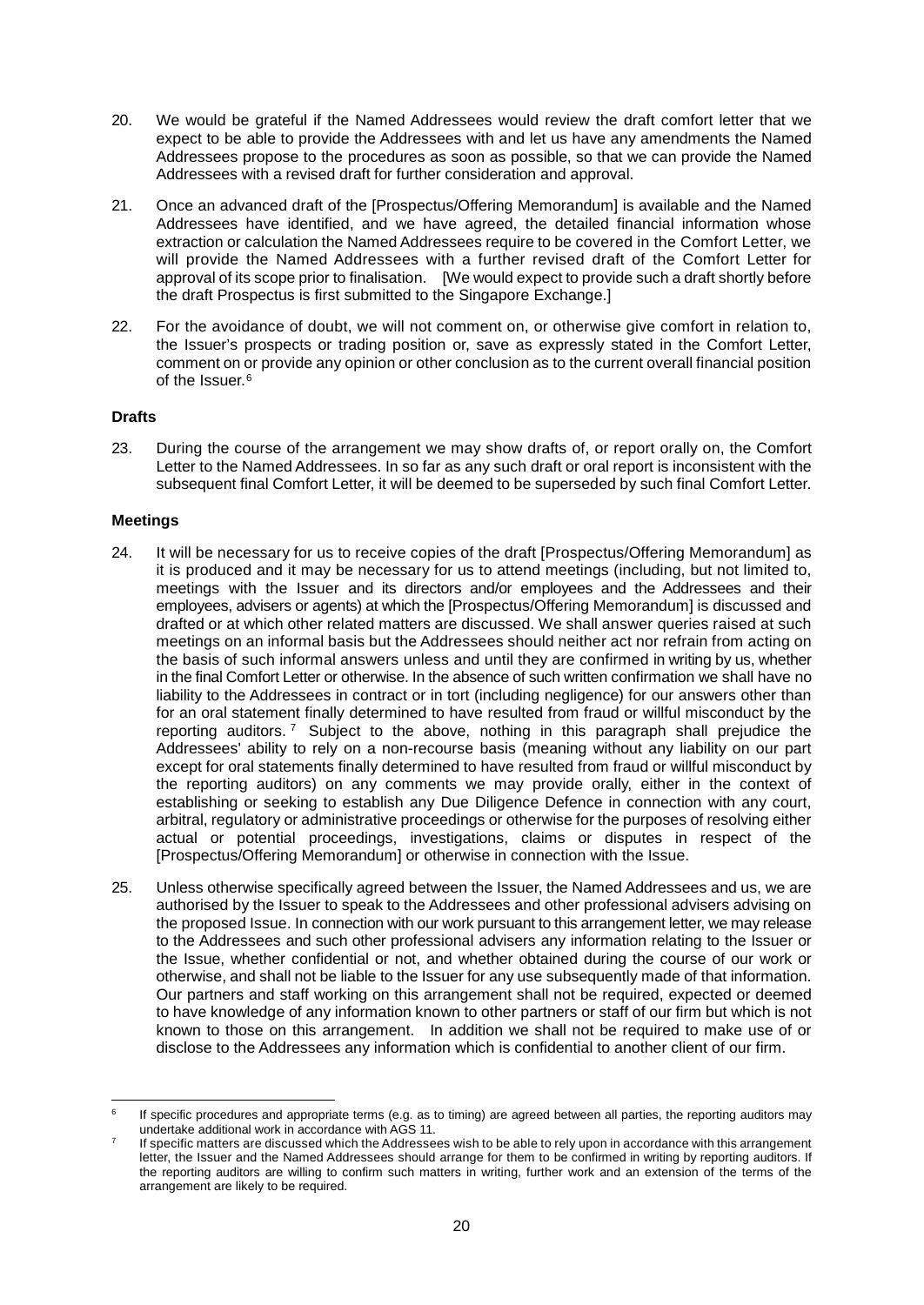20. We would be grateful if the Named Addressees would review the draft comfort letter that we expect to be able to provide the Addressees with and let us have any amendments the Named Addressees propose to the procedures as soon as possible, so that we can provide the Named Addressees with a revised draft for further consideration and approval.

21. Once an advanced draft of the [Prospectus/Offering Memorandum] is available and the Named Addressees have identified, and we have agreed, the detailed financial information whose extraction or calculation the Named Addressees require to be covered in the Comfort Letter, we will provide the Named Addressees with a further revised draft of the Comfort Letter for approval of its scope prior to finalisation. [We would expect to provide such a draft shortly before the draft Prospectus is first submitted to the Singapore Exchange.]

22. For the avoidance of doubt, we will not comment on, or otherwise give comfort in relation to, the Issuer's prospects or trading position or, save as expressly stated in the Comfort Letter, comment on or provide any opinion or other conclusion as to the current overall financial position of the Issuer.[6]

**Drafts**

23. During the course of the arrangement we may show drafts of, or report orally on, the Comfort Letter to the Named Addressees. In so far as any such draft or oral report is inconsistent with the subsequent final Comfort Letter, it will be deemed to be superseded by such final Comfort Letter.

**Meetings**

24. It will be necessary for us to receive copies of the draft [Prospectus/Offering Memorandum] as it is produced and it may be necessary for us to attend meetings (including, but not limited to, meetings with the Issuer and its directors and/or employees and the Addressees and their employees, advisers or agents) at which the [Prospectus/Offering Memorandum] is discussed and drafted or at which other related matters are discussed. We shall answer queries raised at such meetings on an informal basis but the Addressees should neither act nor refrain from acting on the basis of such informal answers unless and until they are confirmed in writing by us, whether in the final Comfort Letter or otherwise. In the absence of such written confirmation we shall have no liability to the Addressees in contract or in tort (including negligence) for our answers other than for an oral statement finally determined to have resulted from fraud or willful misconduct by the reporting auditors.[7] Subject to the above, nothing in this paragraph shall prejudice the Addressees' ability to rely on a non-recourse basis (meaning without any liability on our part except for oral statements finally determined to have resulted from fraud or willful misconduct by the reporting auditors) on any comments we may provide orally, either in the context of establishing or seeking to establish any Due Diligence Defence in connection with any court, arbitral, regulatory or administrative proceedings or otherwise for the purposes of resolving either actual or potential proceedings, investigations, claims or disputes in respect of the [Prospectus/Offering Memorandum] or otherwise in connection with the Issue.

25. Unless otherwise specifically agreed between the Issuer, the Named Addressees and us, we are authorised by the Issuer to speak to the Addressees and other professional advisers advising on the proposed Issue. In connection with our work pursuant to this arrangement letter, we may release to the Addressees and such other professional advisers any information relating to the Issuer or the Issue, whether confidential or not, and whether obtained during the course of our work or otherwise, and shall not be liable to the Issuer for any use subsequently made of that information. Our partners and staff working on this arrangement shall not be required, expected or deemed to have knowledge of any information known to other partners or staff of our firm but which is not known to those on this arrangement. In addition we shall not be required to make use of or disclose to the Addressees any information which is confidential to another client of our firm.

---

[6] If specific procedures and appropriate terms (e.g. as to timing) are agreed between all parties, the reporting auditors may undertake additional work in accordance with AGS 11.

[7] If specific matters are discussed which the Addressees wish to be able to rely upon in accordance with this arrangement letter, the Issuer and the Named Addressees should arrange for them to be confirmed in writing by reporting auditors. If the reporting auditors are willing to confirm such matters in writing, further work and an extension of the terms of the arrangement are likely to be required.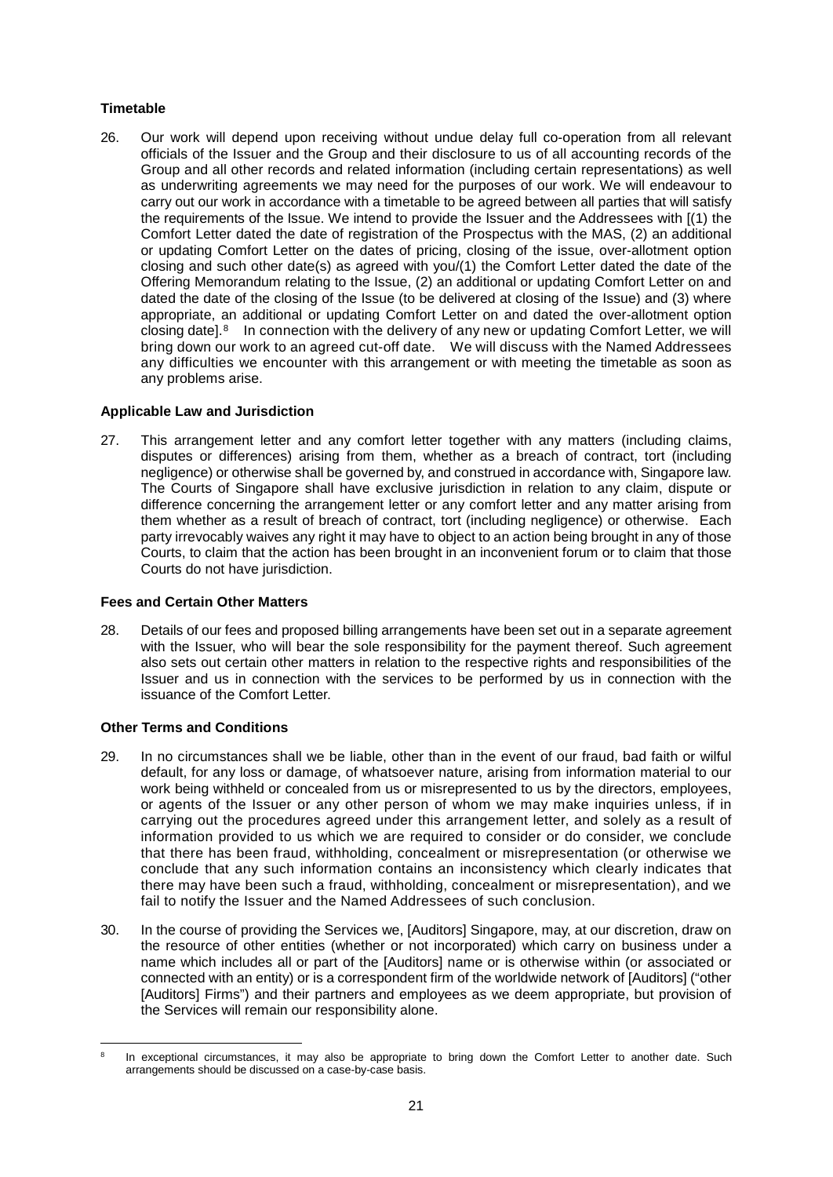### Timetable

26. Our work will depend upon receiving without undue delay full co-operation from all relevant officials of the Issuer and the Group and their disclosure to us of all accounting records of the Group and all other records and related information (including certain representations) as well as underwriting agreements we may need for the purposes of our work. We will endeavour to carry out our work in accordance with a timetable to be agreed between all parties that will satisfy the requirements of the Issue. We intend to provide the Issuer and the Addressees with [(1) the Comfort Letter dated the date of registration of the Prospectus with the MAS, (2) an additional or updating Comfort Letter on the dates of pricing, closing of the issue, over-allotment option closing and such other date(s) as agreed with you/(1) the Comfort Letter dated the date of the Offering Memorandum relating to the Issue, (2) an additional or updating Comfort Letter on and dated the date of the closing of the Issue (to be delivered at closing of the Issue) and (3) where appropriate, an additional or updating Comfort Letter on and dated the over-allotment option closing date].[8] In connection with the delivery of any new or updating Comfort Letter, we will bring down our work to an agreed cut-off date. We will discuss with the Named Addressees any difficulties we encounter with this arrangement or with meeting the timetable as soon as any problems arise.

### Applicable Law and Jurisdiction

27. This arrangement letter and any comfort letter together with any matters (including claims, disputes or differences) arising from them, whether as a breach of contract, tort (including negligence) or otherwise shall be governed by, and construed in accordance with, Singapore law. The Courts of Singapore shall have exclusive jurisdiction in relation to any claim, dispute or difference concerning the arrangement letter or any comfort letter and any matter arising from them whether as a result of breach of contract, tort (including negligence) or otherwise. Each party irrevocably waives any right it may have to object to an action being brought in any of those Courts, to claim that the action has been brought in an inconvenient forum or to claim that those Courts do not have jurisdiction.

### Fees and Certain Other Matters

28. Details of our fees and proposed billing arrangements have been set out in a separate agreement with the Issuer, who will bear the sole responsibility for the payment thereof. Such agreement also sets out certain other matters in relation to the respective rights and responsibilities of the Issuer and us in connection with the services to be performed by us in connection with the issuance of the Comfort Letter.

### Other Terms and Conditions

29. In no circumstances shall we be liable, other than in the event of our fraud, bad faith or wilful default, for any loss or damage, of whatsoever nature, arising from information material to our work being withheld or concealed from us or misrepresented to us by the directors, employees, or agents of the Issuer or any other person of whom we may make inquiries unless, if in carrying out the procedures agreed under this arrangement letter, and solely as a result of information provided to us which we are required to consider or do consider, we conclude that there has been fraud, withholding, concealment or misrepresentation (or otherwise we conclude that any such information contains an inconsistency which clearly indicates that there may have been such a fraud, withholding, concealment or misrepresentation), and we fail to notify the Issuer and the Named Addressees of such conclusion.

30. In the course of providing the Services we, [Auditors] Singapore, may, at our discretion, draw on the resource of other entities (whether or not incorporated) which carry on business under a name which includes all or part of the [Auditors] name or is otherwise within (or associated or connected with an entity) or is a correspondent firm of the worldwide network of [Auditors] ("other [Auditors] Firms") and their partners and employees as we deem appropriate, but provision of the Services will remain our responsibility alone.

---

[8] In exceptional circumstances, it may also be appropriate to bring down the Comfort Letter to another date. Such arrangements should be discussed on a case-by-case basis.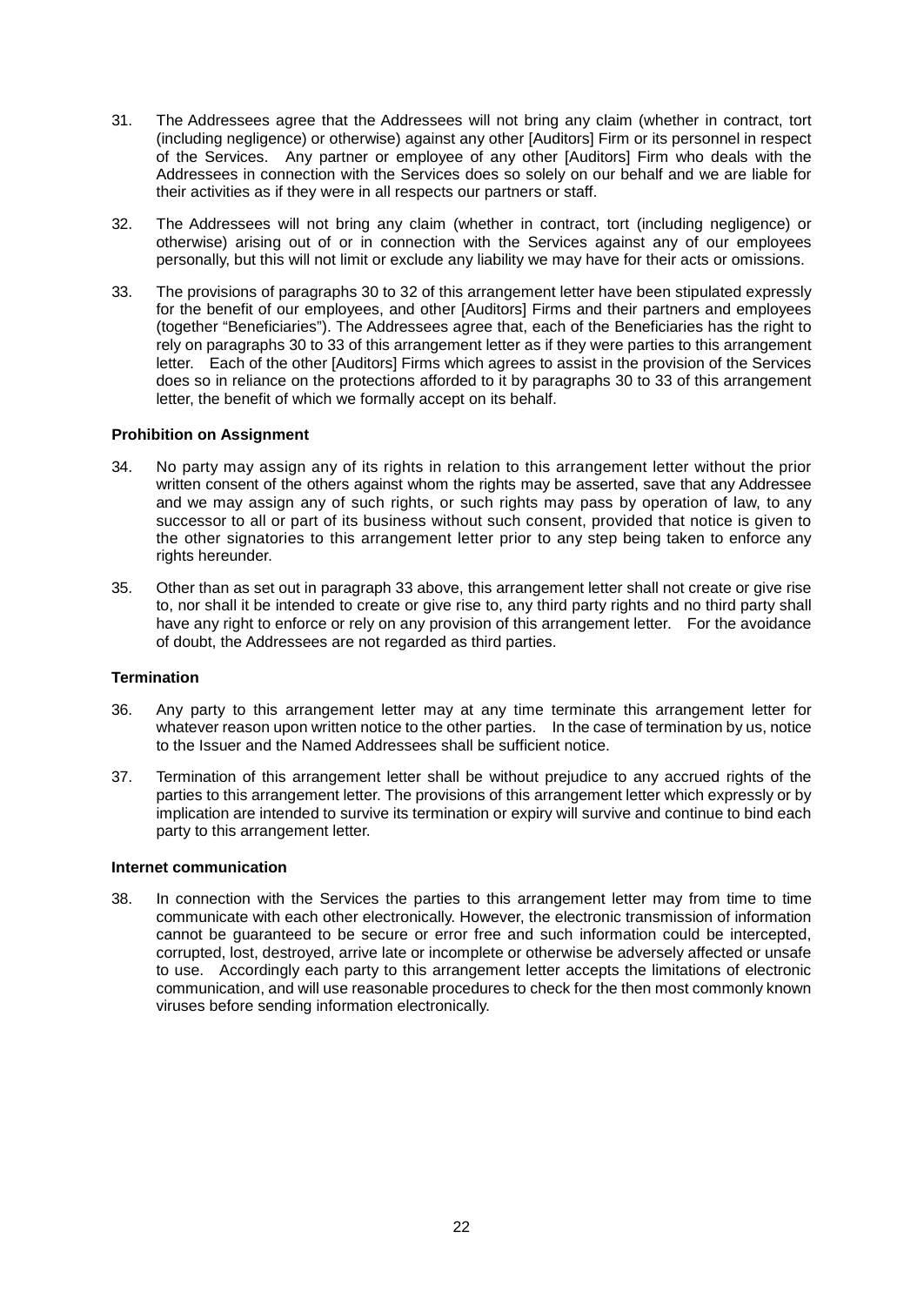31. The Addressees agree that the Addressees will not bring any claim (whether in contract, tort (including negligence) or otherwise) against any other [Auditors] Firm or its personnel in respect of the Services. Any partner or employee of any other [Auditors] Firm who deals with the Addressees in connection with the Services does so solely on our behalf and we are liable for their activities as if they were in all respects our partners or staff.

32. The Addressees will not bring any claim (whether in contract, tort (including negligence) or otherwise) arising out of or in connection with the Services against any of our employees personally, but this will not limit or exclude any liability we may have for their acts or omissions.

33. The provisions of paragraphs 30 to 32 of this arrangement letter have been stipulated expressly for the benefit of our employees, and other [Auditors] Firms and their partners and employees (together "Beneficiaries"). The Addressees agree that, each of the Beneficiaries has the right to rely on paragraphs 30 to 33 of this arrangement letter as if they were parties to this arrangement letter. Each of the other [Auditors] Firms which agrees to assist in the provision of the Services does so in reliance on the protections afforded to it by paragraphs 30 to 33 of this arrangement letter, the benefit of which we formally accept on its behalf.

**Prohibition on Assignment**

34. No party may assign any of its rights in relation to this arrangement letter without the prior written consent of the others against whom the rights may be asserted, save that any Addressee and we may assign any of such rights, or such rights may pass by operation of law, to any successor to all or part of its business without such consent, provided that notice is given to the other signatories to this arrangement letter prior to any step being taken to enforce any rights hereunder.

35. Other than as set out in paragraph 33 above, this arrangement letter shall not create or give rise to, nor shall it be intended to create or give rise to, any third party rights and no third party shall have any right to enforce or rely on any provision of this arrangement letter. For the avoidance of doubt, the Addressees are not regarded as third parties.

**Termination**

36. Any party to this arrangement letter may at any time terminate this arrangement letter for whatever reason upon written notice to the other parties. In the case of termination by us, notice to the Issuer and the Named Addressees shall be sufficient notice.

37. Termination of this arrangement letter shall be without prejudice to any accrued rights of the parties to this arrangement letter. The provisions of this arrangement letter which expressly or by implication are intended to survive its termination or expiry will survive and continue to bind each party to this arrangement letter.

**Internet communication**

38. In connection with the Services the parties to this arrangement letter may from time to time communicate with each other electronically. However, the electronic transmission of information cannot be guaranteed to be secure or error free and such information could be intercepted, corrupted, lost, destroyed, arrive late or incomplete or otherwise be adversely affected or unsafe to use. Accordingly each party to this arrangement letter accepts the limitations of electronic communication, and will use reasonable procedures to check for the then most commonly known viruses before sending information electronically.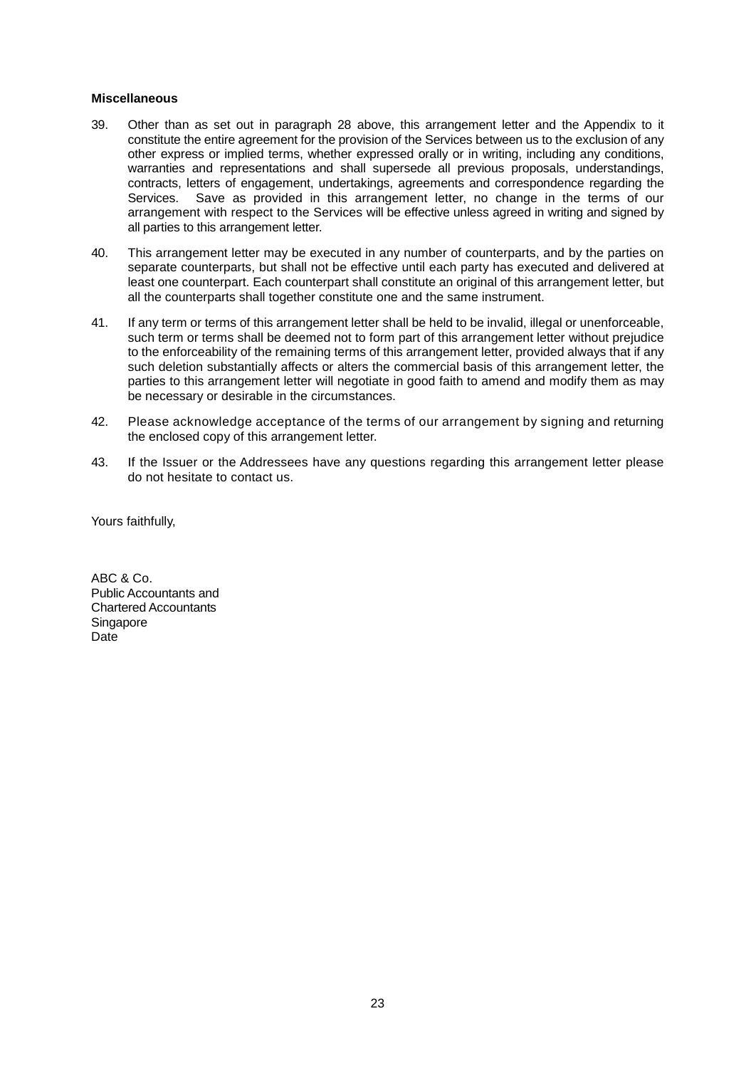**Miscellaneous**

39. Other than as set out in paragraph 28 above, this arrangement letter and the Appendix to it constitute the entire agreement for the provision of the Services between us to the exclusion of any other express or implied terms, whether expressed orally or in writing, including any conditions, warranties and representations and shall supersede all previous proposals, understandings, contracts, letters of engagement, undertakings, agreements and correspondence regarding the Services. Save as provided in this arrangement letter, no change in the terms of our arrangement with respect to the Services will be effective unless agreed in writing and signed by all parties to this arrangement letter.

40. This arrangement letter may be executed in any number of counterparts, and by the parties on separate counterparts, but shall not be effective until each party has executed and delivered at least one counterpart. Each counterpart shall constitute an original of this arrangement letter, but all the counterparts shall together constitute one and the same instrument.

41. If any term or terms of this arrangement letter shall be held to be invalid, illegal or unenforceable, such term or terms shall be deemed not to form part of this arrangement letter without prejudice to the enforceability of the remaining terms of this arrangement letter, provided always that if any such deletion substantially affects or alters the commercial basis of this arrangement letter, the parties to this arrangement letter will negotiate in good faith to amend and modify them as may be necessary or desirable in the circumstances.

42. Please acknowledge acceptance of the terms of our arrangement by signing and returning the enclosed copy of this arrangement letter.

43. If the Issuer or the Addressees have any questions regarding this arrangement letter please do not hesitate to contact us.

Yours faithfully,

ABC & Co.
Public Accountants and
Chartered Accountants
Singapore
Date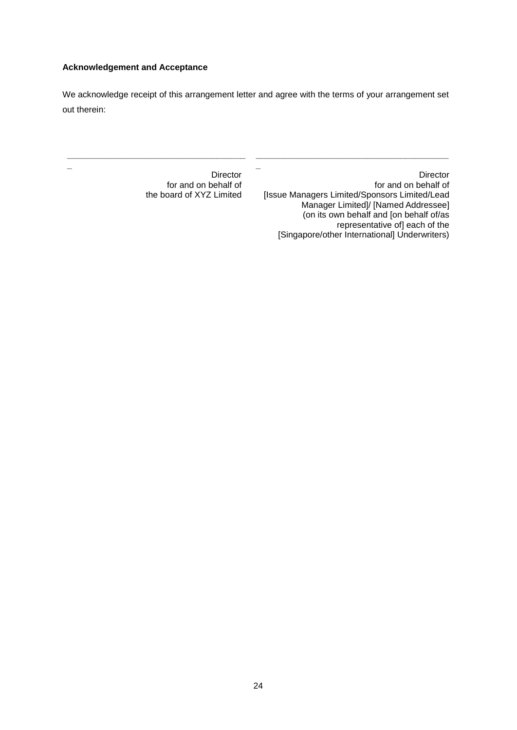**Acknowledgement and Acceptance**

We acknowledge receipt of this arrangement letter and agree with the terms of your arrangement set out therein:

| | |
|---|---|
| ______________________________________ | ______________________________________ |
| Director<br>for and on behalf of<br>the board of XYZ Limited | Director<br>for and on behalf of<br>[Issue Managers Limited/Sponsors Limited/Lead Manager Limited]/ [Named Addressee]<br>(on its own behalf and [on behalf of/as representative of] each of the [Singapore/other International] Underwriters) |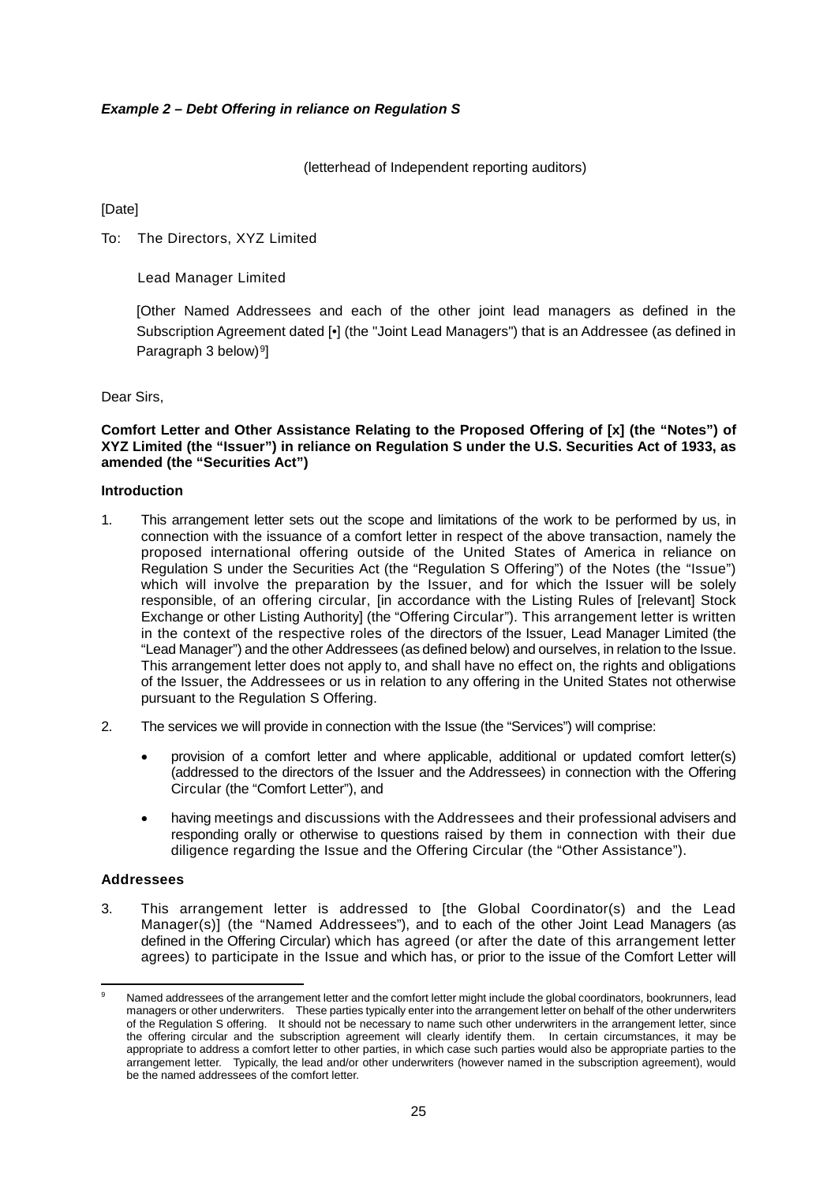***Example 2 – Debt Offering in reliance on Regulation S***

(letterhead of Independent reporting auditors)

[Date]

To: The Directors, XYZ Limited

Lead Manager Limited

[Other Named Addressees and each of the other joint lead managers as defined in the Subscription Agreement dated [•] (the "Joint Lead Managers") that is an Addressee (as defined in Paragraph 3 below)[9]]

Dear Sirs,

**Comfort Letter and Other Assistance Relating to the Proposed Offering of [x] (the "Notes") of XYZ Limited (the "Issuer") in reliance on Regulation S under the U.S. Securities Act of 1933, as amended (the "Securities Act")**

**Introduction**

1. This arrangement letter sets out the scope and limitations of the work to be performed by us, in connection with the issuance of a comfort letter in respect of the above transaction, namely the proposed international offering outside of the United States of America in reliance on Regulation S under the Securities Act (the "Regulation S Offering") of the Notes (the "Issue") which will involve the preparation by the Issuer, and for which the Issuer will be solely responsible, of an offering circular, [in accordance with the Listing Rules of [relevant] Stock Exchange or other Listing Authority] (the "Offering Circular"). This arrangement letter is written in the context of the respective roles of the directors of the Issuer, Lead Manager Limited (the "Lead Manager") and the other Addressees (as defined below) and ourselves, in relation to the Issue. This arrangement letter does not apply to, and shall have no effect on, the rights and obligations of the Issuer, the Addressees or us in relation to any offering in the United States not otherwise pursuant to the Regulation S Offering.

2. The services we will provide in connection with the Issue (the "Services") will comprise:

   - provision of a comfort letter and where applicable, additional or updated comfort letter(s) (addressed to the directors of the Issuer and the Addressees) in connection with the Offering Circular (the "Comfort Letter"), and

   - having meetings and discussions with the Addressees and their professional advisers and responding orally or otherwise to questions raised by them in connection with their due diligence regarding the Issue and the Offering Circular (the "Other Assistance").

**Addressees**

3. This arrangement letter is addressed to [the Global Coordinator(s) and the Lead Manager(s)] (the "Named Addressees"), and to each of the other Joint Lead Managers (as defined in the Offering Circular) which has agreed (or after the date of this arrangement letter agrees) to participate in the Issue and which has, or prior to the issue of the Comfort Letter will

[9] Named addressees of the arrangement letter and the comfort letter might include the global coordinators, bookrunners, lead managers or other underwriters. These parties typically enter into the arrangement letter on behalf of the other underwriters of the Regulation S offering. It should not be necessary to name such other underwriters in the arrangement letter, since the offering circular and the subscription agreement will clearly identify them. In certain circumstances, it may be appropriate to address a comfort letter to other parties, in which case such parties would also be appropriate parties to the arrangement letter. Typically, the lead and/or other underwriters (however named in the subscription agreement), would be the named addressees of the comfort letter.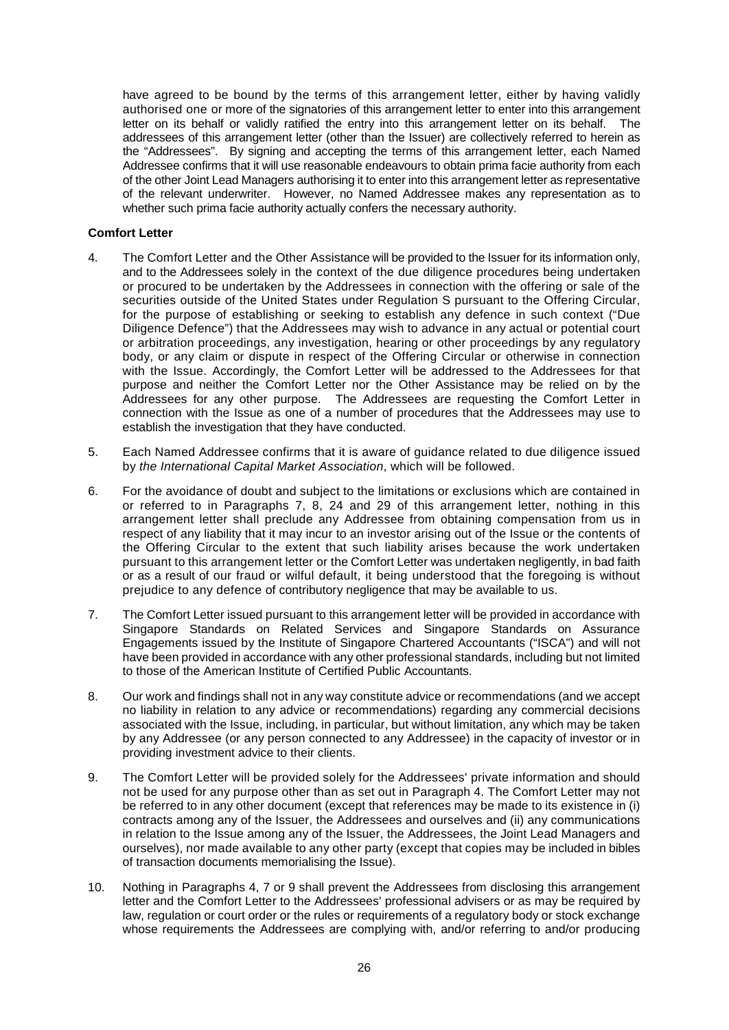have agreed to be bound by the terms of this arrangement letter, either by having validly authorised one or more of the signatories of this arrangement letter to enter into this arrangement letter on its behalf or validly ratified the entry into this arrangement letter on its behalf. The addressees of this arrangement letter (other than the Issuer) are collectively referred to herein as the "Addressees". By signing and accepting the terms of this arrangement letter, each Named Addressee confirms that it will use reasonable endeavours to obtain prima facie authority from each of the other Joint Lead Managers authorising it to enter into this arrangement letter as representative of the relevant underwriter. However, no Named Addressee makes any representation as to whether such prima facie authority actually confers the necessary authority.

**Comfort Letter**

4. The Comfort Letter and the Other Assistance will be provided to the Issuer for its information only, and to the Addressees solely in the context of the due diligence procedures being undertaken or procured to be undertaken by the Addressees in connection with the offering or sale of the securities outside of the United States under Regulation S pursuant to the Offering Circular, for the purpose of establishing or seeking to establish any defence in such context ("Due Diligence Defence") that the Addressees may wish to advance in any actual or potential court or arbitration proceedings, any investigation, hearing or other proceedings by any regulatory body, or any claim or dispute in respect of the Offering Circular or otherwise in connection with the Issue. Accordingly, the Comfort Letter will be addressed to the Addressees for that purpose and neither the Comfort Letter nor the Other Assistance may be relied on by the Addressees for any other purpose. The Addressees are requesting the Comfort Letter in connection with the Issue as one of a number of procedures that the Addressees may use to establish the investigation that they have conducted.

5. Each Named Addressee confirms that it is aware of guidance related to due diligence issued by *the International Capital Market Association*, which will be followed.

6. For the avoidance of doubt and subject to the limitations or exclusions which are contained in or referred to in Paragraphs 7, 8, 24 and 29 of this arrangement letter, nothing in this arrangement letter shall preclude any Addressee from obtaining compensation from us in respect of any liability that it may incur to an investor arising out of the Issue or the contents of the Offering Circular to the extent that such liability arises because the work undertaken pursuant to this arrangement letter or the Comfort Letter was undertaken negligently, in bad faith or as a result of our fraud or wilful default, it being understood that the foregoing is without prejudice to any defence of contributory negligence that may be available to us.

7. The Comfort Letter issued pursuant to this arrangement letter will be provided in accordance with Singapore Standards on Related Services and Singapore Standards on Assurance Engagements issued by the Institute of Singapore Chartered Accountants ("ISCA") and will not have been provided in accordance with any other professional standards, including but not limited to those of the American Institute of Certified Public Accountants.

8. Our work and findings shall not in any way constitute advice or recommendations (and we accept no liability in relation to any advice or recommendations) regarding any commercial decisions associated with the Issue, including, in particular, but without limitation, any which may be taken by any Addressee (or any person connected to any Addressee) in the capacity of investor or in providing investment advice to their clients.

9. The Comfort Letter will be provided solely for the Addressees' private information and should not be used for any purpose other than as set out in Paragraph 4. The Comfort Letter may not be referred to in any other document (except that references may be made to its existence in (i) contracts among any of the Issuer, the Addressees and ourselves and (ii) any communications in relation to the Issue among any of the Issuer, the Addressees, the Joint Lead Managers and ourselves), nor made available to any other party (except that copies may be included in bibles of transaction documents memorialising the Issue).

10. Nothing in Paragraphs 4, 7 or 9 shall prevent the Addressees from disclosing this arrangement letter and the Comfort Letter to the Addressees' professional advisers or as may be required by law, regulation or court order or the rules or requirements of a regulatory body or stock exchange whose requirements the Addressees are complying with, and/or referring to and/or producing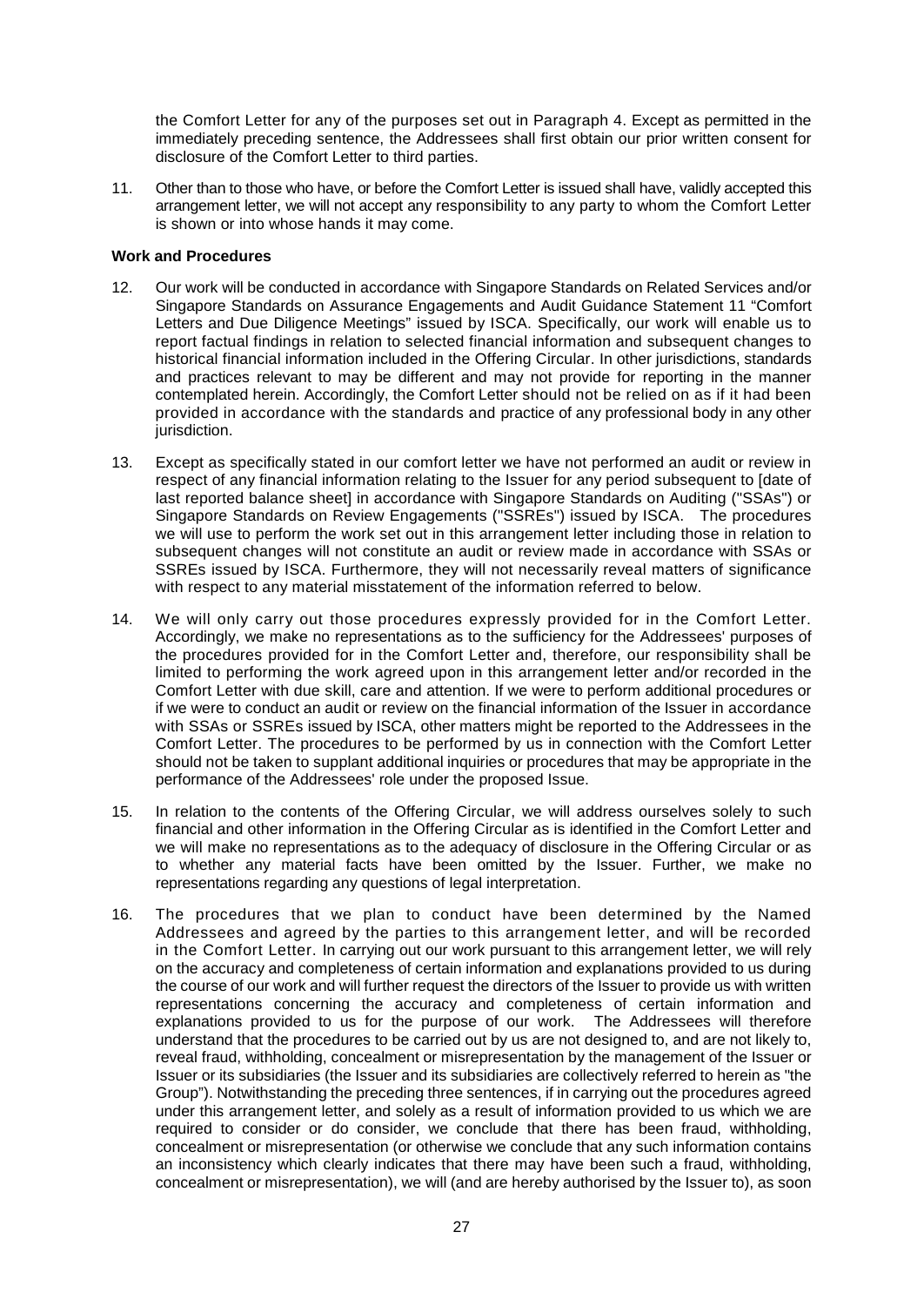the Comfort Letter for any of the purposes set out in Paragraph 4. Except as permitted in the immediately preceding sentence, the Addressees shall first obtain our prior written consent for disclosure of the Comfort Letter to third parties.

11. Other than to those who have, or before the Comfort Letter is issued shall have, validly accepted this arrangement letter, we will not accept any responsibility to any party to whom the Comfort Letter is shown or into whose hands it may come.

**Work and Procedures**

12. Our work will be conducted in accordance with Singapore Standards on Related Services and/or Singapore Standards on Assurance Engagements and Audit Guidance Statement 11 "Comfort Letters and Due Diligence Meetings" issued by ISCA. Specifically, our work will enable us to report factual findings in relation to selected financial information and subsequent changes to historical financial information included in the Offering Circular. In other jurisdictions, standards and practices relevant to may be different and may not provide for reporting in the manner contemplated herein. Accordingly, the Comfort Letter should not be relied on as if it had been provided in accordance with the standards and practice of any professional body in any other jurisdiction.

13. Except as specifically stated in our comfort letter we have not performed an audit or review in respect of any financial information relating to the Issuer for any period subsequent to [date of last reported balance sheet] in accordance with Singapore Standards on Auditing ("SSAs") or Singapore Standards on Review Engagements ("SSREs") issued by ISCA. The procedures we will use to perform the work set out in this arrangement letter including those in relation to subsequent changes will not constitute an audit or review made in accordance with SSAs or SSREs issued by ISCA. Furthermore, they will not necessarily reveal matters of significance with respect to any material misstatement of the information referred to below.

14. We will only carry out those procedures expressly provided for in the Comfort Letter. Accordingly, we make no representations as to the sufficiency for the Addressees' purposes of the procedures provided for in the Comfort Letter and, therefore, our responsibility shall be limited to performing the work agreed upon in this arrangement letter and/or recorded in the Comfort Letter with due skill, care and attention. If we were to perform additional procedures or if we were to conduct an audit or review on the financial information of the Issuer in accordance with SSAs or SSREs issued by ISCA, other matters might be reported to the Addressees in the Comfort Letter. The procedures to be performed by us in connection with the Comfort Letter should not be taken to supplant additional inquiries or procedures that may be appropriate in the performance of the Addressees' role under the proposed Issue.

15. In relation to the contents of the Offering Circular, we will address ourselves solely to such financial and other information in the Offering Circular as is identified in the Comfort Letter and we will make no representations as to the adequacy of disclosure in the Offering Circular or as to whether any material facts have been omitted by the Issuer. Further, we make no representations regarding any questions of legal interpretation.

16. The procedures that we plan to conduct have been determined by the Named Addressees and agreed by the parties to this arrangement letter, and will be recorded in the Comfort Letter. In carrying out our work pursuant to this arrangement letter, we will rely on the accuracy and completeness of certain information and explanations provided to us during the course of our work and will further request the directors of the Issuer to provide us with written representations concerning the accuracy and completeness of certain information and explanations provided to us for the purpose of our work. The Addressees will therefore understand that the procedures to be carried out by us are not designed to, and are not likely to, reveal fraud, withholding, concealment or misrepresentation by the management of the Issuer or Issuer or its subsidiaries (the Issuer and its subsidiaries are collectively referred to herein as "the Group"). Notwithstanding the preceding three sentences, if in carrying out the procedures agreed under this arrangement letter, and solely as a result of information provided to us which we are required to consider or do consider, we conclude that there has been fraud, withholding, concealment or misrepresentation (or otherwise we conclude that any such information contains an inconsistency which clearly indicates that there may have been such a fraud, withholding, concealment or misrepresentation), we will (and are hereby authorised by the Issuer to), as soon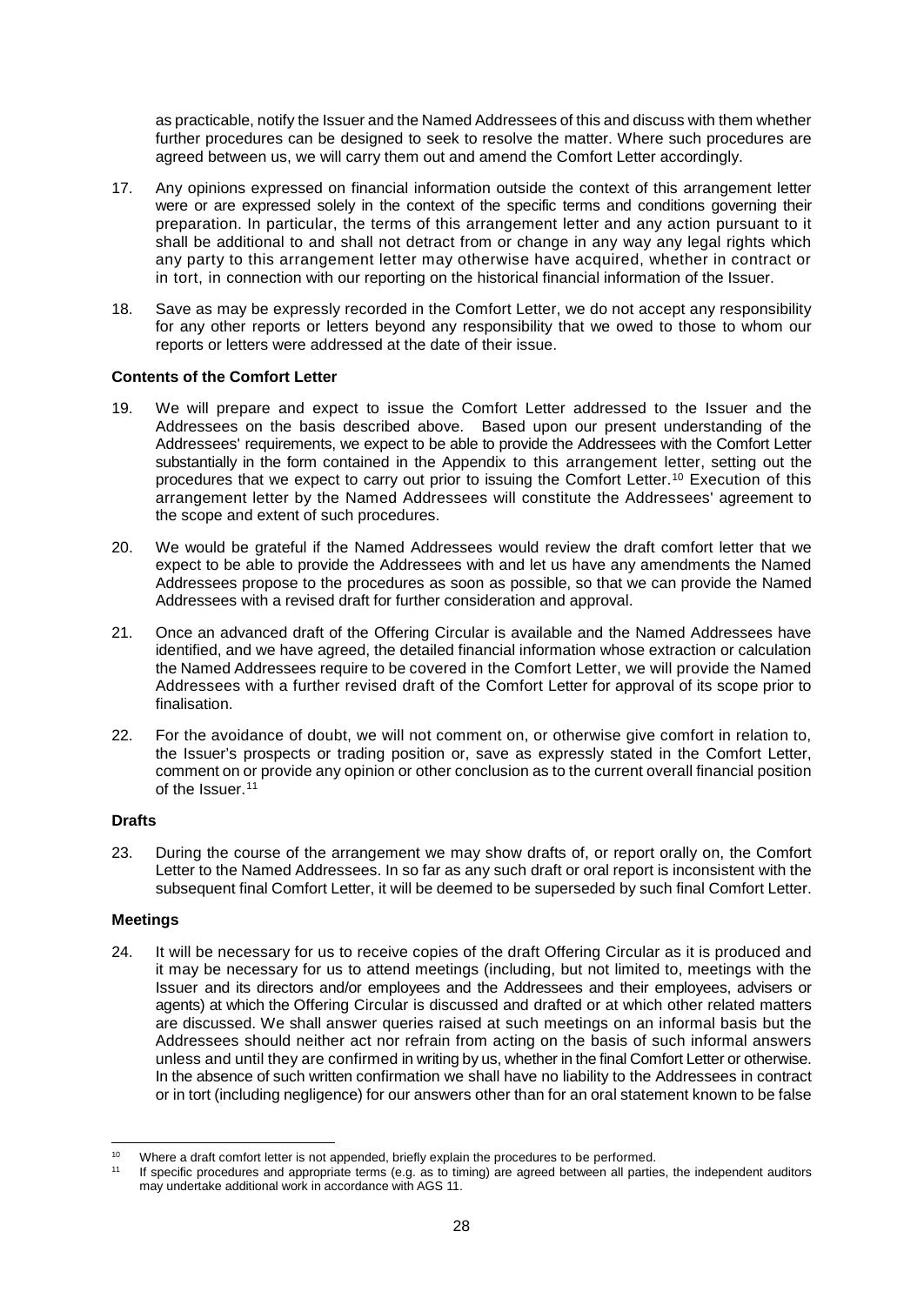as practicable, notify the Issuer and the Named Addressees of this and discuss with them whether further procedures can be designed to seek to resolve the matter. Where such procedures are agreed between us, we will carry them out and amend the Comfort Letter accordingly.

17. Any opinions expressed on financial information outside the context of this arrangement letter were or are expressed solely in the context of the specific terms and conditions governing their preparation. In particular, the terms of this arrangement letter and any action pursuant to it shall be additional to and shall not detract from or change in any way any legal rights which any party to this arrangement letter may otherwise have acquired, whether in contract or in tort, in connection with our reporting on the historical financial information of the Issuer.

18. Save as may be expressly recorded in the Comfort Letter, we do not accept any responsibility for any other reports or letters beyond any responsibility that we owed to those to whom our reports or letters were addressed at the date of their issue.

**Contents of the Comfort Letter**

19. We will prepare and expect to issue the Comfort Letter addressed to the Issuer and the Addressees on the basis described above. Based upon our present understanding of the Addressees' requirements, we expect to be able to provide the Addressees with the Comfort Letter substantially in the form contained in the Appendix to this arrangement letter, setting out the procedures that we expect to carry out prior to issuing the Comfort Letter.[10] Execution of this arrangement letter by the Named Addressees will constitute the Addressees' agreement to the scope and extent of such procedures.

20. We would be grateful if the Named Addressees would review the draft comfort letter that we expect to be able to provide the Addressees with and let us have any amendments the Named Addressees propose to the procedures as soon as possible, so that we can provide the Named Addressees with a revised draft for further consideration and approval.

21. Once an advanced draft of the Offering Circular is available and the Named Addressees have identified, and we have agreed, the detailed financial information whose extraction or calculation the Named Addressees require to be covered in the Comfort Letter, we will provide the Named Addressees with a further revised draft of the Comfort Letter for approval of its scope prior to finalisation.

22. For the avoidance of doubt, we will not comment on, or otherwise give comfort in relation to, the Issuer's prospects or trading position or, save as expressly stated in the Comfort Letter, comment on or provide any opinion or other conclusion as to the current overall financial position of the Issuer.[11]

**Drafts**

23. During the course of the arrangement we may show drafts of, or report orally on, the Comfort Letter to the Named Addressees. In so far as any such draft or oral report is inconsistent with the subsequent final Comfort Letter, it will be deemed to be superseded by such final Comfort Letter.

**Meetings**

24. It will be necessary for us to receive copies of the draft Offering Circular as it is produced and it may be necessary for us to attend meetings (including, but not limited to, meetings with the Issuer and its directors and/or employees and the Addressees and their employees, advisers or agents) at which the Offering Circular is discussed and drafted or at which other related matters are discussed. We shall answer queries raised at such meetings on an informal basis but the Addressees should neither act nor refrain from acting on the basis of such informal answers unless and until they are confirmed in writing by us, whether in the final Comfort Letter or otherwise. In the absence of such written confirmation we shall have no liability to the Addressees in contract or in tort (including negligence) for our answers other than for an oral statement known to be false

---

[10] Where a draft comfort letter is not appended, briefly explain the procedures to be performed.

[11] If specific procedures and appropriate terms (e.g. as to timing) are agreed between all parties, the independent auditors may undertake additional work in accordance with AGS 11.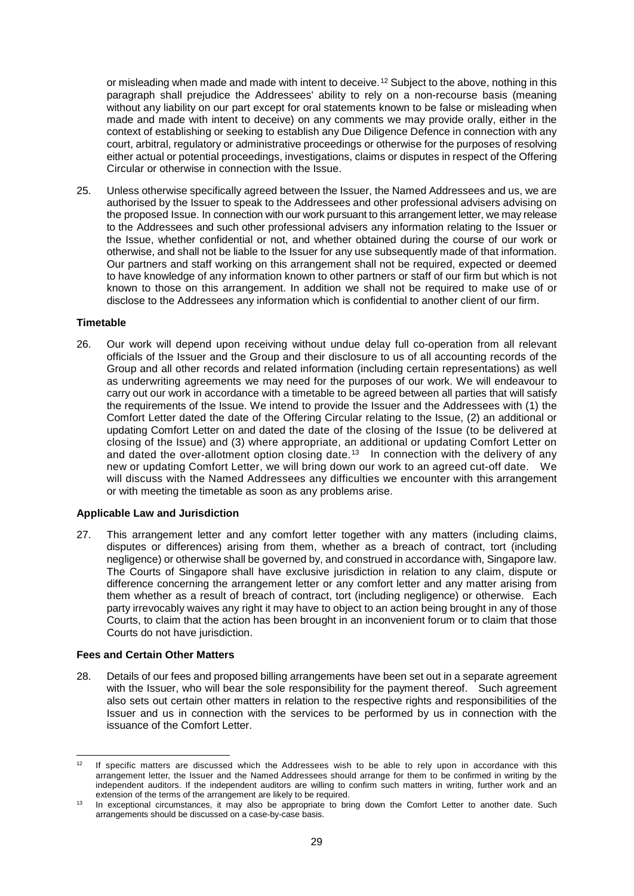or misleading when made and made with intent to deceive.[12] Subject to the above, nothing in this paragraph shall prejudice the Addressees' ability to rely on a non-recourse basis (meaning without any liability on our part except for oral statements known to be false or misleading when made and made with intent to deceive) on any comments we may provide orally, either in the context of establishing or seeking to establish any Due Diligence Defence in connection with any court, arbitral, regulatory or administrative proceedings or otherwise for the purposes of resolving either actual or potential proceedings, investigations, claims or disputes in respect of the Offering Circular or otherwise in connection with the Issue.

25. Unless otherwise specifically agreed between the Issuer, the Named Addressees and us, we are authorised by the Issuer to speak to the Addressees and other professional advisers advising on the proposed Issue. In connection with our work pursuant to this arrangement letter, we may release to the Addressees and such other professional advisers any information relating to the Issuer or the Issue, whether confidential or not, and whether obtained during the course of our work or otherwise, and shall not be liable to the Issuer for any use subsequently made of that information. Our partners and staff working on this arrangement shall not be required, expected or deemed to have knowledge of any information known to other partners or staff of our firm but which is not known to those on this arrangement. In addition we shall not be required to make use of or disclose to the Addressees any information which is confidential to another client of our firm.

**Timetable**

26. Our work will depend upon receiving without undue delay full co-operation from all relevant officials of the Issuer and the Group and their disclosure to us of all accounting records of the Group and all other records and related information (including certain representations) as well as underwriting agreements we may need for the purposes of our work. We will endeavour to carry out our work in accordance with a timetable to be agreed between all parties that will satisfy the requirements of the Issue. We intend to provide the Issuer and the Addressees with (1) the Comfort Letter dated the date of the Offering Circular relating to the Issue, (2) an additional or updating Comfort Letter on and dated the date of the closing of the Issue (to be delivered at closing of the Issue) and (3) where appropriate, an additional or updating Comfort Letter on and dated the over-allotment option closing date.[13] In connection with the delivery of any new or updating Comfort Letter, we will bring down our work to an agreed cut-off date. We will discuss with the Named Addressees any difficulties we encounter with this arrangement or with meeting the timetable as soon as any problems arise.

**Applicable Law and Jurisdiction**

27. This arrangement letter and any comfort letter together with any matters (including claims, disputes or differences) arising from them, whether as a breach of contract, tort (including negligence) or otherwise shall be governed by, and construed in accordance with, Singapore law. The Courts of Singapore shall have exclusive jurisdiction in relation to any claim, dispute or difference concerning the arrangement letter or any comfort letter and any matter arising from them whether as a result of breach of contract, tort (including negligence) or otherwise. Each party irrevocably waives any right it may have to object to an action being brought in any of those Courts, to claim that the action has been brought in an inconvenient forum or to claim that those Courts do not have jurisdiction.

**Fees and Certain Other Matters**

28. Details of our fees and proposed billing arrangements have been set out in a separate agreement with the Issuer, who will bear the sole responsibility for the payment thereof. Such agreement also sets out certain other matters in relation to the respective rights and responsibilities of the Issuer and us in connection with the services to be performed by us in connection with the issuance of the Comfort Letter.

---

[12] If specific matters are discussed which the Addressees wish to be able to rely upon in accordance with this arrangement letter, the Issuer and the Named Addressees should arrange for them to be confirmed in writing by the independent auditors. If the independent auditors are willing to confirm such matters in writing, further work and an extension of the terms of the arrangement are likely to be required.

[13] In exceptional circumstances, it may also be appropriate to bring down the Comfort Letter to another date. Such arrangements should be discussed on a case-by-case basis.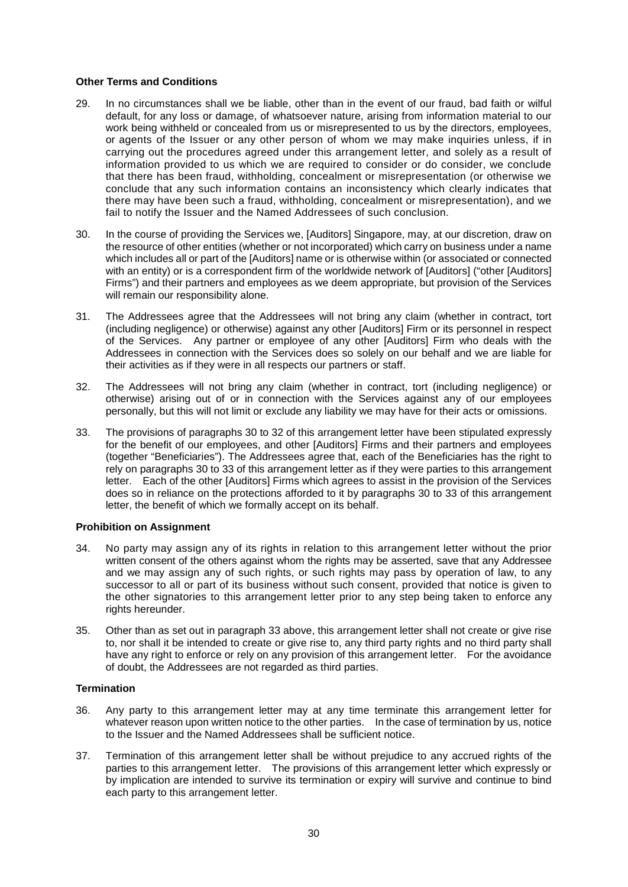**Other Terms and Conditions**

29. In no circumstances shall we be liable, other than in the event of our fraud, bad faith or wilful default, for any loss or damage, of whatsoever nature, arising from information material to our work being withheld or concealed from us or misrepresented to us by the directors, employees, or agents of the Issuer or any other person of whom we may make inquiries unless, if in carrying out the procedures agreed under this arrangement letter, and solely as a result of information provided to us which we are required to consider or do consider, we conclude that there has been fraud, withholding, concealment or misrepresentation (or otherwise we conclude that any such information contains an inconsistency which clearly indicates that there may have been such a fraud, withholding, concealment or misrepresentation), and we fail to notify the Issuer and the Named Addressees of such conclusion.

30. In the course of providing the Services we, [Auditors] Singapore, may, at our discretion, draw on the resource of other entities (whether or not incorporated) which carry on business under a name which includes all or part of the [Auditors] name or is otherwise within (or associated or connected with an entity) or is a correspondent firm of the worldwide network of [Auditors] ("other [Auditors] Firms") and their partners and employees as we deem appropriate, but provision of the Services will remain our responsibility alone.

31. The Addressees agree that the Addressees will not bring any claim (whether in contract, tort (including negligence) or otherwise) against any other [Auditors] Firm or its personnel in respect of the Services. Any partner or employee of any other [Auditors] Firm who deals with the Addressees in connection with the Services does so solely on our behalf and we are liable for their activities as if they were in all respects our partners or staff.

32. The Addressees will not bring any claim (whether in contract, tort (including negligence) or otherwise) arising out of or in connection with the Services against any of our employees personally, but this will not limit or exclude any liability we may have for their acts or omissions.

33. The provisions of paragraphs 30 to 32 of this arrangement letter have been stipulated expressly for the benefit of our employees, and other [Auditors] Firms and their partners and employees (together "Beneficiaries"). The Addressees agree that, each of the Beneficiaries has the right to rely on paragraphs 30 to 33 of this arrangement letter as if they were parties to this arrangement letter. Each of the other [Auditors] Firms which agrees to assist in the provision of the Services does so in reliance on the protections afforded to it by paragraphs 30 to 33 of this arrangement letter, the benefit of which we formally accept on its behalf.

**Prohibition on Assignment**

34. No party may assign any of its rights in relation to this arrangement letter without the prior written consent of the others against whom the rights may be asserted, save that any Addressee and we may assign any of such rights, or such rights may pass by operation of law, to any successor to all or part of its business without such consent, provided that notice is given to the other signatories to this arrangement letter prior to any step being taken to enforce any rights hereunder.

35. Other than as set out in paragraph 33 above, this arrangement letter shall not create or give rise to, nor shall it be intended to create or give rise to, any third party rights and no third party shall have any right to enforce or rely on any provision of this arrangement letter. For the avoidance of doubt, the Addressees are not regarded as third parties.

**Termination**

36. Any party to this arrangement letter may at any time terminate this arrangement letter for whatever reason upon written notice to the other parties. In the case of termination by us, notice to the Issuer and the Named Addressees shall be sufficient notice.

37. Termination of this arrangement letter shall be without prejudice to any accrued rights of the parties to this arrangement letter. The provisions of this arrangement letter which expressly or by implication are intended to survive its termination or expiry will survive and continue to bind each party to this arrangement letter.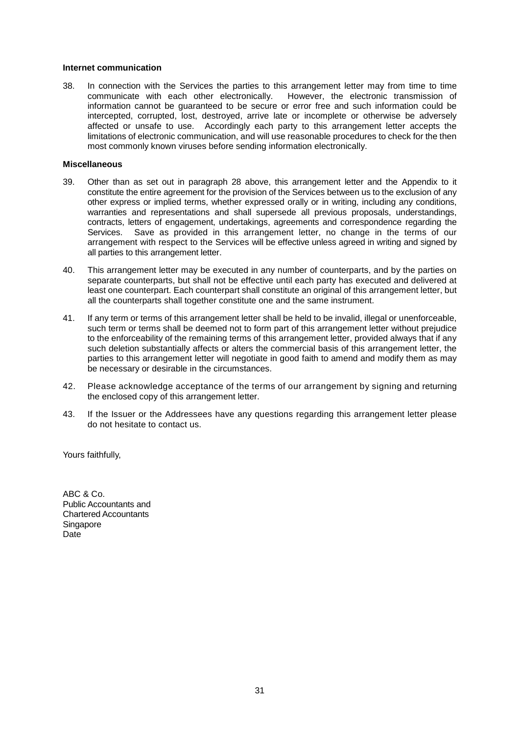**Internet communication**

38. In connection with the Services the parties to this arrangement letter may from time to time communicate with each other electronically. However, the electronic transmission of information cannot be guaranteed to be secure or error free and such information could be intercepted, corrupted, lost, destroyed, arrive late or incomplete or otherwise be adversely affected or unsafe to use. Accordingly each party to this arrangement letter accepts the limitations of electronic communication, and will use reasonable procedures to check for the then most commonly known viruses before sending information electronically.

**Miscellaneous**

39. Other than as set out in paragraph 28 above, this arrangement letter and the Appendix to it constitute the entire agreement for the provision of the Services between us to the exclusion of any other express or implied terms, whether expressed orally or in writing, including any conditions, warranties and representations and shall supersede all previous proposals, understandings, contracts, letters of engagement, undertakings, agreements and correspondence regarding the Services. Save as provided in this arrangement letter, no change in the terms of our arrangement with respect to the Services will be effective unless agreed in writing and signed by all parties to this arrangement letter.

40. This arrangement letter may be executed in any number of counterparts, and by the parties on separate counterparts, but shall not be effective until each party has executed and delivered at least one counterpart. Each counterpart shall constitute an original of this arrangement letter, but all the counterparts shall together constitute one and the same instrument.

41. If any term or terms of this arrangement letter shall be held to be invalid, illegal or unenforceable, such term or terms shall be deemed not to form part of this arrangement letter without prejudice to the enforceability of the remaining terms of this arrangement letter, provided always that if any such deletion substantially affects or alters the commercial basis of this arrangement letter, the parties to this arrangement letter will negotiate in good faith to amend and modify them as may be necessary or desirable in the circumstances.

42. Please acknowledge acceptance of the terms of our arrangement by signing and returning the enclosed copy of this arrangement letter.

43. If the Issuer or the Addressees have any questions regarding this arrangement letter please do not hesitate to contact us.

Yours faithfully,

ABC & Co.
Public Accountants and
Chartered Accountants
Singapore
Date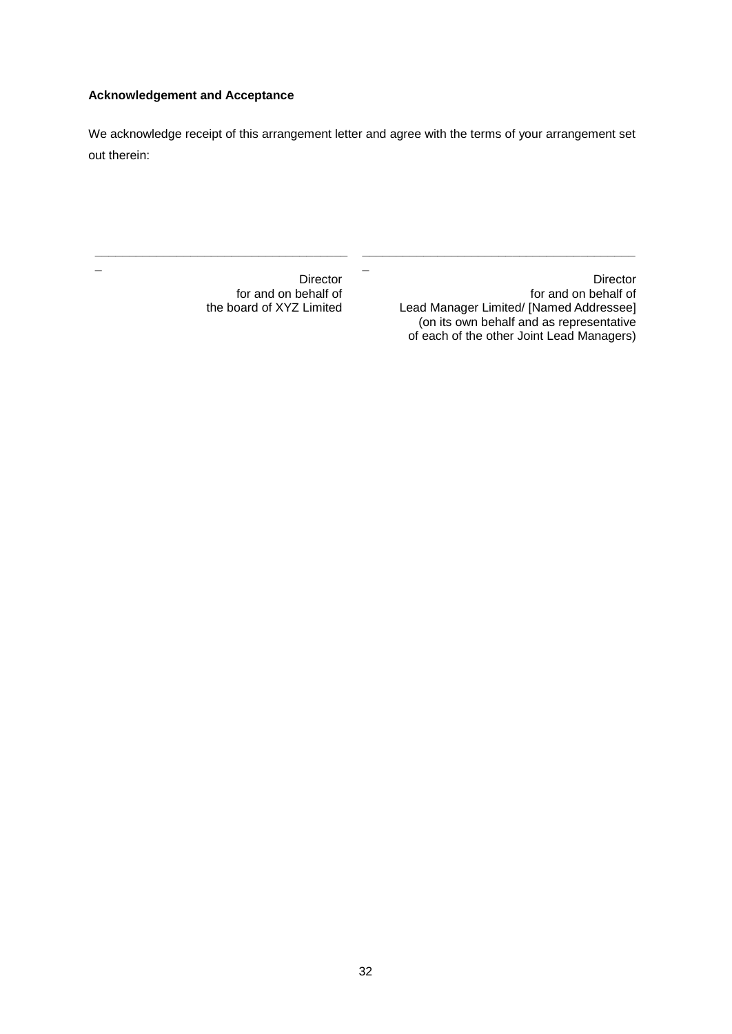**Acknowledgement and Acceptance**

We acknowledge receipt of this arrangement letter and agree with the terms of your arrangement set out therein:

| ______________________________________ | ______________________________________ |
|---|---|
| Director<br>for and on behalf of<br>the board of XYZ Limited | Director<br>for and on behalf of<br>Lead Manager Limited/ [Named Addressee]<br>(on its own behalf and as representative<br>of each of the other Joint Lead Managers) |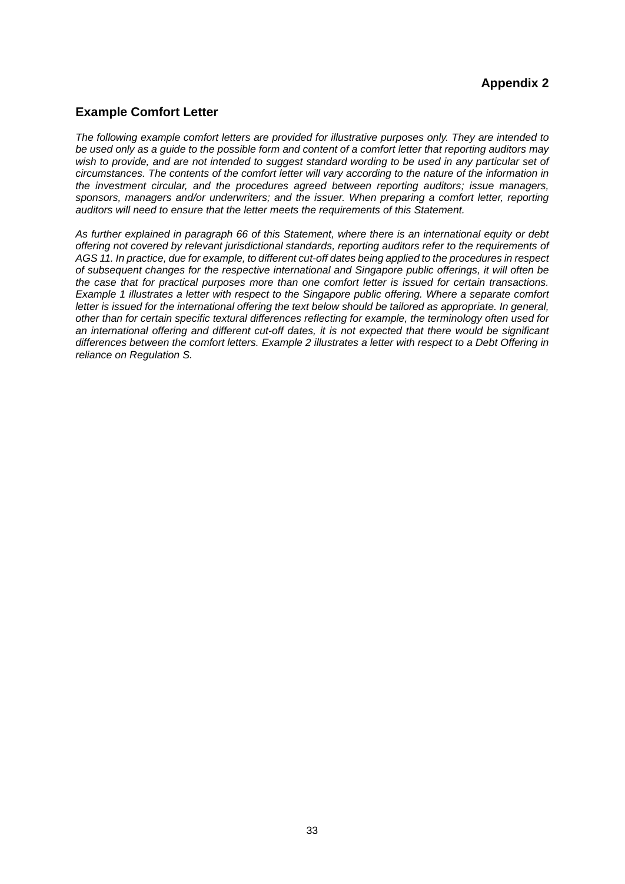**Appendix 2**

## Example Comfort Letter

*The following example comfort letters are provided for illustrative purposes only. They are intended to be used only as a guide to the possible form and content of a comfort letter that reporting auditors may wish to provide, and are not intended to suggest standard wording to be used in any particular set of circumstances. The contents of the comfort letter will vary according to the nature of the information in the investment circular, and the procedures agreed between reporting auditors; issue managers, sponsors, managers and/or underwriters; and the issuer. When preparing a comfort letter, reporting auditors will need to ensure that the letter meets the requirements of this Statement.*

*As further explained in paragraph 66 of this Statement, where there is an international equity or debt offering not covered by relevant jurisdictional standards, reporting auditors refer to the requirements of AGS 11. In practice, due for example, to different cut-off dates being applied to the procedures in respect of subsequent changes for the respective international and Singapore public offerings, it will often be the case that for practical purposes more than one comfort letter is issued for certain transactions. Example 1 illustrates a letter with respect to the Singapore public offering. Where a separate comfort letter is issued for the international offering the text below should be tailored as appropriate. In general, other than for certain specific textural differences reflecting for example, the terminology often used for an international offering and different cut-off dates, it is not expected that there would be significant differences between the comfort letters. Example 2 illustrates a letter with respect to a Debt Offering in reliance on Regulation S.*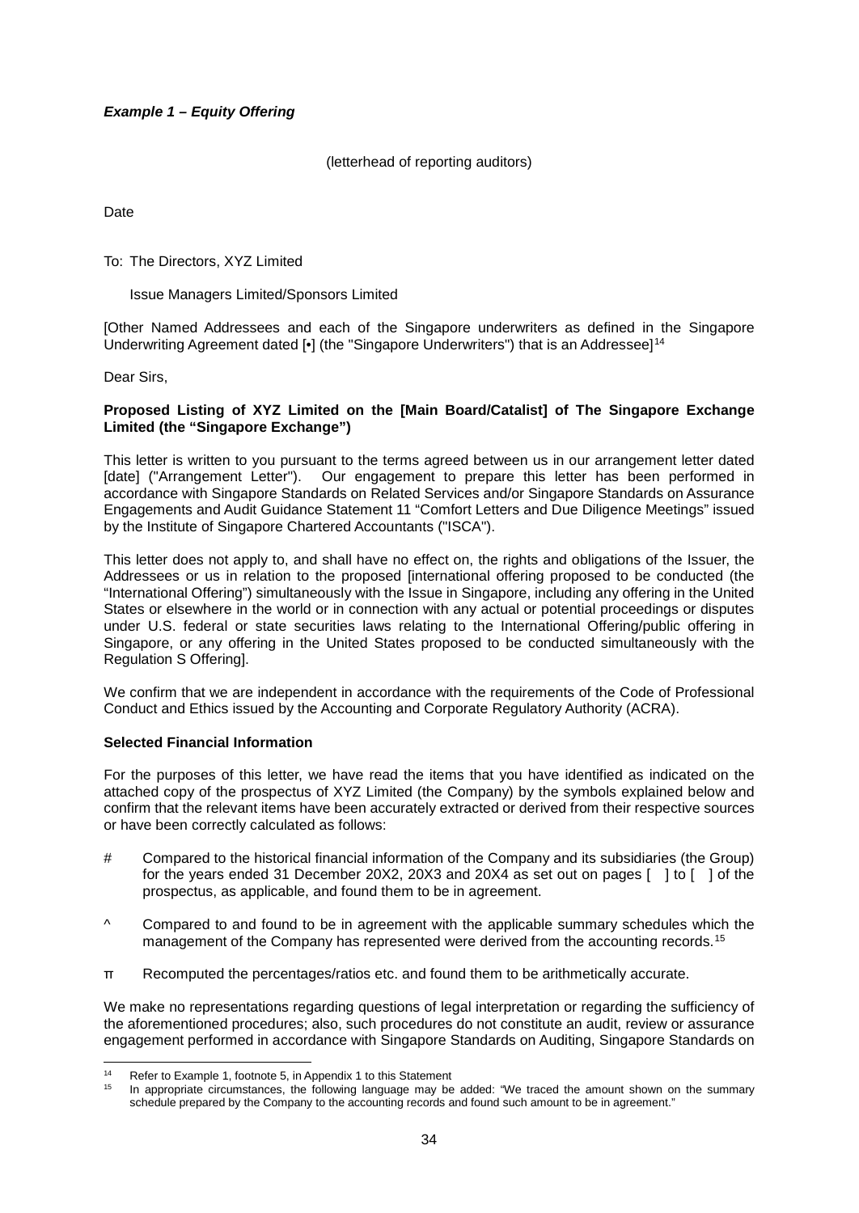***Example 1 – Equity Offering***

(letterhead of reporting auditors)

Date

To: The Directors, XYZ Limited

Issue Managers Limited/Sponsors Limited

[Other Named Addressees and each of the Singapore underwriters as defined in the Singapore Underwriting Agreement dated [•] (the "Singapore Underwriters") that is an Addressee][14]

Dear Sirs,

**Proposed Listing of XYZ Limited on the [Main Board/Catalist] of The Singapore Exchange Limited (the "Singapore Exchange")**

This letter is written to you pursuant to the terms agreed between us in our arrangement letter dated [date] ("Arrangement Letter"). Our engagement to prepare this letter has been performed in accordance with Singapore Standards on Related Services and/or Singapore Standards on Assurance Engagements and Audit Guidance Statement 11 "Comfort Letters and Due Diligence Meetings" issued by the Institute of Singapore Chartered Accountants ("ISCA").

This letter does not apply to, and shall have no effect on, the rights and obligations of the Issuer, the Addressees or us in relation to the proposed [international offering proposed to be conducted (the "International Offering") simultaneously with the Issue in Singapore, including any offering in the United States or elsewhere in the world or in connection with any actual or potential proceedings or disputes under U.S. federal or state securities laws relating to the International Offering/public offering in Singapore, or any offering in the United States proposed to be conducted simultaneously with the Regulation S Offering].

We confirm that we are independent in accordance with the requirements of the Code of Professional Conduct and Ethics issued by the Accounting and Corporate Regulatory Authority (ACRA).

**Selected Financial Information**

For the purposes of this letter, we have read the items that you have identified as indicated on the attached copy of the prospectus of XYZ Limited (the Company) by the symbols explained below and confirm that the relevant items have been accurately extracted or derived from their respective sources or have been correctly calculated as follows:

# Compared to the historical financial information of the Company and its subsidiaries (the Group) for the years ended 31 December 20X2, 20X3 and 20X4 as set out on pages [ ] to [ ] of the prospectus, as applicable, and found them to be in agreement.

^ Compared to and found to be in agreement with the applicable summary schedules which the management of the Company has represented were derived from the accounting records.[15]

π Recomputed the percentages/ratios etc. and found them to be arithmetically accurate.

We make no representations regarding questions of legal interpretation or regarding the sufficiency of the aforementioned procedures; also, such procedures do not constitute an audit, review or assurance engagement performed in accordance with Singapore Standards on Auditing, Singapore Standards on

---

[14] Refer to Example 1, footnote 5, in Appendix 1 to this Statement

[15] In appropriate circumstances, the following language may be added: "We traced the amount shown on the summary schedule prepared by the Company to the accounting records and found such amount to be in agreement."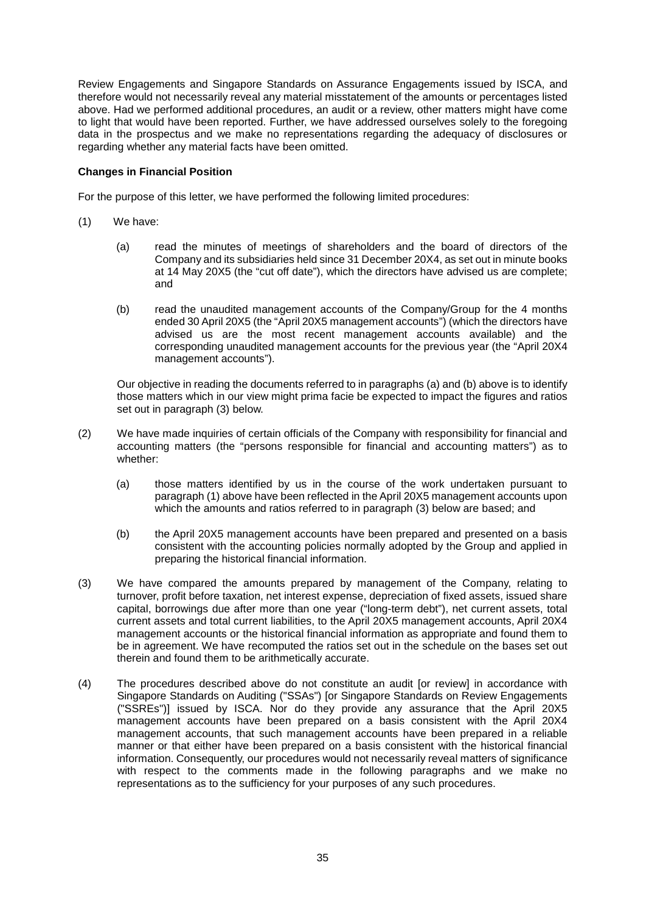Review Engagements and Singapore Standards on Assurance Engagements issued by ISCA, and therefore would not necessarily reveal any material misstatement of the amounts or percentages listed above. Had we performed additional procedures, an audit or a review, other matters might have come to light that would have been reported. Further, we have addressed ourselves solely to the foregoing data in the prospectus and we make no representations regarding the adequacy of disclosures or regarding whether any material facts have been omitted.

**Changes in Financial Position**

For the purpose of this letter, we have performed the following limited procedures:

(1) We have:

   (a) read the minutes of meetings of shareholders and the board of directors of the Company and its subsidiaries held since 31 December 20X4, as set out in minute books at 14 May 20X5 (the "cut off date"), which the directors have advised us are complete; and

   (b) read the unaudited management accounts of the Company/Group for the 4 months ended 30 April 20X5 (the "April 20X5 management accounts") (which the directors have advised us are the most recent management accounts available) and the corresponding unaudited management accounts for the previous year (the "April 20X4 management accounts").

   Our objective in reading the documents referred to in paragraphs (a) and (b) above is to identify those matters which in our view might prima facie be expected to impact the figures and ratios set out in paragraph (3) below.

(2) We have made inquiries of certain officials of the Company with responsibility for financial and accounting matters (the "persons responsible for financial and accounting matters") as to whether:

   (a) those matters identified by us in the course of the work undertaken pursuant to paragraph (1) above have been reflected in the April 20X5 management accounts upon which the amounts and ratios referred to in paragraph (3) below are based; and

   (b) the April 20X5 management accounts have been prepared and presented on a basis consistent with the accounting policies normally adopted by the Group and applied in preparing the historical financial information.

(3) We have compared the amounts prepared by management of the Company, relating to turnover, profit before taxation, net interest expense, depreciation of fixed assets, issued share capital, borrowings due after more than one year ("long-term debt"), net current assets, total current assets and total current liabilities, to the April 20X5 management accounts, April 20X4 management accounts or the historical financial information as appropriate and found them to be in agreement. We have recomputed the ratios set out in the schedule on the bases set out therein and found them to be arithmetically accurate.

(4) The procedures described above do not constitute an audit [or review] in accordance with Singapore Standards on Auditing ("SSAs") [or Singapore Standards on Review Engagements ("SSREs")] issued by ISCA. Nor do they provide any assurance that the April 20X5 management accounts have been prepared on a basis consistent with the April 20X4 management accounts, that such management accounts have been prepared in a reliable manner or that either have been prepared on a basis consistent with the historical financial information. Consequently, our procedures would not necessarily reveal matters of significance with respect to the comments made in the following paragraphs and we make no representations as to the sufficiency for your purposes of any such procedures.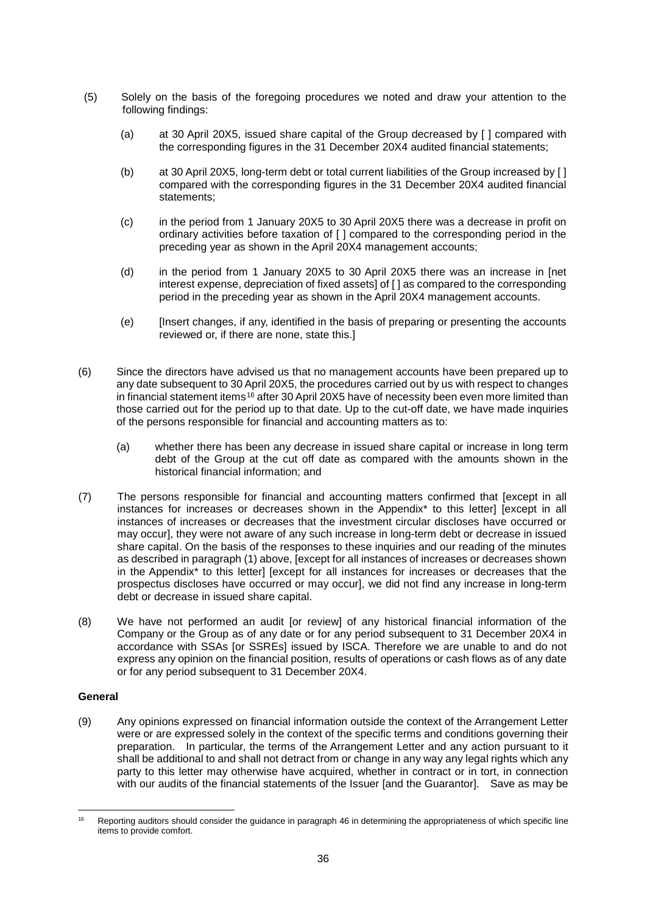(5) Solely on the basis of the foregoing procedures we noted and draw your attention to the following findings:

(a) at 30 April 20X5, issued share capital of the Group decreased by [ ] compared with the corresponding figures in the 31 December 20X4 audited financial statements;

(b) at 30 April 20X5, long-term debt or total current liabilities of the Group increased by [ ] compared with the corresponding figures in the 31 December 20X4 audited financial statements;

(c) in the period from 1 January 20X5 to 30 April 20X5 there was a decrease in profit on ordinary activities before taxation of [ ] compared to the corresponding period in the preceding year as shown in the April 20X4 management accounts;

(d) in the period from 1 January 20X5 to 30 April 20X5 there was an increase in [net interest expense, depreciation of fixed assets] of [ ] as compared to the corresponding period in the preceding year as shown in the April 20X4 management accounts.

(e) [Insert changes, if any, identified in the basis of preparing or presenting the accounts reviewed or, if there are none, state this.]

(6) Since the directors have advised us that no management accounts have been prepared up to any date subsequent to 30 April 20X5, the procedures carried out by us with respect to changes in financial statement items[16] after 30 April 20X5 have of necessity been even more limited than those carried out for the period up to that date. Up to the cut-off date, we have made inquiries of the persons responsible for financial and accounting matters as to:

(a) whether there has been any decrease in issued share capital or increase in long term debt of the Group at the cut off date as compared with the amounts shown in the historical financial information; and

(7) The persons responsible for financial and accounting matters confirmed that [except in all instances for increases or decreases shown in the Appendix* to this letter] [except in all instances of increases or decreases that the investment circular discloses have occurred or may occur], they were not aware of any such increase in long-term debt or decrease in issued share capital. On the basis of the responses to these inquiries and our reading of the minutes as described in paragraph (1) above, [except for all instances of increases or decreases shown in the Appendix* to this letter] [except for all instances for increases or decreases that the prospectus discloses have occurred or may occur], we did not find any increase in long-term debt or decrease in issued share capital.

(8) We have not performed an audit [or review] of any historical financial information of the Company or the Group as of any date or for any period subsequent to 31 December 20X4 in accordance with SSAs [or SSREs] issued by ISCA. Therefore we are unable to and do not express any opinion on the financial position, results of operations or cash flows as of any date or for any period subsequent to 31 December 20X4.

**General**

(9) Any opinions expressed on financial information outside the context of the Arrangement Letter were or are expressed solely in the context of the specific terms and conditions governing their preparation. In particular, the terms of the Arrangement Letter and any action pursuant to it shall be additional to and shall not detract from or change in any way any legal rights which any party to this letter may otherwise have acquired, whether in contract or in tort, in connection with our audits of the financial statements of the Issuer [and the Guarantor]. Save as may be

---

[16] Reporting auditors should consider the guidance in paragraph 46 in determining the appropriateness of which specific line items to provide comfort.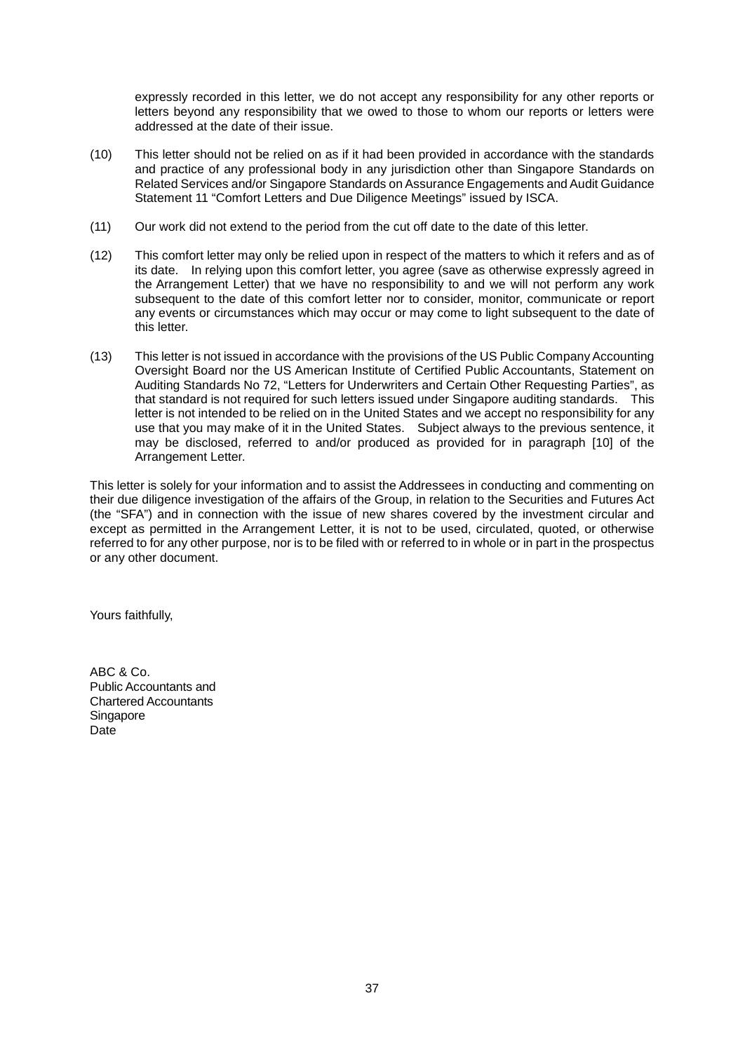expressly recorded in this letter, we do not accept any responsibility for any other reports or letters beyond any responsibility that we owed to those to whom our reports or letters were addressed at the date of their issue.

(10) This letter should not be relied on as if it had been provided in accordance with the standards and practice of any professional body in any jurisdiction other than Singapore Standards on Related Services and/or Singapore Standards on Assurance Engagements and Audit Guidance Statement 11 "Comfort Letters and Due Diligence Meetings" issued by ISCA.

(11) Our work did not extend to the period from the cut off date to the date of this letter.

(12) This comfort letter may only be relied upon in respect of the matters to which it refers and as of its date. In relying upon this comfort letter, you agree (save as otherwise expressly agreed in the Arrangement Letter) that we have no responsibility to and we will not perform any work subsequent to the date of this comfort letter nor to consider, monitor, communicate or report any events or circumstances which may occur or may come to light subsequent to the date of this letter.

(13) This letter is not issued in accordance with the provisions of the US Public Company Accounting Oversight Board nor the US American Institute of Certified Public Accountants, Statement on Auditing Standards No 72, "Letters for Underwriters and Certain Other Requesting Parties", as that standard is not required for such letters issued under Singapore auditing standards. This letter is not intended to be relied on in the United States and we accept no responsibility for any use that you may make of it in the United States. Subject always to the previous sentence, it may be disclosed, referred to and/or produced as provided for in paragraph [10] of the Arrangement Letter.

This letter is solely for your information and to assist the Addressees in conducting and commenting on their due diligence investigation of the affairs of the Group, in relation to the Securities and Futures Act (the "SFA") and in connection with the issue of new shares covered by the investment circular and except as permitted in the Arrangement Letter, it is not to be used, circulated, quoted, or otherwise referred to for any other purpose, nor is to be filed with or referred to in whole or in part in the prospectus or any other document.

Yours faithfully,

ABC & Co.
Public Accountants and
Chartered Accountants
Singapore
Date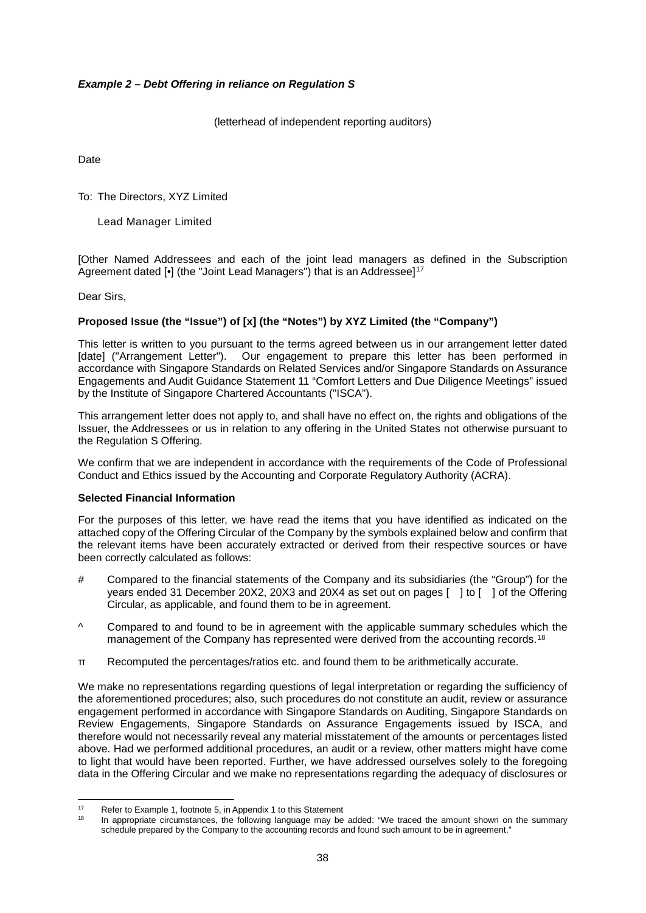***Example 2 – Debt Offering in reliance on Regulation S***

(letterhead of independent reporting auditors)

Date

To: The Directors, XYZ Limited

Lead Manager Limited

[Other Named Addressees and each of the joint lead managers as defined in the Subscription Agreement dated [•] (the "Joint Lead Managers") that is an Addressee][17]

Dear Sirs,

**Proposed Issue (the "Issue") of [x] (the "Notes") by XYZ Limited (the "Company")**

This letter is written to you pursuant to the terms agreed between us in our arrangement letter dated [date] ("Arrangement Letter"). Our engagement to prepare this letter has been performed in accordance with Singapore Standards on Related Services and/or Singapore Standards on Assurance Engagements and Audit Guidance Statement 11 "Comfort Letters and Due Diligence Meetings" issued by the Institute of Singapore Chartered Accountants ("ISCA").

This arrangement letter does not apply to, and shall have no effect on, the rights and obligations of the Issuer, the Addressees or us in relation to any offering in the United States not otherwise pursuant to the Regulation S Offering.

We confirm that we are independent in accordance with the requirements of the Code of Professional Conduct and Ethics issued by the Accounting and Corporate Regulatory Authority (ACRA).

**Selected Financial Information**

For the purposes of this letter, we have read the items that you have identified as indicated on the attached copy of the Offering Circular of the Company by the symbols explained below and confirm that the relevant items have been accurately extracted or derived from their respective sources or have been correctly calculated as follows:

- \# Compared to the financial statements of the Company and its subsidiaries (the "Group") for the years ended 31 December 20X2, 20X3 and 20X4 as set out on pages [ ] to [ ] of the Offering Circular, as applicable, and found them to be in agreement.
- ^ Compared to and found to be in agreement with the applicable summary schedules which the management of the Company has represented were derived from the accounting records.[18]
- π Recomputed the percentages/ratios etc. and found them to be arithmetically accurate.

We make no representations regarding questions of legal interpretation or regarding the sufficiency of the aforementioned procedures; also, such procedures do not constitute an audit, review or assurance engagement performed in accordance with Singapore Standards on Auditing, Singapore Standards on Review Engagements, Singapore Standards on Assurance Engagements issued by ISCA, and therefore would not necessarily reveal any material misstatement of the amounts or percentages listed above. Had we performed additional procedures, an audit or a review, other matters might have come to light that would have been reported. Further, we have addressed ourselves solely to the foregoing data in the Offering Circular and we make no representations regarding the adequacy of disclosures or

---

[17] Refer to Example 1, footnote 5, in Appendix 1 to this Statement

[18] In appropriate circumstances, the following language may be added: "We traced the amount shown on the summary schedule prepared by the Company to the accounting records and found such amount to be in agreement."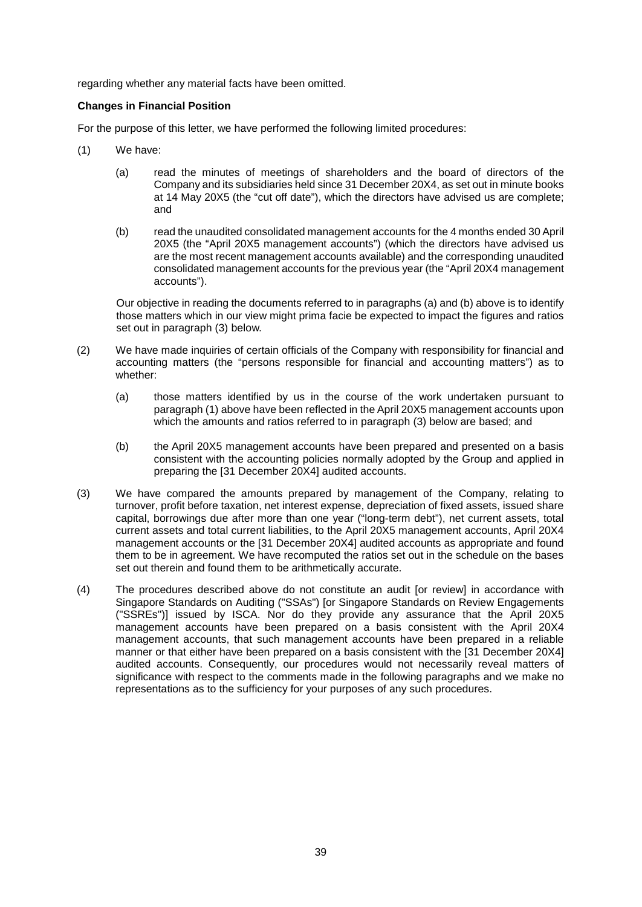regarding whether any material facts have been omitted.

**Changes in Financial Position**

For the purpose of this letter, we have performed the following limited procedures:

(1) We have:

(a) read the minutes of meetings of shareholders and the board of directors of the Company and its subsidiaries held since 31 December 20X4, as set out in minute books at 14 May 20X5 (the "cut off date"), which the directors have advised us are complete; and

(b) read the unaudited consolidated management accounts for the 4 months ended 30 April 20X5 (the "April 20X5 management accounts") (which the directors have advised us are the most recent management accounts available) and the corresponding unaudited consolidated management accounts for the previous year (the "April 20X4 management accounts").

Our objective in reading the documents referred to in paragraphs (a) and (b) above is to identify those matters which in our view might prima facie be expected to impact the figures and ratios set out in paragraph (3) below.

(2) We have made inquiries of certain officials of the Company with responsibility for financial and accounting matters (the "persons responsible for financial and accounting matters") as to whether:

(a) those matters identified by us in the course of the work undertaken pursuant to paragraph (1) above have been reflected in the April 20X5 management accounts upon which the amounts and ratios referred to in paragraph (3) below are based; and

(b) the April 20X5 management accounts have been prepared and presented on a basis consistent with the accounting policies normally adopted by the Group and applied in preparing the [31 December 20X4] audited accounts.

(3) We have compared the amounts prepared by management of the Company, relating to turnover, profit before taxation, net interest expense, depreciation of fixed assets, issued share capital, borrowings due after more than one year ("long-term debt"), net current assets, total current assets and total current liabilities, to the April 20X5 management accounts, April 20X4 management accounts or the [31 December 20X4] audited accounts as appropriate and found them to be in agreement. We have recomputed the ratios set out in the schedule on the bases set out therein and found them to be arithmetically accurate.

(4) The procedures described above do not constitute an audit [or review] in accordance with Singapore Standards on Auditing ("SSAs") [or Singapore Standards on Review Engagements ("SSREs")] issued by ISCA. Nor do they provide any assurance that the April 20X5 management accounts have been prepared on a basis consistent with the April 20X4 management accounts, that such management accounts have been prepared in a reliable manner or that either have been prepared on a basis consistent with the [31 December 20X4] audited accounts. Consequently, our procedures would not necessarily reveal matters of significance with respect to the comments made in the following paragraphs and we make no representations as to the sufficiency for your purposes of any such procedures.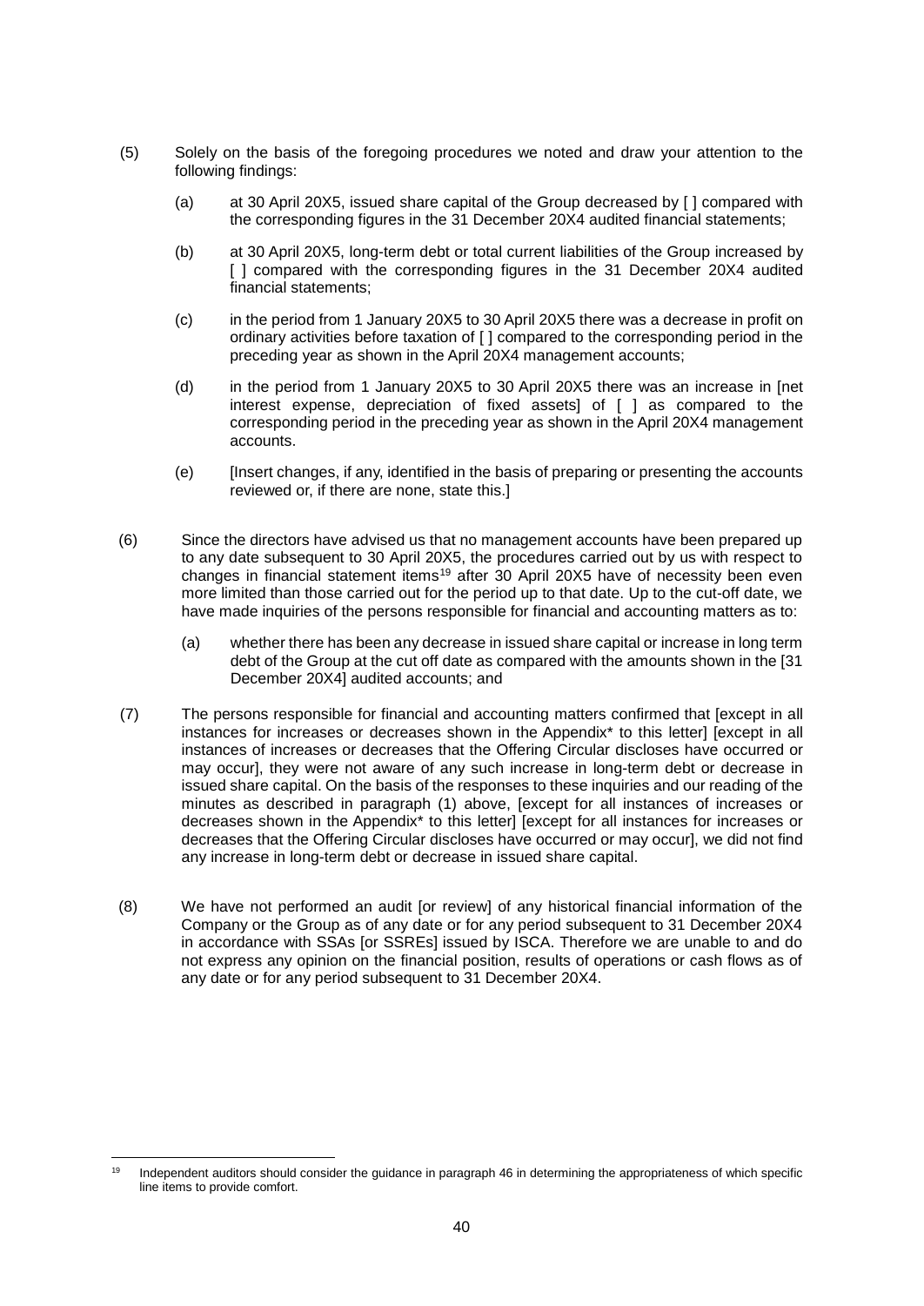(5) Solely on the basis of the foregoing procedures we noted and draw your attention to the following findings:

(a) at 30 April 20X5, issued share capital of the Group decreased by [ ] compared with the corresponding figures in the 31 December 20X4 audited financial statements;

(b) at 30 April 20X5, long-term debt or total current liabilities of the Group increased by [ ] compared with the corresponding figures in the 31 December 20X4 audited financial statements;

(c) in the period from 1 January 20X5 to 30 April 20X5 there was a decrease in profit on ordinary activities before taxation of [ ] compared to the corresponding period in the preceding year as shown in the April 20X4 management accounts;

(d) in the period from 1 January 20X5 to 30 April 20X5 there was an increase in [net interest expense, depreciation of fixed assets] of [ ] as compared to the corresponding period in the preceding year as shown in the April 20X4 management accounts.

(e) [Insert changes, if any, identified in the basis of preparing or presenting the accounts reviewed or, if there are none, state this.]

(6) Since the directors have advised us that no management accounts have been prepared up to any date subsequent to 30 April 20X5, the procedures carried out by us with respect to changes in financial statement items[19] after 30 April 20X5 have of necessity been even more limited than those carried out for the period up to that date. Up to the cut-off date, we have made inquiries of the persons responsible for financial and accounting matters as to:

(a) whether there has been any decrease in issued share capital or increase in long term debt of the Group at the cut off date as compared with the amounts shown in the [31 December 20X4] audited accounts; and

(7) The persons responsible for financial and accounting matters confirmed that [except in all instances for increases or decreases shown in the Appendix* to this letter] [except in all instances of increases or decreases that the Offering Circular discloses have occurred or may occur], they were not aware of any such increase in long-term debt or decrease in issued share capital. On the basis of the responses to these inquiries and our reading of the minutes as described in paragraph (1) above, [except for all instances of increases or decreases shown in the Appendix* to this letter] [except for all instances for increases or decreases that the Offering Circular discloses have occurred or may occur], we did not find any increase in long-term debt or decrease in issued share capital.

(8) We have not performed an audit [or review] of any historical financial information of the Company or the Group as of any date or for any period subsequent to 31 December 20X4 in accordance with SSAs [or SSREs] issued by ISCA. Therefore we are unable to and do not express any opinion on the financial position, results of operations or cash flows as of any date or for any period subsequent to 31 December 20X4.

---

[19] Independent auditors should consider the guidance in paragraph 46 in determining the appropriateness of which specific line items to provide comfort.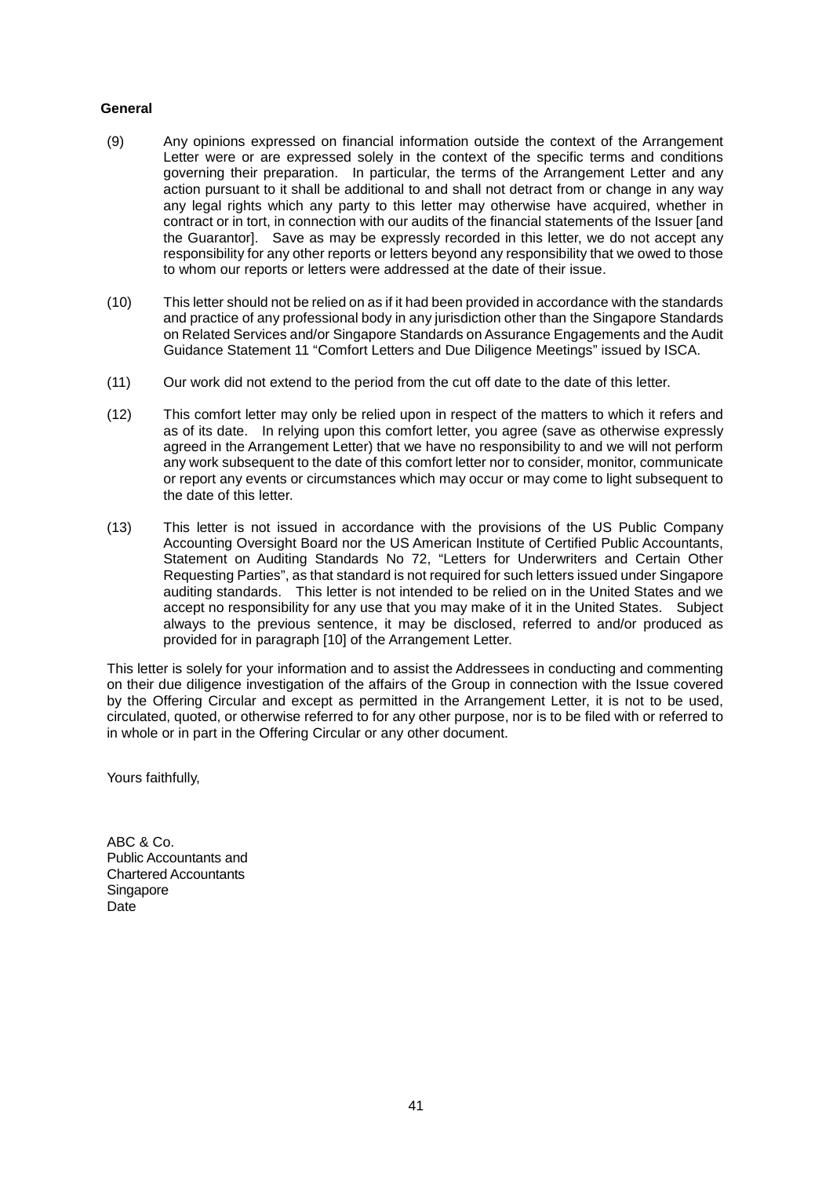**General**

(9) Any opinions expressed on financial information outside the context of the Arrangement Letter were or are expressed solely in the context of the specific terms and conditions governing their preparation. In particular, the terms of the Arrangement Letter and any action pursuant to it shall be additional to and shall not detract from or change in any way any legal rights which any party to this letter may otherwise have acquired, whether in contract or in tort, in connection with our audits of the financial statements of the Issuer [and the Guarantor]. Save as may be expressly recorded in this letter, we do not accept any responsibility for any other reports or letters beyond any responsibility that we owed to those to whom our reports or letters were addressed at the date of their issue.

(10) This letter should not be relied on as if it had been provided in accordance with the standards and practice of any professional body in any jurisdiction other than the Singapore Standards on Related Services and/or Singapore Standards on Assurance Engagements and the Audit Guidance Statement 11 "Comfort Letters and Due Diligence Meetings" issued by ISCA.

(11) Our work did not extend to the period from the cut off date to the date of this letter.

(12) This comfort letter may only be relied upon in respect of the matters to which it refers and as of its date. In relying upon this comfort letter, you agree (save as otherwise expressly agreed in the Arrangement Letter) that we have no responsibility to and we will not perform any work subsequent to the date of this comfort letter nor to consider, monitor, communicate or report any events or circumstances which may occur or may come to light subsequent to the date of this letter.

(13) This letter is not issued in accordance with the provisions of the US Public Company Accounting Oversight Board nor the US American Institute of Certified Public Accountants, Statement on Auditing Standards No 72, "Letters for Underwriters and Certain Other Requesting Parties", as that standard is not required for such letters issued under Singapore auditing standards. This letter is not intended to be relied on in the United States and we accept no responsibility for any use that you may make of it in the United States. Subject always to the previous sentence, it may be disclosed, referred to and/or produced as provided for in paragraph [10] of the Arrangement Letter.

This letter is solely for your information and to assist the Addressees in conducting and commenting on their due diligence investigation of the affairs of the Group in connection with the Issue covered by the Offering Circular and except as permitted in the Arrangement Letter, it is not to be used, circulated, quoted, or otherwise referred to for any other purpose, nor is to be filed with or referred to in whole or in part in the Offering Circular or any other document.

Yours faithfully,

ABC & Co.
Public Accountants and
Chartered Accountants
Singapore
Date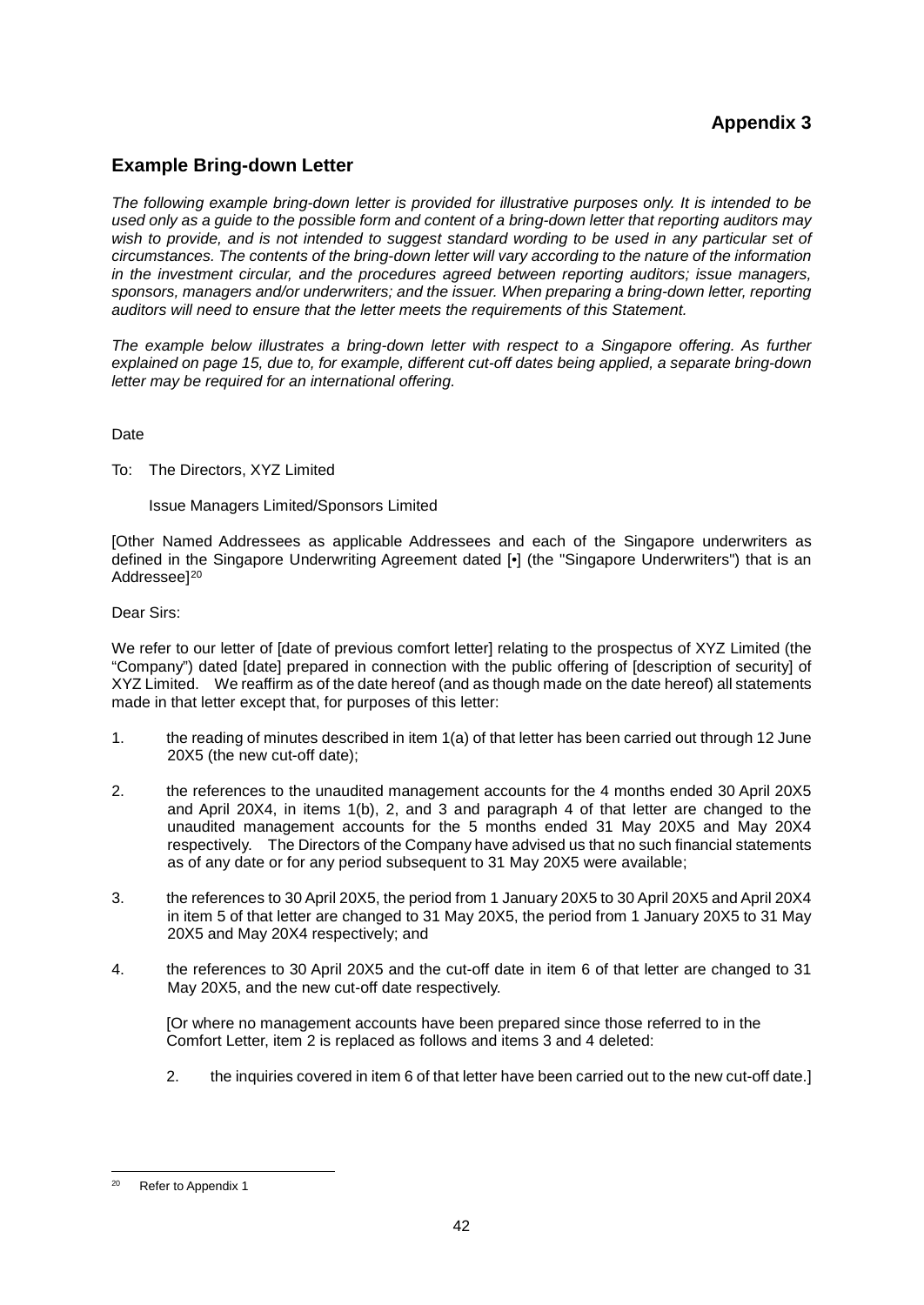**Appendix 3**

## Example Bring-down Letter

*The following example bring-down letter is provided for illustrative purposes only. It is intended to be used only as a guide to the possible form and content of a bring-down letter that reporting auditors may wish to provide, and is not intended to suggest standard wording to be used in any particular set of circumstances. The contents of the bring-down letter will vary according to the nature of the information in the investment circular, and the procedures agreed between reporting auditors; issue managers, sponsors, managers and/or underwriters; and the issuer. When preparing a bring-down letter, reporting auditors will need to ensure that the letter meets the requirements of this Statement.*

*The example below illustrates a bring-down letter with respect to a Singapore offering. As further explained on page 15, due to, for example, different cut-off dates being applied, a separate bring-down letter may be required for an international offering.*

Date

To: The Directors, XYZ Limited

Issue Managers Limited/Sponsors Limited

[Other Named Addressees as applicable Addressees and each of the Singapore underwriters as defined in the Singapore Underwriting Agreement dated [•] (the "Singapore Underwriters") that is an Addressee][20]

Dear Sirs:

We refer to our letter of [date of previous comfort letter] relating to the prospectus of XYZ Limited (the "Company") dated [date] prepared in connection with the public offering of [description of security] of XYZ Limited. We reaffirm as of the date hereof (and as though made on the date hereof) all statements made in that letter except that, for purposes of this letter:

1. the reading of minutes described in item 1(a) of that letter has been carried out through 12 June 20X5 (the new cut-off date);

2. the references to the unaudited management accounts for the 4 months ended 30 April 20X5 and April 20X4, in items 1(b), 2, and 3 and paragraph 4 of that letter are changed to the unaudited management accounts for the 5 months ended 31 May 20X5 and May 20X4 respectively. The Directors of the Company have advised us that no such financial statements as of any date or for any period subsequent to 31 May 20X5 were available;

3. the references to 30 April 20X5, the period from 1 January 20X5 to 30 April 20X5 and April 20X4 in item 5 of that letter are changed to 31 May 20X5, the period from 1 January 20X5 to 31 May 20X5 and May 20X4 respectively; and

4. the references to 30 April 20X5 and the cut-off date in item 6 of that letter are changed to 31 May 20X5, and the new cut-off date respectively.

   [Or where no management accounts have been prepared since those referred to in the Comfort Letter, item 2 is replaced as follows and items 3 and 4 deleted:

   2. the inquiries covered in item 6 of that letter have been carried out to the new cut-off date.]

---

[20] Refer to Appendix 1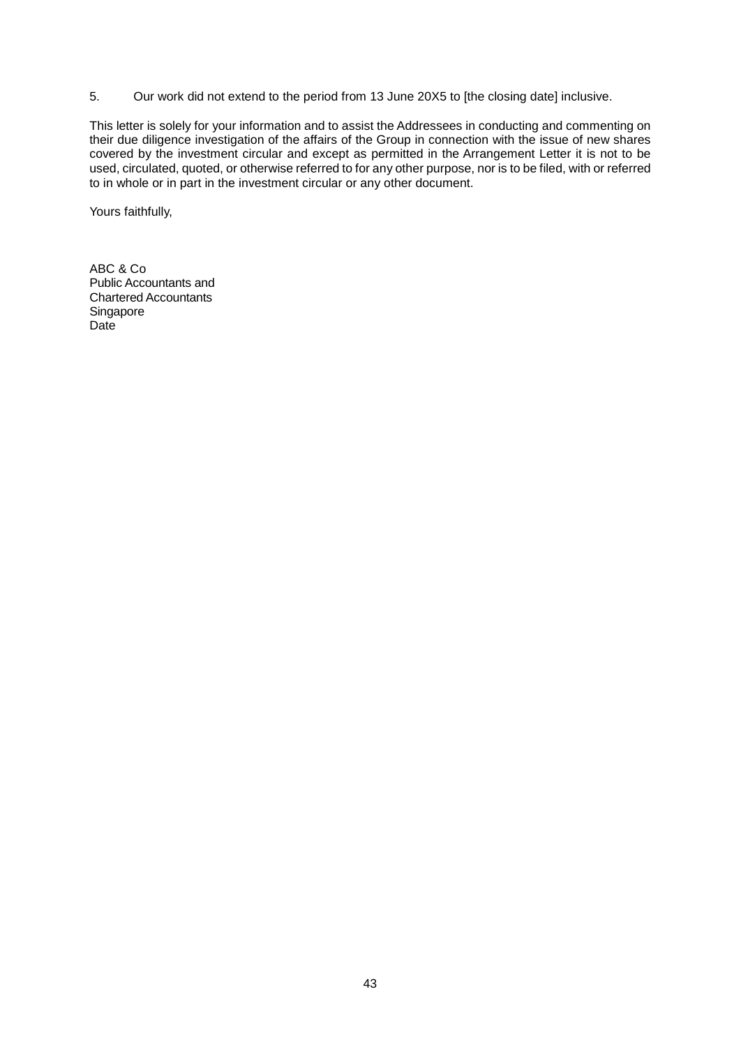5. Our work did not extend to the period from 13 June 20X5 to [the closing date] inclusive.

This letter is solely for your information and to assist the Addressees in conducting and commenting on their due diligence investigation of the affairs of the Group in connection with the issue of new shares covered by the investment circular and except as permitted in the Arrangement Letter it is not to be used, circulated, quoted, or otherwise referred to for any other purpose, nor is to be filed, with or referred to in whole or in part in the investment circular or any other document.

Yours faithfully,

ABC & Co  
Public Accountants and  
Chartered Accountants  
Singapore  
Date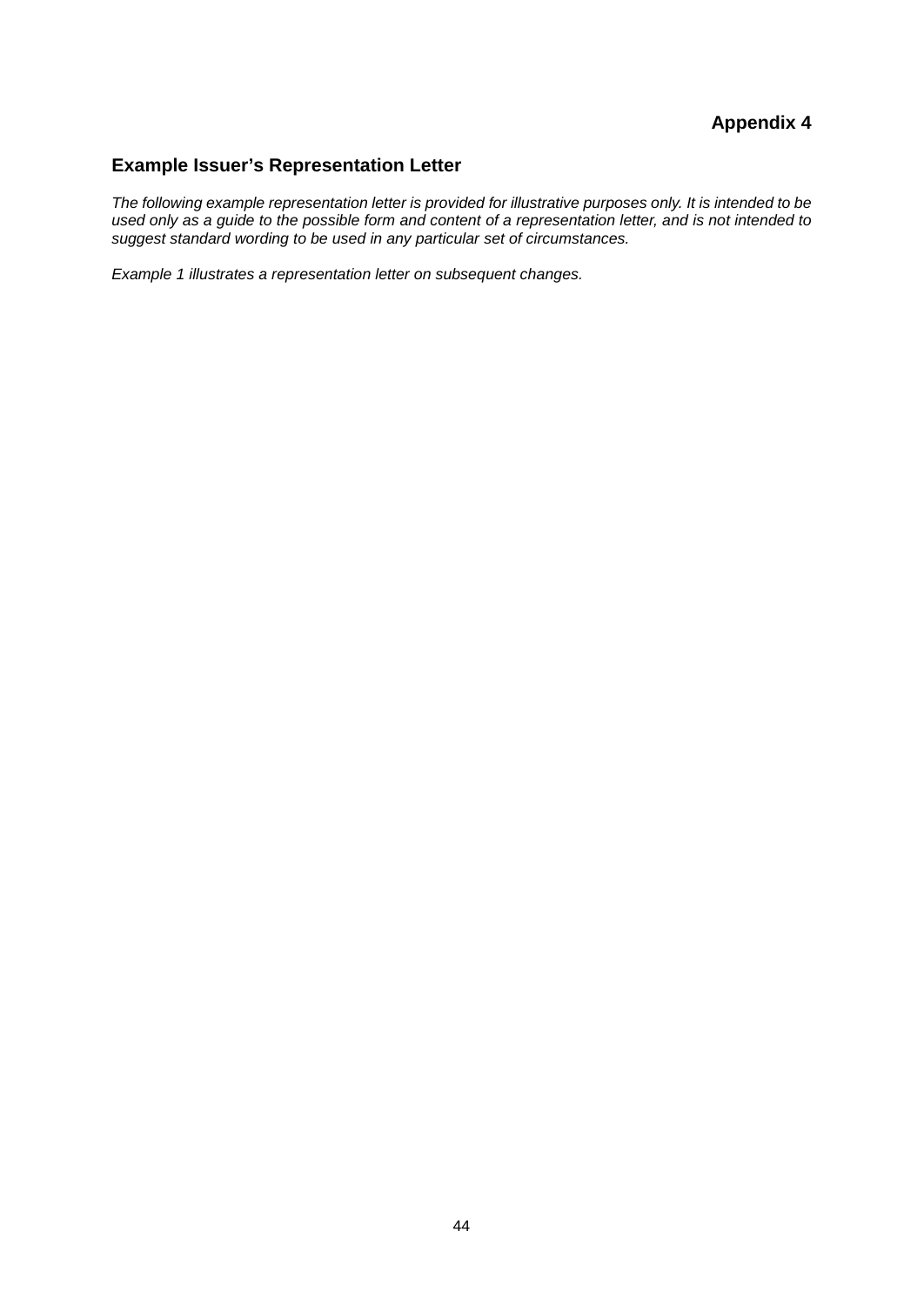**Appendix 4**

## Example Issuer's Representation Letter

*The following example representation letter is provided for illustrative purposes only. It is intended to be used only as a guide to the possible form and content of a representation letter, and is not intended to suggest standard wording to be used in any particular set of circumstances.*

*Example 1 illustrates a representation letter on subsequent changes.*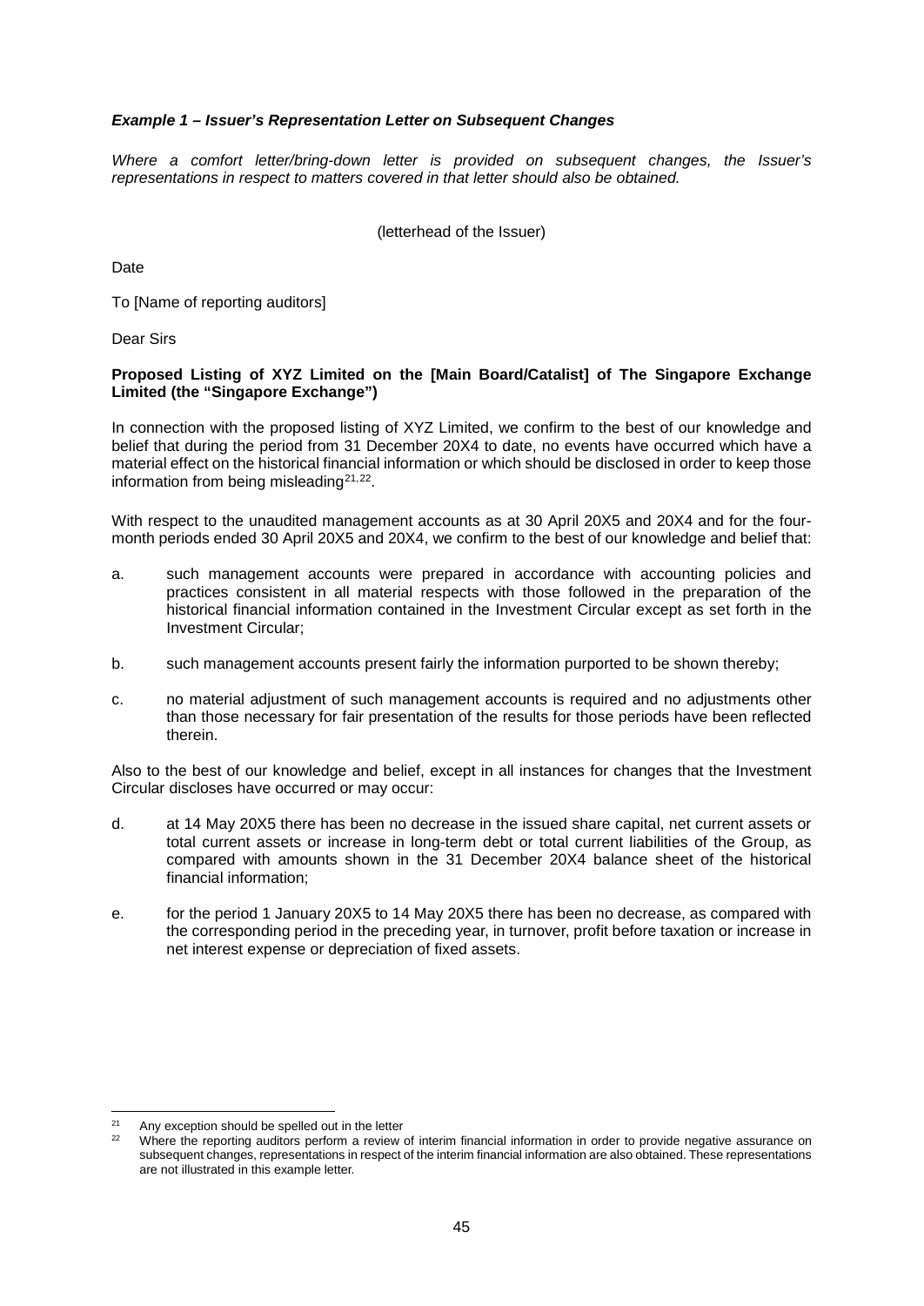***Example 1 – Issuer's Representation Letter on Subsequent Changes***

*Where a comfort letter/bring-down letter is provided on subsequent changes, the Issuer's representations in respect to matters covered in that letter should also be obtained.*

(letterhead of the Issuer)

Date

To [Name of reporting auditors]

Dear Sirs

**Proposed Listing of XYZ Limited on the [Main Board/Catalist] of The Singapore Exchange Limited (the "Singapore Exchange")**

In connection with the proposed listing of XYZ Limited, we confirm to the best of our knowledge and belief that during the period from 31 December 20X4 to date, no events have occurred which have a material effect on the historical financial information or which should be disclosed in order to keep those information from being misleading[21,22].

With respect to the unaudited management accounts as at 30 April 20X5 and 20X4 and for the four-month periods ended 30 April 20X5 and 20X4, we confirm to the best of our knowledge and belief that:

a. such management accounts were prepared in accordance with accounting policies and practices consistent in all material respects with those followed in the preparation of the historical financial information contained in the Investment Circular except as set forth in the Investment Circular;

b. such management accounts present fairly the information purported to be shown thereby;

c. no material adjustment of such management accounts is required and no adjustments other than those necessary for fair presentation of the results for those periods have been reflected therein.

Also to the best of our knowledge and belief, except in all instances for changes that the Investment Circular discloses have occurred or may occur:

d. at 14 May 20X5 there has been no decrease in the issued share capital, net current assets or total current assets or increase in long-term debt or total current liabilities of the Group, as compared with amounts shown in the 31 December 20X4 balance sheet of the historical financial information;

e. for the period 1 January 20X5 to 14 May 20X5 there has been no decrease, as compared with the corresponding period in the preceding year, in turnover, profit before taxation or increase in net interest expense or depreciation of fixed assets.

---

[21] Any exception should be spelled out in the letter

[22] Where the reporting auditors perform a review of interim financial information in order to provide negative assurance on subsequent changes, representations in respect of the interim financial information are also obtained. These representations are not illustrated in this example letter.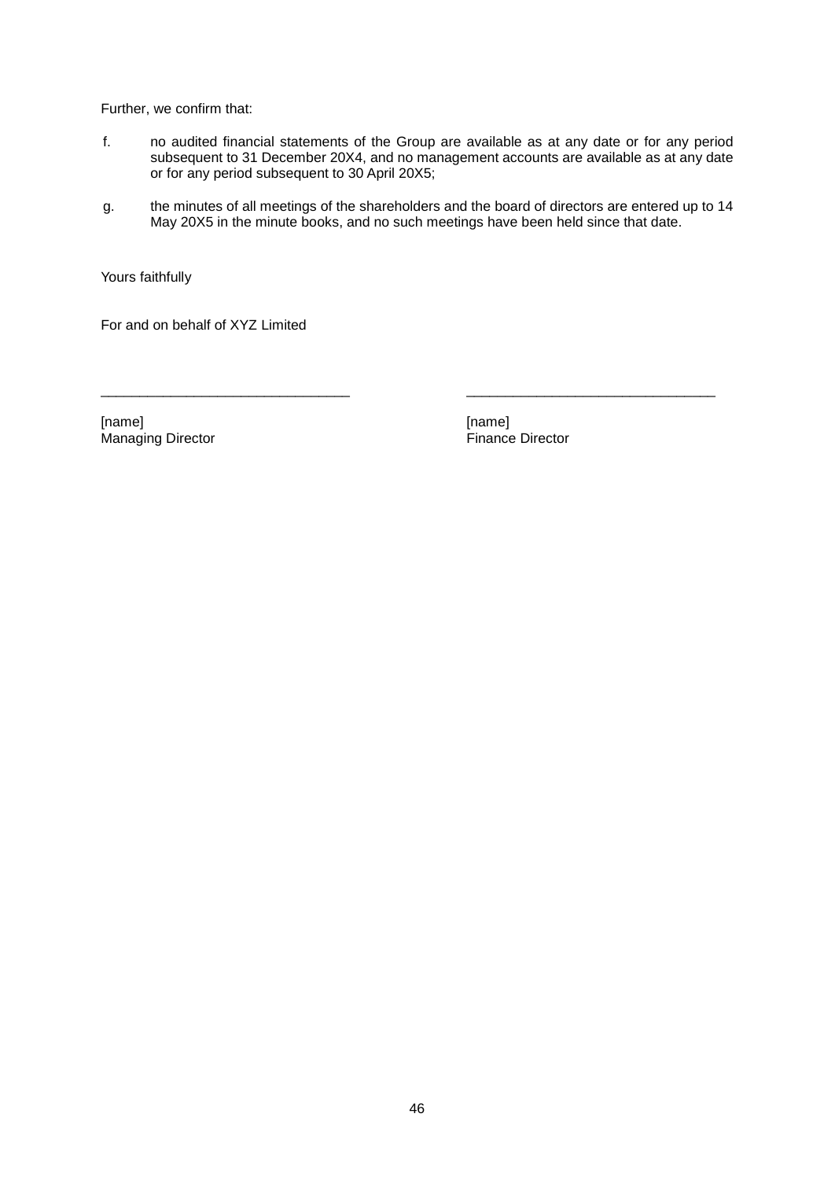Further, we confirm that:

f. no audited financial statements of the Group are available as at any date or for any period subsequent to 31 December 20X4, and no management accounts are available as at any date or for any period subsequent to 30 April 20X5;

g. the minutes of all meetings of the shareholders and the board of directors are entered up to 14 May 20X5 in the minute books, and no such meetings have been held since that date.

Yours faithfully

For and on behalf of XYZ Limited

| _______________________________ | _______________________________ |
|---|---|
| [name]<br>Managing Director | [name]<br>Finance Director |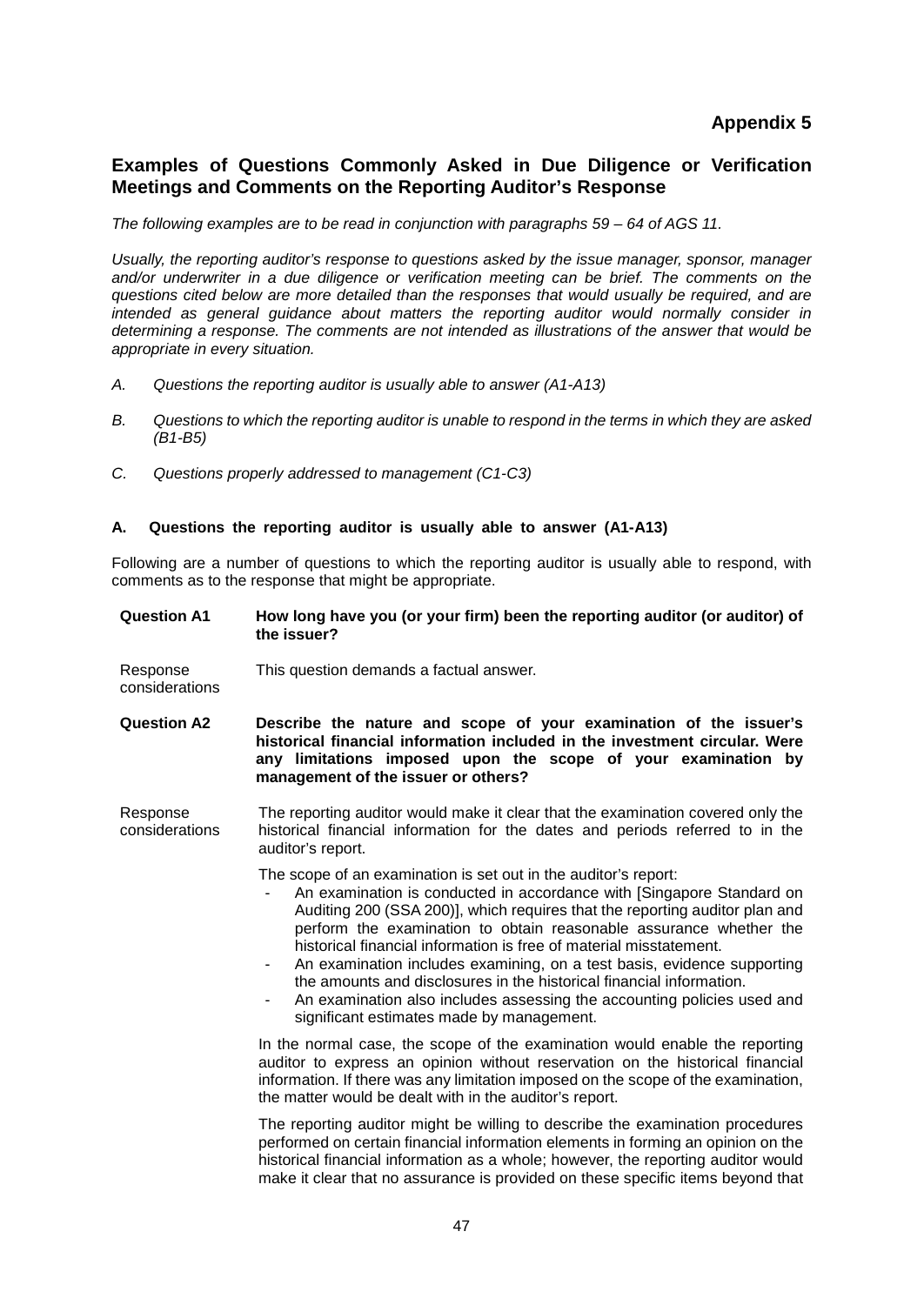**Appendix 5**

## Examples of Questions Commonly Asked in Due Diligence or Verification Meetings and Comments on the Reporting Auditor's Response

*The following examples are to be read in conjunction with paragraphs 59 – 64 of AGS 11.*

*Usually, the reporting auditor's response to questions asked by the issue manager, sponsor, manager and/or underwriter in a due diligence or verification meeting can be brief. The comments on the questions cited below are more detailed than the responses that would usually be required, and are intended as general guidance about matters the reporting auditor would normally consider in determining a response. The comments are not intended as illustrations of the answer that would be appropriate in every situation.*

*A. Questions the reporting auditor is usually able to answer (A1-A13)*

*B. Questions to which the reporting auditor is unable to respond in the terms in which they are asked (B1-B5)*

*C. Questions properly addressed to management (C1-C3)*

### A. Questions the reporting auditor is usually able to answer (A1-A13)

Following are a number of questions to which the reporting auditor is usually able to respond, with comments as to the response that might be appropriate.

**Question A1** **How long have you (or your firm) been the reporting auditor (or auditor) of the issuer?**

Response considerations

This question demands a factual answer.

**Question A2** **Describe the nature and scope of your examination of the issuer's historical financial information included in the investment circular. Were any limitations imposed upon the scope of your examination by management of the issuer or others?**

Response considerations

The reporting auditor would make it clear that the examination covered only the historical financial information for the dates and periods referred to in the auditor's report.

The scope of an examination is set out in the auditor's report:

- An examination is conducted in accordance with [Singapore Standard on Auditing 200 (SSA 200)], which requires that the reporting auditor plan and perform the examination to obtain reasonable assurance whether the historical financial information is free of material misstatement.
- An examination includes examining, on a test basis, evidence supporting the amounts and disclosures in the historical financial information.
- An examination also includes assessing the accounting policies used and significant estimates made by management.

In the normal case, the scope of the examination would enable the reporting auditor to express an opinion without reservation on the historical financial information. If there was any limitation imposed on the scope of the examination, the matter would be dealt with in the auditor's report.

The reporting auditor might be willing to describe the examination procedures performed on certain financial information elements in forming an opinion on the historical financial information as a whole; however, the reporting auditor would make it clear that no assurance is provided on these specific items beyond that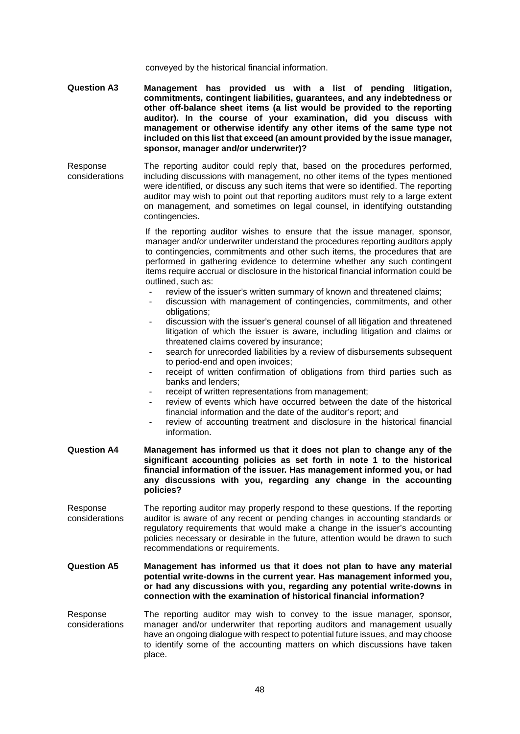conveyed by the historical financial information.

**Question A3** **Management has provided us with a list of pending litigation, commitments, contingent liabilities, guarantees, and any indebtedness or other off-balance sheet items (a list would be provided to the reporting auditor). In the course of your examination, did you discuss with management or otherwise identify any other items of the same type not included on this list that exceed (an amount provided by the issue manager, sponsor, manager and/or underwriter)?**

Response considerations: The reporting auditor could reply that, based on the procedures performed, including discussions with management, no other items of the types mentioned were identified, or discuss any such items that were so identified. The reporting auditor may wish to point out that reporting auditors must rely to a large extent on management, and sometimes on legal counsel, in identifying outstanding contingencies.

If the reporting auditor wishes to ensure that the issue manager, sponsor, manager and/or underwriter understand the procedures reporting auditors apply to contingencies, commitments and other such items, the procedures that are performed in gathering evidence to determine whether any such contingent items require accrual or disclosure in the historical financial information could be outlined, such as:

- review of the issuer's written summary of known and threatened claims;
- discussion with management of contingencies, commitments, and other obligations;
- discussion with the issuer's general counsel of all litigation and threatened litigation of which the issuer is aware, including litigation and claims or threatened claims covered by insurance;
- search for unrecorded liabilities by a review of disbursements subsequent to period-end and open invoices;
- receipt of written confirmation of obligations from third parties such as banks and lenders;
- receipt of written representations from management;
- review of events which have occurred between the date of the historical financial information and the date of the auditor's report; and
- review of accounting treatment and disclosure in the historical financial information.

**Question A4** **Management has informed us that it does not plan to change any of the significant accounting policies as set forth in note 1 to the historical financial information of the issuer. Has management informed you, or had any discussions with you, regarding any change in the accounting policies?**

Response considerations: The reporting auditor may properly respond to these questions. If the reporting auditor is aware of any recent or pending changes in accounting standards or regulatory requirements that would make a change in the issuer's accounting policies necessary or desirable in the future, attention would be drawn to such recommendations or requirements.

**Question A5** **Management has informed us that it does not plan to have any material potential write-downs in the current year. Has management informed you, or had any discussions with you, regarding any potential write-downs in connection with the examination of historical financial information?**

Response considerations: The reporting auditor may wish to convey to the issue manager, sponsor, manager and/or underwriter that reporting auditors and management usually have an ongoing dialogue with respect to potential future issues, and may choose to identify some of the accounting matters on which discussions have taken place.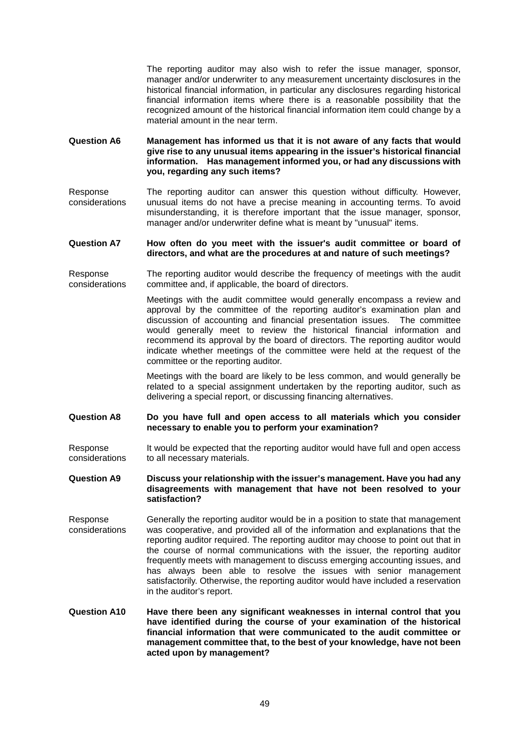The reporting auditor may also wish to refer the issue manager, sponsor, manager and/or underwriter to any measurement uncertainty disclosures in the historical financial information, in particular any disclosures regarding historical financial information items where there is a reasonable possibility that the recognized amount of the historical financial information item could change by a material amount in the near term.

**Question A6** **Management has informed us that it is not aware of any facts that would give rise to any unusual items appearing in the issuer's historical financial information. Has management informed you, or had any discussions with you, regarding any such items?**

Response considerations: The reporting auditor can answer this question without difficulty. However, unusual items do not have a precise meaning in accounting terms. To avoid misunderstanding, it is therefore important that the issue manager, sponsor, manager and/or underwriter define what is meant by "unusual" items.

**Question A7** **How often do you meet with the issuer's audit committee or board of directors, and what are the procedures at and nature of such meetings?**

Response considerations: The reporting auditor would describe the frequency of meetings with the audit committee and, if applicable, the board of directors.

Meetings with the audit committee would generally encompass a review and approval by the committee of the reporting auditor's examination plan and discussion of accounting and financial presentation issues. The committee would generally meet to review the historical financial information and recommend its approval by the board of directors. The reporting auditor would indicate whether meetings of the committee were held at the request of the committee or the reporting auditor.

Meetings with the board are likely to be less common, and would generally be related to a special assignment undertaken by the reporting auditor, such as delivering a special report, or discussing financing alternatives.

**Question A8** **Do you have full and open access to all materials which you consider necessary to enable you to perform your examination?**

Response considerations: It would be expected that the reporting auditor would have full and open access to all necessary materials.

**Question A9** **Discuss your relationship with the issuer's management. Have you had any disagreements with management that have not been resolved to your satisfaction?**

Response considerations: Generally the reporting auditor would be in a position to state that management was cooperative, and provided all of the information and explanations that the reporting auditor required. The reporting auditor may choose to point out that in the course of normal communications with the issuer, the reporting auditor frequently meets with management to discuss emerging accounting issues, and has always been able to resolve the issues with senior management satisfactorily. Otherwise, the reporting auditor would have included a reservation in the auditor's report.

**Question A10** **Have there been any significant weaknesses in internal control that you have identified during the course of your examination of the historical financial information that were communicated to the audit committee or management committee that, to the best of your knowledge, have not been acted upon by management?**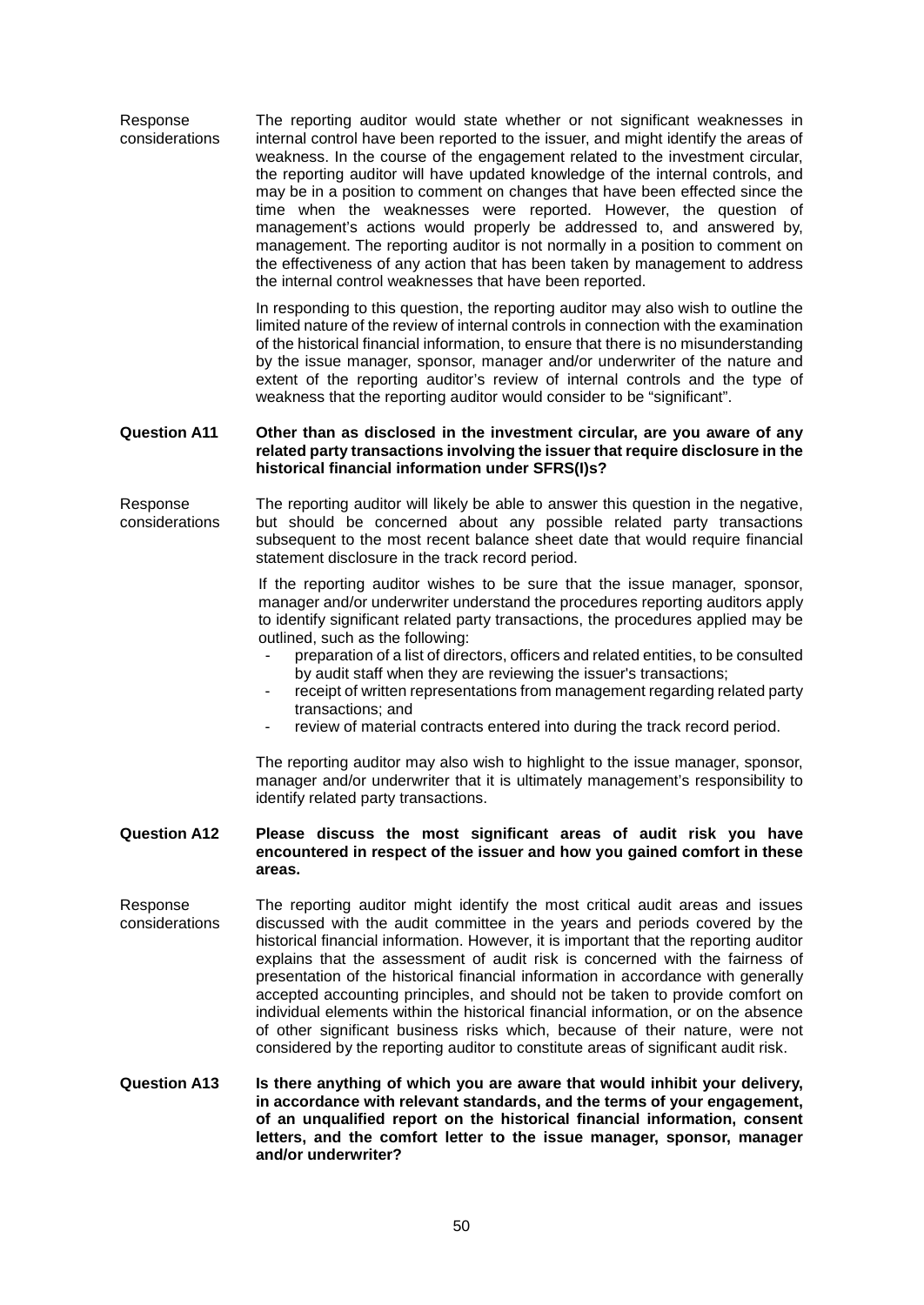Response considerations

The reporting auditor would state whether or not significant weaknesses in internal control have been reported to the issuer, and might identify the areas of weakness. In the course of the engagement related to the investment circular, the reporting auditor will have updated knowledge of the internal controls, and may be in a position to comment on changes that have been effected since the time when the weaknesses were reported. However, the question of management's actions would properly be addressed to, and answered by, management. The reporting auditor is not normally in a position to comment on the effectiveness of any action that has been taken by management to address the internal control weaknesses that have been reported.

In responding to this question, the reporting auditor may also wish to outline the limited nature of the review of internal controls in connection with the examination of the historical financial information, to ensure that there is no misunderstanding by the issue manager, sponsor, manager and/or underwriter of the nature and extent of the reporting auditor's review of internal controls and the type of weakness that the reporting auditor would consider to be "significant".

**Question A11** **Other than as disclosed in the investment circular, are you aware of any related party transactions involving the issuer that require disclosure in the historical financial information under SFRS(I)s?**

Response considerations

The reporting auditor will likely be able to answer this question in the negative, but should be concerned about any possible related party transactions subsequent to the most recent balance sheet date that would require financial statement disclosure in the track record period.

If the reporting auditor wishes to be sure that the issue manager, sponsor, manager and/or underwriter understand the procedures reporting auditors apply to identify significant related party transactions, the procedures applied may be outlined, such as the following:

- preparation of a list of directors, officers and related entities, to be consulted by audit staff when they are reviewing the issuer's transactions;
- receipt of written representations from management regarding related party transactions; and
- review of material contracts entered into during the track record period.

The reporting auditor may also wish to highlight to the issue manager, sponsor, manager and/or underwriter that it is ultimately management's responsibility to identify related party transactions.

**Question A12** **Please discuss the most significant areas of audit risk you have encountered in respect of the issuer and how you gained comfort in these areas.**

Response considerations

The reporting auditor might identify the most critical audit areas and issues discussed with the audit committee in the years and periods covered by the historical financial information. However, it is important that the reporting auditor explains that the assessment of audit risk is concerned with the fairness of presentation of the historical financial information in accordance with generally accepted accounting principles, and should not be taken to provide comfort on individual elements within the historical financial information, or on the absence of other significant business risks which, because of their nature, were not considered by the reporting auditor to constitute areas of significant audit risk.

**Question A13** **Is there anything of which you are aware that would inhibit your delivery, in accordance with relevant standards, and the terms of your engagement, of an unqualified report on the historical financial information, consent letters, and the comfort letter to the issue manager, sponsor, manager and/or underwriter?**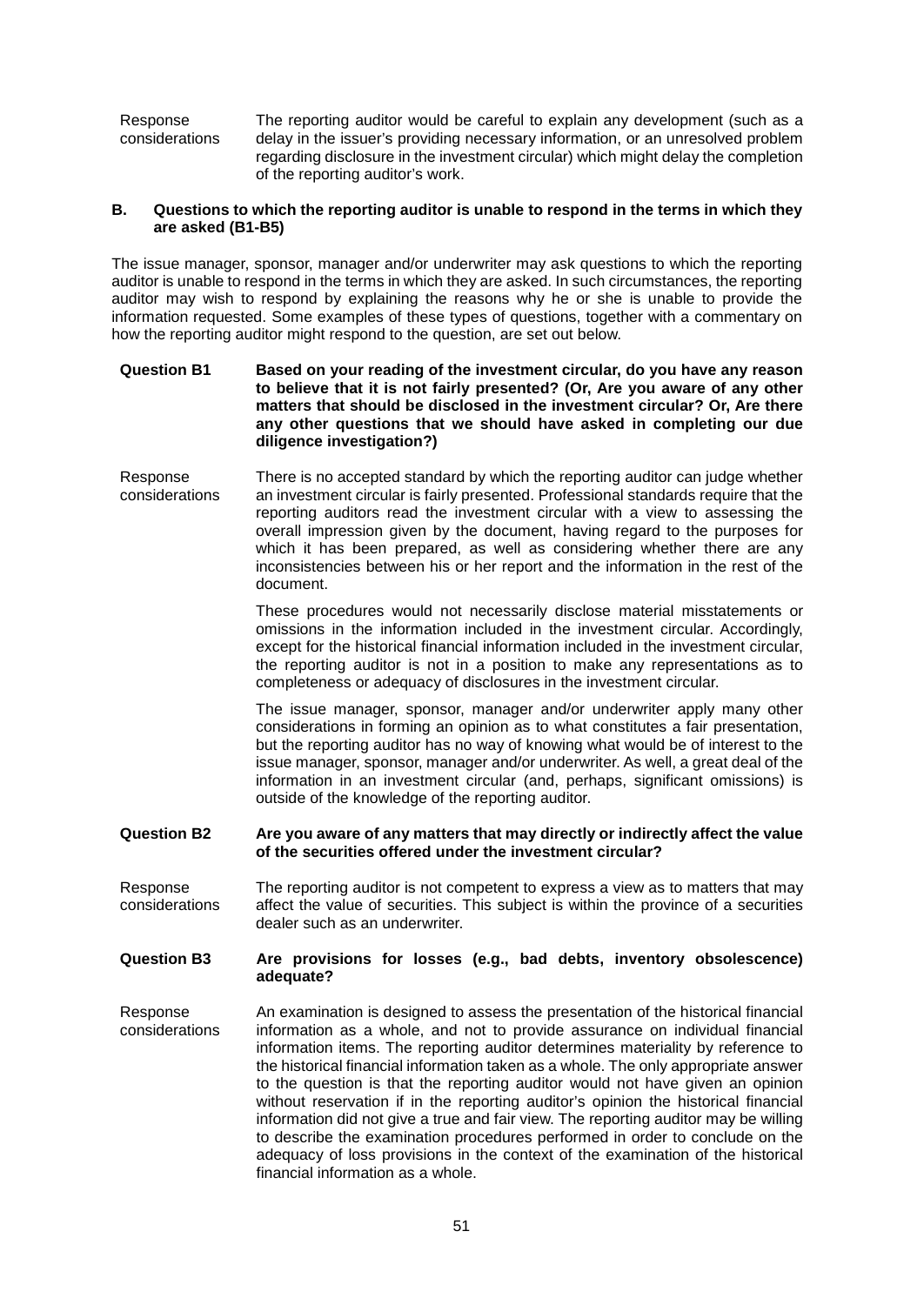| | |
|---|---|
| Response considerations | The reporting auditor would be careful to explain any development (such as a delay in the issuer's providing necessary information, or an unresolved problem regarding disclosure in the investment circular) which might delay the completion of the reporting auditor's work. |

## B. Questions to which the reporting auditor is unable to respond in the terms in which they are asked (B1-B5)

The issue manager, sponsor, manager and/or underwriter may ask questions to which the reporting auditor is unable to respond in the terms in which they are asked. In such circumstances, the reporting auditor may wish to respond by explaining the reasons why he or she is unable to provide the information requested. Some examples of these types of questions, together with a commentary on how the reporting auditor might respond to the question, are set out below.

| | |
|---|---|
| **Question B1** | **Based on your reading of the investment circular, do you have any reason to believe that it is not fairly presented? (Or, Are you aware of any other matters that should be disclosed in the investment circular? Or, Are there any other questions that we should have asked in completing our due diligence investigation?)** |
| Response considerations | There is no accepted standard by which the reporting auditor can judge whether an investment circular is fairly presented. Professional standards require that the reporting auditors read the investment circular with a view to assessing the overall impression given by the document, having regard to the purposes for which it has been prepared, as well as considering whether there are any inconsistencies between his or her report and the information in the rest of the document.<br><br>These procedures would not necessarily disclose material misstatements or omissions in the information included in the investment circular. Accordingly, except for the historical financial information included in the investment circular, the reporting auditor is not in a position to make any representations as to completeness or adequacy of disclosures in the investment circular.<br><br>The issue manager, sponsor, manager and/or underwriter apply many other considerations in forming an opinion as to what constitutes a fair presentation, but the reporting auditor has no way of knowing what would be of interest to the issue manager, sponsor, manager and/or underwriter. As well, a great deal of the information in an investment circular (and, perhaps, significant omissions) is outside of the knowledge of the reporting auditor. |
| **Question B2** | **Are you aware of any matters that may directly or indirectly affect the value of the securities offered under the investment circular?** |
| Response considerations | The reporting auditor is not competent to express a view as to matters that may affect the value of securities. This subject is within the province of a securities dealer such as an underwriter. |
| **Question B3** | **Are provisions for losses (e.g., bad debts, inventory obsolescence) adequate?** |
| Response considerations | An examination is designed to assess the presentation of the historical financial information as a whole, and not to provide assurance on individual financial information items. The reporting auditor determines materiality by reference to the historical financial information taken as a whole. The only appropriate answer to the question is that the reporting auditor would not have given an opinion without reservation if in the reporting auditor's opinion the historical financial information did not give a true and fair view. The reporting auditor may be willing to describe the examination procedures performed in order to conclude on the adequacy of loss provisions in the context of the examination of the historical financial information as a whole. |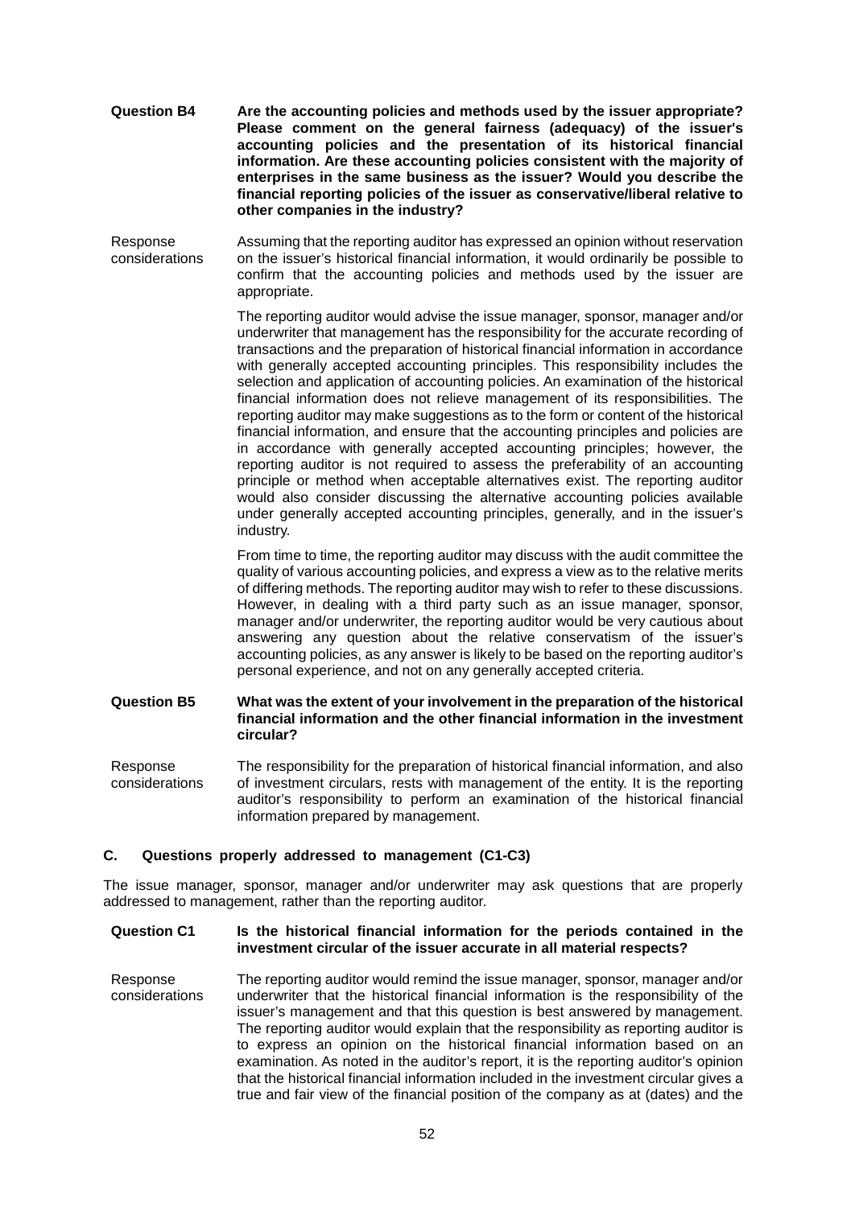**Question B4** **Are the accounting policies and methods used by the issuer appropriate? Please comment on the general fairness (adequacy) of the issuer's accounting policies and the presentation of its historical financial information. Are these accounting policies consistent with the majority of enterprises in the same business as the issuer? Would you describe the financial reporting policies of the issuer as conservative/liberal relative to other companies in the industry?**

Response considerations

Assuming that the reporting auditor has expressed an opinion without reservation on the issuer's historical financial information, it would ordinarily be possible to confirm that the accounting policies and methods used by the issuer are appropriate.

The reporting auditor would advise the issue manager, sponsor, manager and/or underwriter that management has the responsibility for the accurate recording of transactions and the preparation of historical financial information in accordance with generally accepted accounting principles. This responsibility includes the selection and application of accounting policies. An examination of the historical financial information does not relieve management of its responsibilities. The reporting auditor may make suggestions as to the form or content of the historical financial information, and ensure that the accounting principles and policies are in accordance with generally accepted accounting principles; however, the reporting auditor is not required to assess the preferability of an accounting principle or method when acceptable alternatives exist. The reporting auditor would also consider discussing the alternative accounting policies available under generally accepted accounting principles, generally, and in the issuer's industry.

From time to time, the reporting auditor may discuss with the audit committee the quality of various accounting policies, and express a view as to the relative merits of differing methods. The reporting auditor may wish to refer to these discussions. However, in dealing with a third party such as an issue manager, sponsor, manager and/or underwriter, the reporting auditor would be very cautious about answering any question about the relative conservatism of the issuer's accounting policies, as any answer is likely to be based on the reporting auditor's personal experience, and not on any generally accepted criteria.

**Question B5** **What was the extent of your involvement in the preparation of the historical financial information and the other financial information in the investment circular?**

Response considerations

The responsibility for the preparation of historical financial information, and also of investment circulars, rests with management of the entity. It is the reporting auditor's responsibility to perform an examination of the historical financial information prepared by management.

## C. Questions properly addressed to management (C1-C3)

The issue manager, sponsor, manager and/or underwriter may ask questions that are properly addressed to management, rather than the reporting auditor.

**Question C1** **Is the historical financial information for the periods contained in the investment circular of the issuer accurate in all material respects?**

Response considerations

The reporting auditor would remind the issue manager, sponsor, manager and/or underwriter that the historical financial information is the responsibility of the issuer's management and that this question is best answered by management. The reporting auditor would explain that the responsibility as reporting auditor is to express an opinion on the historical financial information based on an examination. As noted in the auditor's report, it is the reporting auditor's opinion that the historical financial information included in the investment circular gives a true and fair view of the financial position of the company as at (dates) and the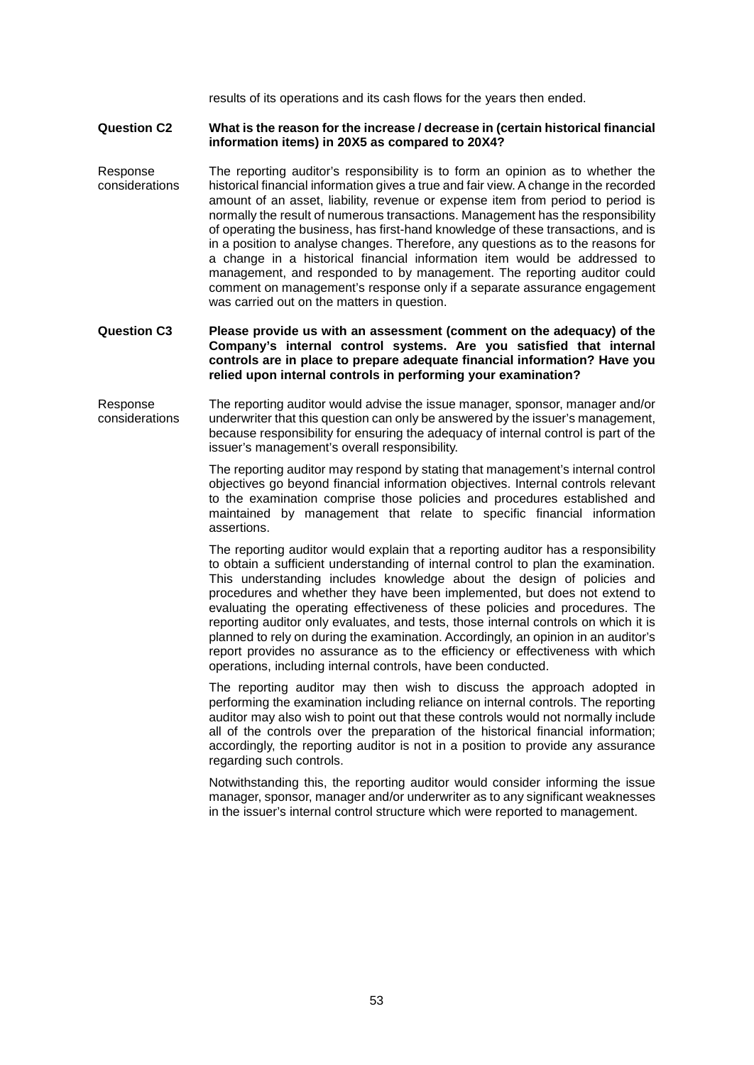results of its operations and its cash flows for the years then ended.

**Question C2** **What is the reason for the increase / decrease in (certain historical financial information items) in 20X5 as compared to 20X4?**

Response considerations

The reporting auditor's responsibility is to form an opinion as to whether the historical financial information gives a true and fair view. A change in the recorded amount of an asset, liability, revenue or expense item from period to period is normally the result of numerous transactions. Management has the responsibility of operating the business, has first-hand knowledge of these transactions, and is in a position to analyse changes. Therefore, any questions as to the reasons for a change in a historical financial information item would be addressed to management, and responded to by management. The reporting auditor could comment on management's response only if a separate assurance engagement was carried out on the matters in question.

**Question C3** **Please provide us with an assessment (comment on the adequacy) of the Company's internal control systems. Are you satisfied that internal controls are in place to prepare adequate financial information? Have you relied upon internal controls in performing your examination?**

Response considerations

The reporting auditor would advise the issue manager, sponsor, manager and/or underwriter that this question can only be answered by the issuer's management, because responsibility for ensuring the adequacy of internal control is part of the issuer's management's overall responsibility.

The reporting auditor may respond by stating that management's internal control objectives go beyond financial information objectives. Internal controls relevant to the examination comprise those policies and procedures established and maintained by management that relate to specific financial information assertions.

The reporting auditor would explain that a reporting auditor has a responsibility to obtain a sufficient understanding of internal control to plan the examination. This understanding includes knowledge about the design of policies and procedures and whether they have been implemented, but does not extend to evaluating the operating effectiveness of these policies and procedures. The reporting auditor only evaluates, and tests, those internal controls on which it is planned to rely on during the examination. Accordingly, an opinion in an auditor's report provides no assurance as to the efficiency or effectiveness with which operations, including internal controls, have been conducted.

The reporting auditor may then wish to discuss the approach adopted in performing the examination including reliance on internal controls. The reporting auditor may also wish to point out that these controls would not normally include all of the controls over the preparation of the historical financial information; accordingly, the reporting auditor is not in a position to provide any assurance regarding such controls.

Notwithstanding this, the reporting auditor would consider informing the issue manager, sponsor, manager and/or underwriter as to any significant weaknesses in the issuer's internal control structure which were reported to management.